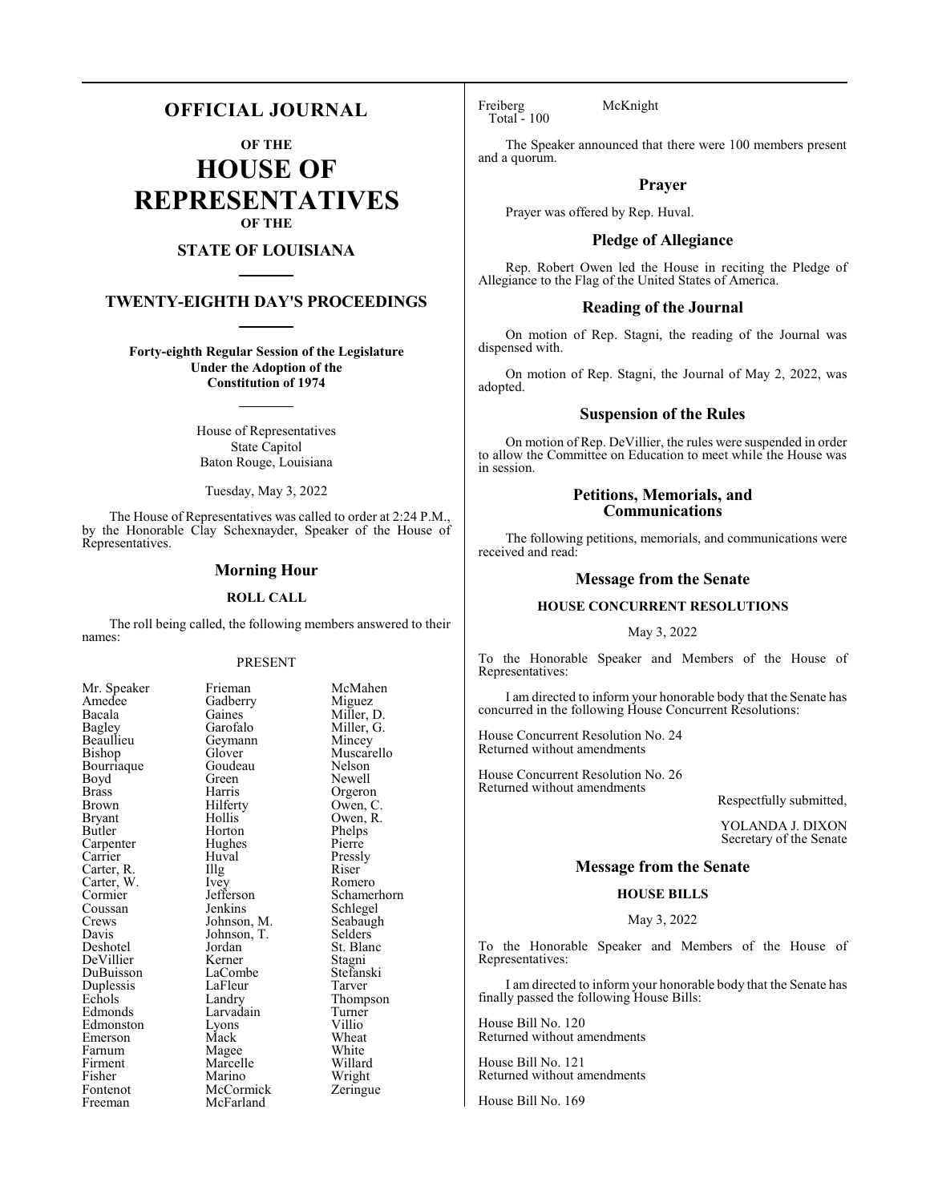# OFFICIAL JOURNAL

## OF THE

# HOUSE OF REPRESENTATIVES

## OF THE

## STATE OF LOUISIANA

## TWENTY-EIGHTH DAY'S PROCEEDINGS

**Forty-eighth Regular Session of the Legislature Under the Adoption of the Constitution of 1974**

House of Representatives
State Capitol
Baton Rouge, Louisiana

Tuesday, May 3, 2022

The House of Representatives was called to order at 2:24 P.M., by the Honorable Clay Schexnayder, Speaker of the House of Representatives.

## Morning Hour

### ROLL CALL

The roll being called, the following members answered to their names:

PRESENT

| | | |
|---|---|---|
| Mr. Speaker | Frieman | McMahen |
| Amedee | Gadberry | Miguez |
| Bacala | Gaines | Miller, D. |
| Bagley | Garofalo | Miller, G. |
| Beaullieu | Geymann | Mincey |
| Bishop | Glover | Muscarello |
| Bourriaque | Goudeau | Nelson |
| Boyd | Green | Newell |
| Brass | Harris | Orgeron |
| Brown | Hilferty | Owen, C. |
| Bryant | Hollis | Owen, R. |
| Butler | Horton | Phelps |
| Carpenter | Hughes | Pierre |
| Carrier | Huval | Pressly |
| Carter, R. | Illg | Riser |
| Carter, W. | Ivey | Romero |
| Cormier | Jefferson | Schamerhorn |
| Coussan | Jenkins | Schlegel |
| Crews | Johnson, M. | Seabaugh |
| Davis | Johnson, T. | Selders |
| Deshotel | Jordan | St. Blanc |
| DeVillier | Kerner | Stagni |
| DuBuisson | LaCombe | Stefanski |
| Duplessis | LaFleur | Tarver |
| Echols | Landry | Thompson |
| Edmonds | Larvadain | Turner |
| Edmonston | Lyons | Villio |
| Emerson | Mack | Wheat |
| Farnum | Magee | White |
| Firment | Marcelle | Willard |
| Fisher | Marino | Wright |
| Fontenot | McCormick | Zeringue |
| Freeman | McFarland | |
| Freiberg | McKnight | |

Total - 100

The Speaker announced that there were 100 members present and a quorum.

## Prayer

Prayer was offered by Rep. Huval.

## Pledge of Allegiance

Rep. Robert Owen led the House in reciting the Pledge of Allegiance to the Flag of the United States of America.

## Reading of the Journal

On motion of Rep. Stagni, the reading of the Journal was dispensed with.

On motion of Rep. Stagni, the Journal of May 2, 2022, was adopted.

## Suspension of the Rules

On motion of Rep. DeVillier, the rules were suspended in order to allow the Committee on Education to meet while the House was in session.

## Petitions, Memorials, and Communications

The following petitions, memorials, and communications were received and read:

## Message from the Senate

### HOUSE CONCURRENT RESOLUTIONS

May 3, 2022

To the Honorable Speaker and Members of the House of Representatives:

I am directed to inform your honorable body that the Senate has concurred in the following House Concurrent Resolutions:

House Concurrent Resolution No. 24
Returned without amendments

House Concurrent Resolution No. 26
Returned without amendments

Respectfully submitted,

YOLANDA J. DIXON
Secretary of the Senate

## Message from the Senate

### HOUSE BILLS

May 3, 2022

To the Honorable Speaker and Members of the House of Representatives:

I am directed to inform your honorable body that the Senate has finally passed the following House Bills:

House Bill No. 120
Returned without amendments

House Bill No. 121
Returned without amendments

House Bill No. 169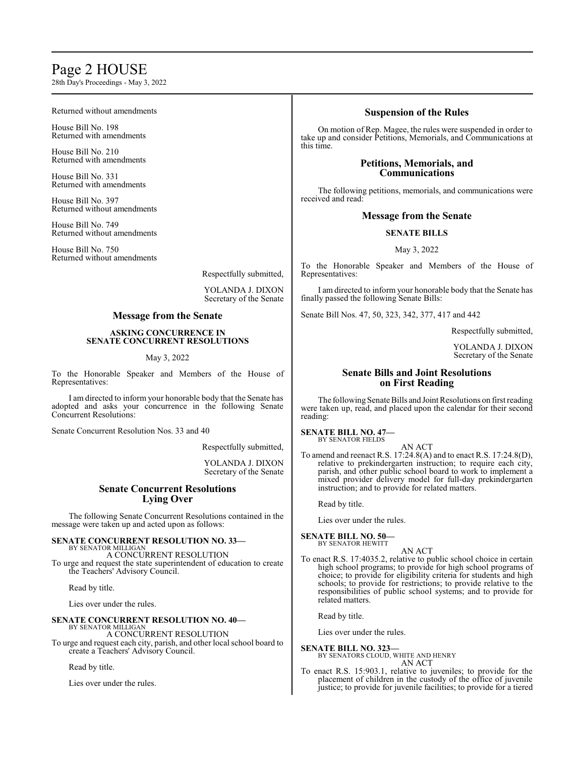Returned without amendments

House Bill No. 198
Returned with amendments

House Bill No. 210
Returned with amendments

House Bill No. 331
Returned with amendments

House Bill No. 397
Returned without amendments

House Bill No. 749
Returned without amendments

House Bill No. 750
Returned without amendments

Respectfully submitted,

YOLANDA J. DIXON
Secretary of the Senate

## Message from the Senate

### ASKING CONCURRENCE IN SENATE CONCURRENT RESOLUTIONS

May 3, 2022

To the Honorable Speaker and Members of the House of Representatives:

I am directed to inform your honorable body that the Senate has adopted and asks your concurrence in the following Senate Concurrent Resolutions:

Senate Concurrent Resolution Nos. 33 and 40

Respectfully submitted,

YOLANDA J. DIXON
Secretary of the Senate

## Senate Concurrent Resolutions Lying Over

The following Senate Concurrent Resolutions contained in the message were taken up and acted upon as follows:

**SENATE CONCURRENT RESOLUTION NO. 33—**
BY SENATOR MILLIGAN

A CONCURRENT RESOLUTION

To urge and request the state superintendent of education to create the Teachers' Advisory Council.

Read by title.

Lies over under the rules.

**SENATE CONCURRENT RESOLUTION NO. 40—**
BY SENATOR MILLIGAN

A CONCURRENT RESOLUTION

To urge and request each city, parish, and other local school board to create a Teachers' Advisory Council.

Read by title.

Lies over under the rules.

## Suspension of the Rules

On motion of Rep. Magee, the rules were suspended in order to take up and consider Petitions, Memorials, and Communications at this time.

## Petitions, Memorials, and Communications

The following petitions, memorials, and communications were received and read:

## Message from the Senate

### SENATE BILLS

May 3, 2022

To the Honorable Speaker and Members of the House of Representatives:

I am directed to inform your honorable body that the Senate has finally passed the following Senate Bills:

Senate Bill Nos. 47, 50, 323, 342, 377, 417 and 442

Respectfully submitted,

YOLANDA J. DIXON
Secretary of the Senate

## Senate Bills and Joint Resolutions on First Reading

The following Senate Bills and Joint Resolutions on first reading were taken up, read, and placed upon the calendar for their second reading:

**SENATE BILL NO. 47—**
BY SENATOR FIELDS

AN ACT

To amend and reenact R.S. 17:24.8(A) and to enact R.S. 17:24.8(D), relative to prekindergarten instruction; to require each city, parish, and other public school board to work to implement a mixed provider delivery model for full-day prekindergarten instruction; and to provide for related matters.

Read by title.

Lies over under the rules.

**SENATE BILL NO. 50—**
BY SENATOR HEWITT

AN ACT

To enact R.S. 17:4035.2, relative to public school choice in certain high school programs; to provide for high school programs of choice; to provide for eligibility criteria for students and high schools; to provide for restrictions; to provide relative to the responsibilities of public school systems; and to provide for related matters.

Read by title.

Lies over under the rules.

**SENATE BILL NO. 323—**
BY SENATORS CLOUD, WHITE AND HENRY

AN ACT

To enact R.S. 15:903.1, relative to juveniles; to provide for the placement of children in the custody of the office of juvenile justice; to provide for juvenile facilities; to provide for a tiered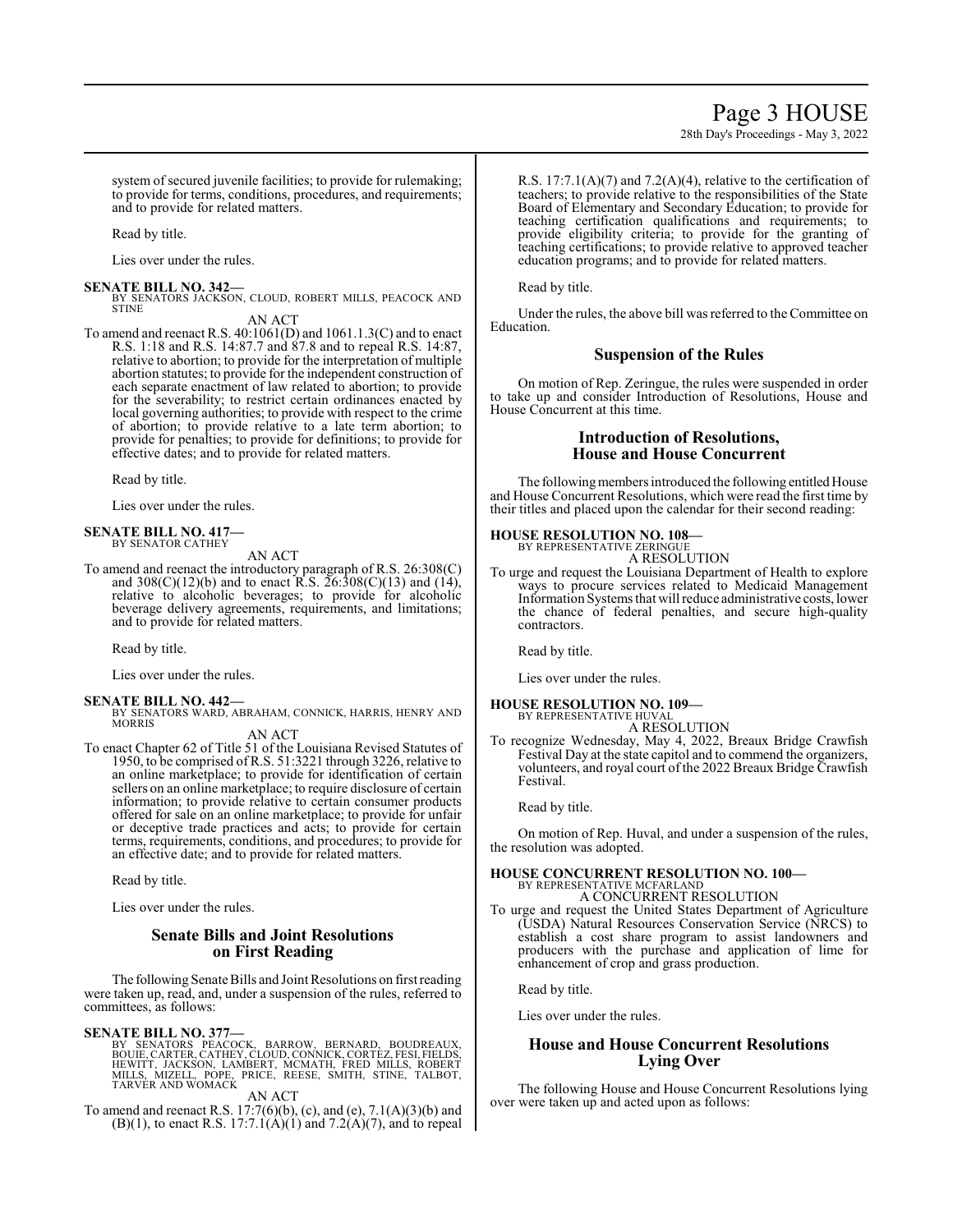system of secured juvenile facilities; to provide for rulemaking; to provide for terms, conditions, procedures, and requirements; and to provide for related matters.

Read by title.

Lies over under the rules.

**SENATE BILL NO. 342—**
BY SENATORS JACKSON, CLOUD, ROBERT MILLS, PEACOCK AND STINE

AN ACT

To amend and reenact R.S. 40:1061(D) and 1061.1.3(C) and to enact R.S. 1:18 and R.S. 14:87.7 and 87.8 and to repeal R.S. 14:87, relative to abortion; to provide for the interpretation of multiple abortion statutes; to provide for the independent construction of each separate enactment of law related to abortion; to provide for the severability; to restrict certain ordinances enacted by local governing authorities; to provide with respect to the crime of abortion; to provide relative to a late term abortion; to provide for penalties; to provide for definitions; to provide for effective dates; and to provide for related matters.

Read by title.

Lies over under the rules.

**SENATE BILL NO. 417—**
BY SENATOR CATHEY

AN ACT

To amend and reenact the introductory paragraph of R.S. 26:308(C) and 308(C)(12)(b) and to enact R.S. 26:308(C)(13) and (14), relative to alcoholic beverages; to provide for alcoholic beverage delivery agreements, requirements, and limitations; and to provide for related matters.

Read by title.

Lies over under the rules.

**SENATE BILL NO. 442—**
BY SENATORS WARD, ABRAHAM, CONNICK, HARRIS, HENRY AND MORRIS

AN ACT

To enact Chapter 62 of Title 51 of the Louisiana Revised Statutes of 1950, to be comprised of R.S. 51:3221 through 3226, relative to an online marketplace; to provide for identification of certain sellers on an online marketplace; to require disclosure of certain information; to provide relative to certain consumer products offered for sale on an online marketplace; to provide for unfair or deceptive trade practices and acts; to provide for certain terms, requirements, conditions, and procedures; to provide for an effective date; and to provide for related matters.

Read by title.

Lies over under the rules.

## Senate Bills and Joint Resolutions on First Reading

The following Senate Bills and Joint Resolutions on first reading were taken up, read, and, under a suspension of the rules, referred to committees, as follows:

**SENATE BILL NO. 377—**
BY SENATORS PEACOCK, BARROW, BERNARD, BOUDREAUX, BOUIE, CARTER, CATHEY, CLOUD, CONNICK, CORTEZ, FESI, FIELDS, HEWITT, JACKSON, LAMBERT, MCMATH, FRED MILLS, ROBERT MILLS, MIZELL, POPE, PRICE, REESE, SMITH, STINE, TALBOT, TARVER AND WOMACK

AN ACT

To amend and reenact R.S. 17:7(6)(b), (c), and (e), 7.1(A)(3)(b) and (B)(1), to enact R.S. 17:7.1(A)(1) and 7.2(A)(7), and to repeal R.S. 17:7.1(A)(7) and 7.2(A)(4), relative to the certification of teachers; to provide relative to the responsibilities of the State Board of Elementary and Secondary Education; to provide for teaching certification qualifications and requirements; to provide eligibility criteria; to provide for the granting of teaching certifications; to provide relative to approved teacher education programs; and to provide for related matters.

Read by title.

Under the rules, the above bill was referred to the Committee on Education.

## Suspension of the Rules

On motion of Rep. Zeringue, the rules were suspended in order to take up and consider Introduction of Resolutions, House and House Concurrent at this time.

## Introduction of Resolutions, House and House Concurrent

The following members introduced the following entitled House and House Concurrent Resolutions, which were read the first time by their titles and placed upon the calendar for their second reading:

**HOUSE RESOLUTION NO. 108—**
BY REPRESENTATIVE ZERINGUE

A RESOLUTION

To urge and request the Louisiana Department of Health to explore ways to procure services related to Medicaid Management Information Systems that will reduce administrative costs, lower the chance of federal penalties, and secure high-quality contractors.

Read by title.

Lies over under the rules.

**HOUSE RESOLUTION NO. 109—**
BY REPRESENTATIVE HUVAL

A RESOLUTION

To recognize Wednesday, May 4, 2022, Breaux Bridge Crawfish Festival Day at the state capitol and to commend the organizers, volunteers, and royal court of the 2022 Breaux Bridge Crawfish Festival.

Read by title.

On motion of Rep. Huval, and under a suspension of the rules, the resolution was adopted.

**HOUSE CONCURRENT RESOLUTION NO. 100—**
BY REPRESENTATIVE MCFARLAND

A CONCURRENT RESOLUTION

To urge and request the United States Department of Agriculture (USDA) Natural Resources Conservation Service (NRCS) to establish a cost share program to assist landowners and producers with the purchase and application of lime for enhancement of crop and grass production.

Read by title.

Lies over under the rules.

## House and House Concurrent Resolutions Lying Over

The following House and House Concurrent Resolutions lying over were taken up and acted upon as follows: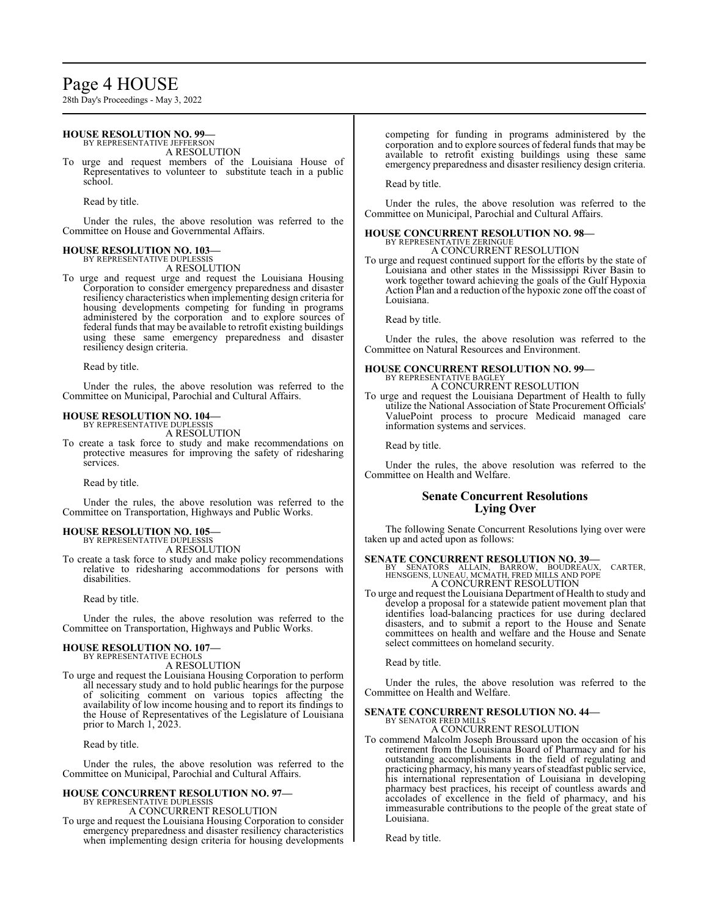**HOUSE RESOLUTION NO. 99—**
BY REPRESENTATIVE JEFFERSON
A RESOLUTION

To urge and request members of the Louisiana House of Representatives to volunteer to substitute teach in a public school.

Read by title.

Under the rules, the above resolution was referred to the Committee on House and Governmental Affairs.

**HOUSE RESOLUTION NO. 103—**
BY REPRESENTATIVE DUPLESSIS
A RESOLUTION

To urge and request urge and request the Louisiana Housing Corporation to consider emergency preparedness and disaster resiliency characteristics when implementing design criteria for housing developments competing for funding in programs administered by the corporation and to explore sources of federal funds that may be available to retrofit existing buildings using these same emergency preparedness and disaster resiliency design criteria.

Read by title.

Under the rules, the above resolution was referred to the Committee on Municipal, Parochial and Cultural Affairs.

**HOUSE RESOLUTION NO. 104—**
BY REPRESENTATIVE DUPLESSIS
A RESOLUTION

To create a task force to study and make recommendations on protective measures for improving the safety of ridesharing services.

Read by title.

Under the rules, the above resolution was referred to the Committee on Transportation, Highways and Public Works.

**HOUSE RESOLUTION NO. 105—**
BY REPRESENTATIVE DUPLESSIS
A RESOLUTION

To create a task force to study and make policy recommendations relative to ridesharing accommodations for persons with disabilities.

Read by title.

Under the rules, the above resolution was referred to the Committee on Transportation, Highways and Public Works.

**HOUSE RESOLUTION NO. 107—**
BY REPRESENTATIVE ECHOLS
A RESOLUTION

To urge and request the Louisiana Housing Corporation to perform all necessary study and to hold public hearings for the purpose of soliciting comment on various topics affecting the availability of low income housing and to report its findings to the House of Representatives of the Legislature of Louisiana prior to March 1, 2023.

Read by title.

Under the rules, the above resolution was referred to the Committee on Municipal, Parochial and Cultural Affairs.

**HOUSE CONCURRENT RESOLUTION NO. 97—**
BY REPRESENTATIVE DUPLESSIS
A CONCURRENT RESOLUTION

To urge and request the Louisiana Housing Corporation to consider emergency preparedness and disaster resiliency characteristics when implementing design criteria for housing developments competing for funding in programs administered by the corporation and to explore sources of federal funds that may be available to retrofit existing buildings using these same emergency preparedness and disaster resiliency design criteria.

Read by title.

Under the rules, the above resolution was referred to the Committee on Municipal, Parochial and Cultural Affairs.

**HOUSE CONCURRENT RESOLUTION NO. 98—**
BY REPRESENTATIVE ZERINGUE
A CONCURRENT RESOLUTION

To urge and request continued support for the efforts by the state of Louisiana and other states in the Mississippi River Basin to work together toward achieving the goals of the Gulf Hypoxia Action Plan and a reduction of the hypoxic zone off the coast of Louisiana.

Read by title.

Under the rules, the above resolution was referred to the Committee on Natural Resources and Environment.

**HOUSE CONCURRENT RESOLUTION NO. 99—**
BY REPRESENTATIVE BAGLEY
A CONCURRENT RESOLUTION

To urge and request the Louisiana Department of Health to fully utilize the National Association of State Procurement Officials' ValuePoint process to procure Medicaid managed care information systems and services.

Read by title.

Under the rules, the above resolution was referred to the Committee on Health and Welfare.

## Senate Concurrent Resolutions Lying Over

The following Senate Concurrent Resolutions lying over were taken up and acted upon as follows:

**SENATE CONCURRENT RESOLUTION NO. 39—**
BY SENATORS ALLAIN, BARROW, BOUDREAUX, CARTER, HENSGENS, LUNEAU, MCMATH, FRED MILLS AND POPE
A CONCURRENT RESOLUTION

To urge and request the Louisiana Department of Health to study and develop a proposal for a statewide patient movement plan that identifies load-balancing practices for use during declared disasters, and to submit a report to the House and Senate committees on health and welfare and the House and Senate select committees on homeland security.

Read by title.

Under the rules, the above resolution was referred to the Committee on Health and Welfare.

**SENATE CONCURRENT RESOLUTION NO. 44—**
BY SENATOR FRED MILLS
A CONCURRENT RESOLUTION

To commend Malcolm Joseph Broussard upon the occasion of his retirement from the Louisiana Board of Pharmacy and for his outstanding accomplishments in the field of regulating and practicing pharmacy, his many years of steadfast public service, his international representation of Louisiana in developing pharmacy best practices, his receipt of countless awards and accolades of excellence in the field of pharmacy, and his immeasurable contributions to the people of the great state of Louisiana.

Read by title.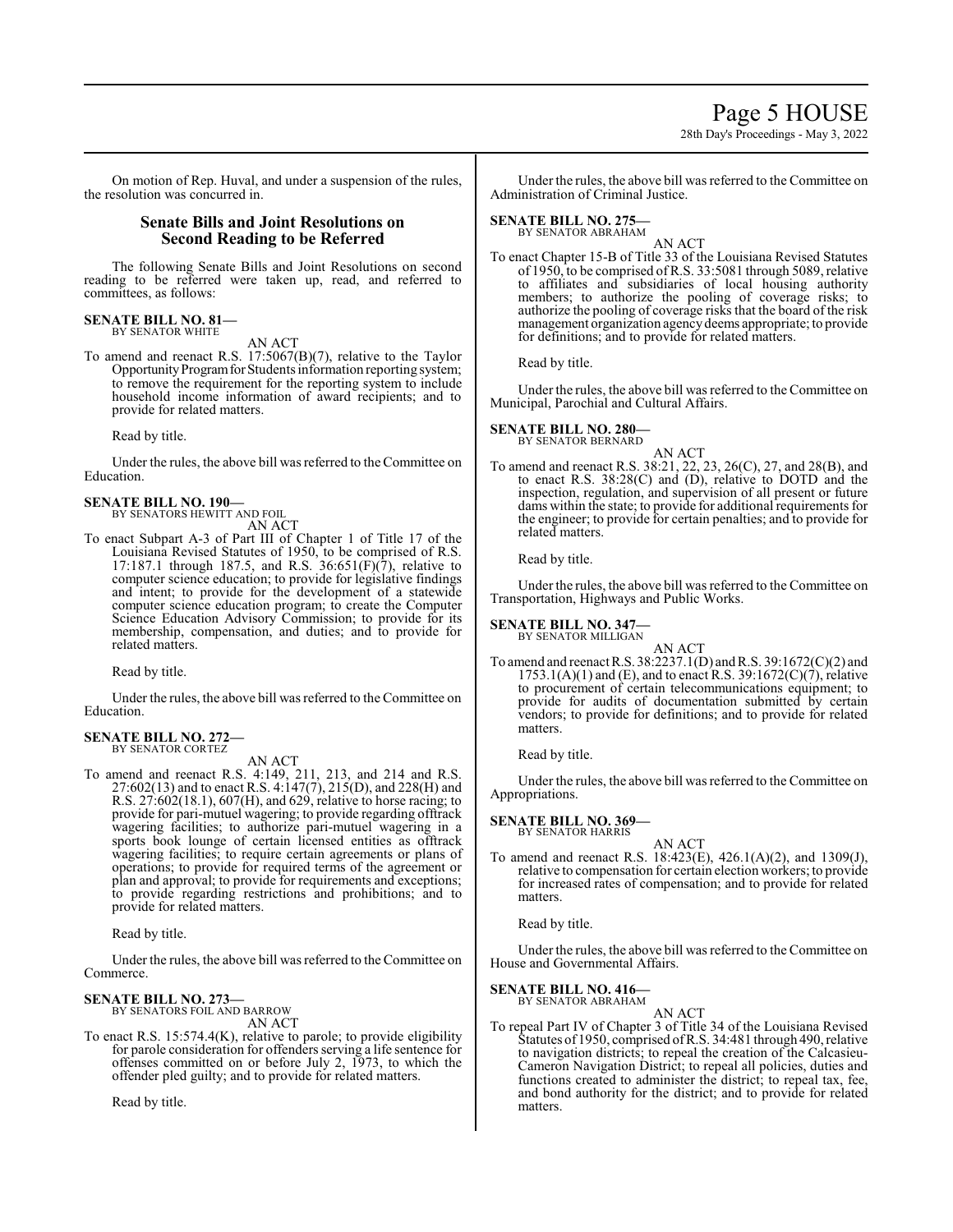On motion of Rep. Huval, and under a suspension of the rules, the resolution was concurred in.

## Senate Bills and Joint Resolutions on Second Reading to be Referred

The following Senate Bills and Joint Resolutions on second reading to be referred were taken up, read, and referred to committees, as follows:

**SENATE BILL NO. 81—**
BY SENATOR WHITE

AN ACT

To amend and reenact R.S. 17:5067(B)(7), relative to the Taylor Opportunity Program for Students information reporting system; to remove the requirement for the reporting system to include household income information of award recipients; and to provide for related matters.

Read by title.

Under the rules, the above bill was referred to the Committee on Education.

**SENATE BILL NO. 190—**
BY SENATORS HEWITT AND FOIL

AN ACT

To enact Subpart A-3 of Part III of Chapter 1 of Title 17 of the Louisiana Revised Statutes of 1950, to be comprised of R.S. 17:187.1 through 187.5, and R.S. 36:651(F)(7), relative to computer science education; to provide for legislative findings and intent; to provide for the development of a statewide computer science education program; to create the Computer Science Education Advisory Commission; to provide for its membership, compensation, and duties; and to provide for related matters.

Read by title.

Under the rules, the above bill was referred to the Committee on Education.

**SENATE BILL NO. 272—**
BY SENATOR CORTEZ

AN ACT

To amend and reenact R.S. 4:149, 211, 213, and 214 and R.S. 27:602(13) and to enact R.S. 4:147(7), 215(D), and 228(H) and R.S. 27:602(18.1), 607(H), and 629, relative to horse racing; to provide for pari-mutuel wagering; to provide regarding offtrack wagering facilities; to authorize pari-mutuel wagering in a sports book lounge of certain licensed entities as offtrack wagering facilities; to require certain agreements or plans of operations; to provide for required terms of the agreement or plan and approval; to provide for requirements and exceptions; to provide regarding restrictions and prohibitions; and to provide for related matters.

Read by title.

Under the rules, the above bill was referred to the Committee on Commerce.

**SENATE BILL NO. 273—**
BY SENATORS FOIL AND BARROW

AN ACT

To enact R.S. 15:574.4(K), relative to parole; to provide eligibility for parole consideration for offenders serving a life sentence for offenses committed on or before July 2, 1973, to which the offender pled guilty; and to provide for related matters.

Read by title.

Under the rules, the above bill was referred to the Committee on Administration of Criminal Justice.

**SENATE BILL NO. 275—**
BY SENATOR ABRAHAM

AN ACT

To enact Chapter 15-B of Title 33 of the Louisiana Revised Statutes of 1950, to be comprised of R.S. 33:5081 through 5089, relative to affiliates and subsidiaries of local housing authority members; to authorize the pooling of coverage risks; to authorize the pooling of coverage risks that the board of the risk management organization agency deems appropriate; to provide for definitions; and to provide for related matters.

Read by title.

Under the rules, the above bill was referred to the Committee on Municipal, Parochial and Cultural Affairs.

**SENATE BILL NO. 280—**
BY SENATOR BERNARD

AN ACT

To amend and reenact R.S. 38:21, 22, 23, 26(C), 27, and 28(B), and to enact R.S. 38:28(C) and (D), relative to DOTD and the inspection, regulation, and supervision of all present or future dams within the state; to provide for additional requirements for the engineer; to provide for certain penalties; and to provide for related matters.

Read by title.

Under the rules, the above bill was referred to the Committee on Transportation, Highways and Public Works.

**SENATE BILL NO. 347—**
BY SENATOR MILLIGAN

AN ACT

To amend and reenact R.S. 38:2237.1(D) and R.S. 39:1672(C)(2) and 1753.1(A)(1) and (E), and to enact R.S. 39:1672(C)(7), relative to procurement of certain telecommunications equipment; to provide for audits of documentation submitted by certain vendors; to provide for definitions; and to provide for related matters.

Read by title.

Under the rules, the above bill was referred to the Committee on Appropriations.

**SENATE BILL NO. 369—**
BY SENATOR HARRIS

AN ACT

To amend and reenact R.S. 18:423(E), 426.1(A)(2), and 1309(J), relative to compensation for certain election workers; to provide for increased rates of compensation; and to provide for related matters.

Read by title.

Under the rules, the above bill was referred to the Committee on House and Governmental Affairs.

**SENATE BILL NO. 416—**
BY SENATOR ABRAHAM

AN ACT

To repeal Part IV of Chapter 3 of Title 34 of the Louisiana Revised Statutes of 1950, comprised of R.S. 34:481 through 490, relative to navigation districts; to repeal the creation of the Calcasieu-Cameron Navigation District; to repeal all policies, duties and functions created to administer the district; to repeal tax, fee, and bond authority for the district; and to provide for related matters.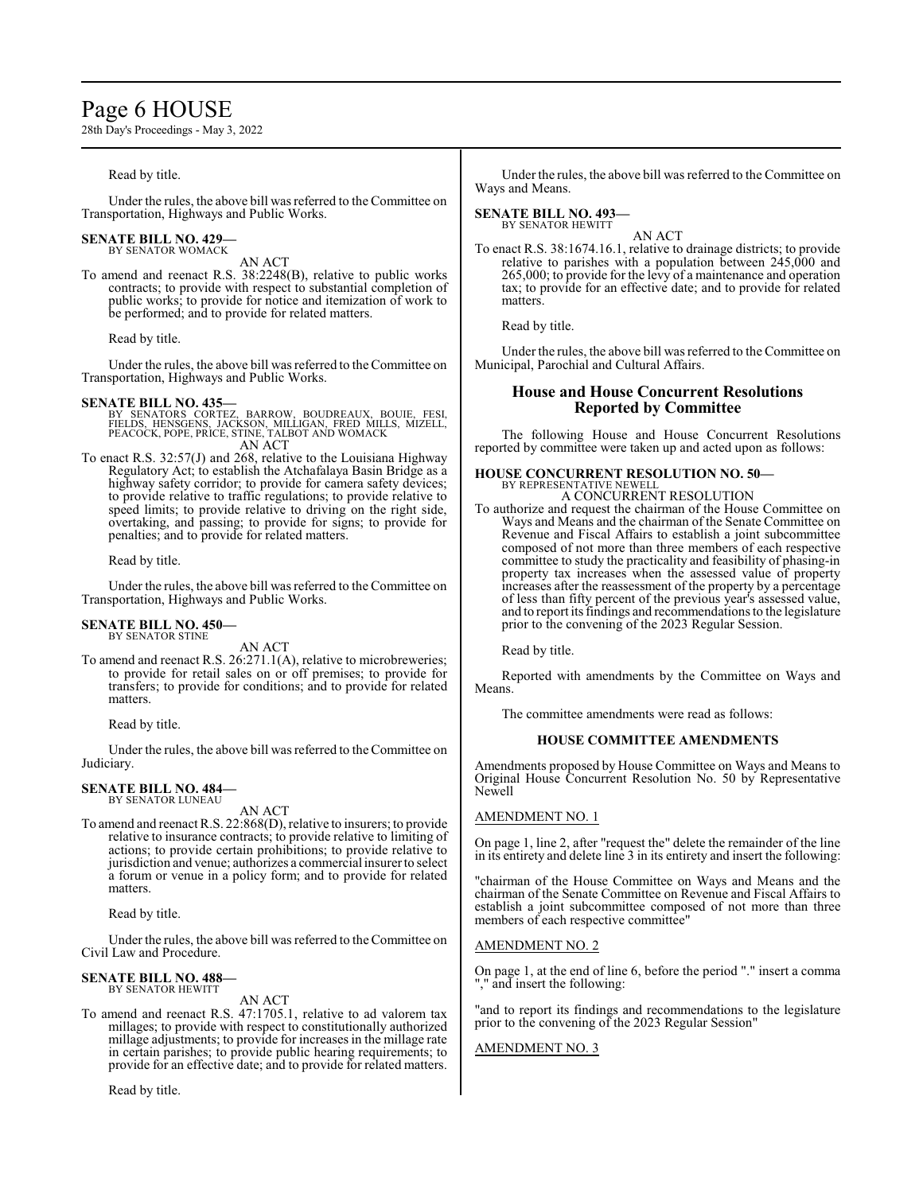Read by title.

Under the rules, the above bill was referred to the Committee on Transportation, Highways and Public Works.

**SENATE BILL NO. 429—**
BY SENATOR WOMACK

AN ACT

To amend and reenact R.S. 38:2248(B), relative to public works contracts; to provide with respect to substantial completion of public works; to provide for notice and itemization of work to be performed; and to provide for related matters.

Read by title.

Under the rules, the above bill was referred to the Committee on Transportation, Highways and Public Works.

**SENATE BILL NO. 435—**
BY SENATORS CORTEZ, BARROW, BOUDREAUX, BOUIE, FESI, FIELDS, HENSGENS, JACKSON, MILLIGAN, FRED MILLS, MIZELL, PEACOCK, POPE, PRICE, STINE, TALBOT AND WOMACK

AN ACT

To enact R.S. 32:57(J) and 268, relative to the Louisiana Highway Regulatory Act; to establish the Atchafalaya Basin Bridge as a highway safety corridor; to provide for camera safety devices; to provide relative to traffic regulations; to provide relative to speed limits; to provide relative to driving on the right side, overtaking, and passing; to provide for signs; to provide for penalties; and to provide for related matters.

Read by title.

Under the rules, the above bill was referred to the Committee on Transportation, Highways and Public Works.

**SENATE BILL NO. 450—**
BY SENATOR STINE

AN ACT

To amend and reenact R.S. 26:271.1(A), relative to microbreweries; to provide for retail sales on or off premises; to provide for transfers; to provide for conditions; and to provide for related matters.

Read by title.

Under the rules, the above bill was referred to the Committee on Judiciary.

**SENATE BILL NO. 484—**
BY SENATOR LUNEAU

AN ACT

To amend and reenact R.S. 22:868(D), relative to insurers; to provide relative to insurance contracts; to provide relative to limiting of actions; to provide certain prohibitions; to provide relative to jurisdiction and venue; authorizes a commercial insurer to select a forum or venue in a policy form; and to provide for related matters.

Read by title.

Under the rules, the above bill was referred to the Committee on Civil Law and Procedure.

**SENATE BILL NO. 488—**
BY SENATOR HEWITT

AN ACT

To amend and reenact R.S. 47:1705.1, relative to ad valorem tax millages; to provide with respect to constitutionally authorized millage adjustments; to provide for increases in the millage rate in certain parishes; to provide public hearing requirements; to provide for an effective date; and to provide for related matters.

Read by title.

Under the rules, the above bill was referred to the Committee on Ways and Means.

**SENATE BILL NO. 493—**
BY SENATOR HEWITT

AN ACT

To enact R.S. 38:1674.16.1, relative to drainage districts; to provide relative to parishes with a population between 245,000 and 265,000; to provide for the levy of a maintenance and operation tax; to provide for an effective date; and to provide for related matters.

Read by title.

Under the rules, the above bill was referred to the Committee on Municipal, Parochial and Cultural Affairs.

## House and House Concurrent Resolutions Reported by Committee

The following House and House Concurrent Resolutions reported by committee were taken up and acted upon as follows:

**HOUSE CONCURRENT RESOLUTION NO. 50—**
BY REPRESENTATIVE NEWELL

A CONCURRENT RESOLUTION

To authorize and request the chairman of the House Committee on Ways and Means and the chairman of the Senate Committee on Revenue and Fiscal Affairs to establish a joint subcommittee composed of not more than three members of each respective committee to study the practicality and feasibility of phasing-in property tax increases when the assessed value of property increases after the reassessment of the property by a percentage of less than fifty percent of the previous year's assessed value, and to report its findings and recommendations to the legislature prior to the convening of the 2023 Regular Session.

Read by title.

Reported with amendments by the Committee on Ways and Means.

The committee amendments were read as follows:

### HOUSE COMMITTEE AMENDMENTS

Amendments proposed by House Committee on Ways and Means to Original House Concurrent Resolution No. 50 by Representative Newell

AMENDMENT NO. 1

On page 1, line 2, after "request the" delete the remainder of the line in its entirety and delete line 3 in its entirety and insert the following:

"chairman of the House Committee on Ways and Means and the chairman of the Senate Committee on Revenue and Fiscal Affairs to establish a joint subcommittee composed of not more than three members of each respective committee"

AMENDMENT NO. 2

On page 1, at the end of line 6, before the period "." insert a comma "," and insert the following:

"and to report its findings and recommendations to the legislature prior to the convening of the 2023 Regular Session"

AMENDMENT NO. 3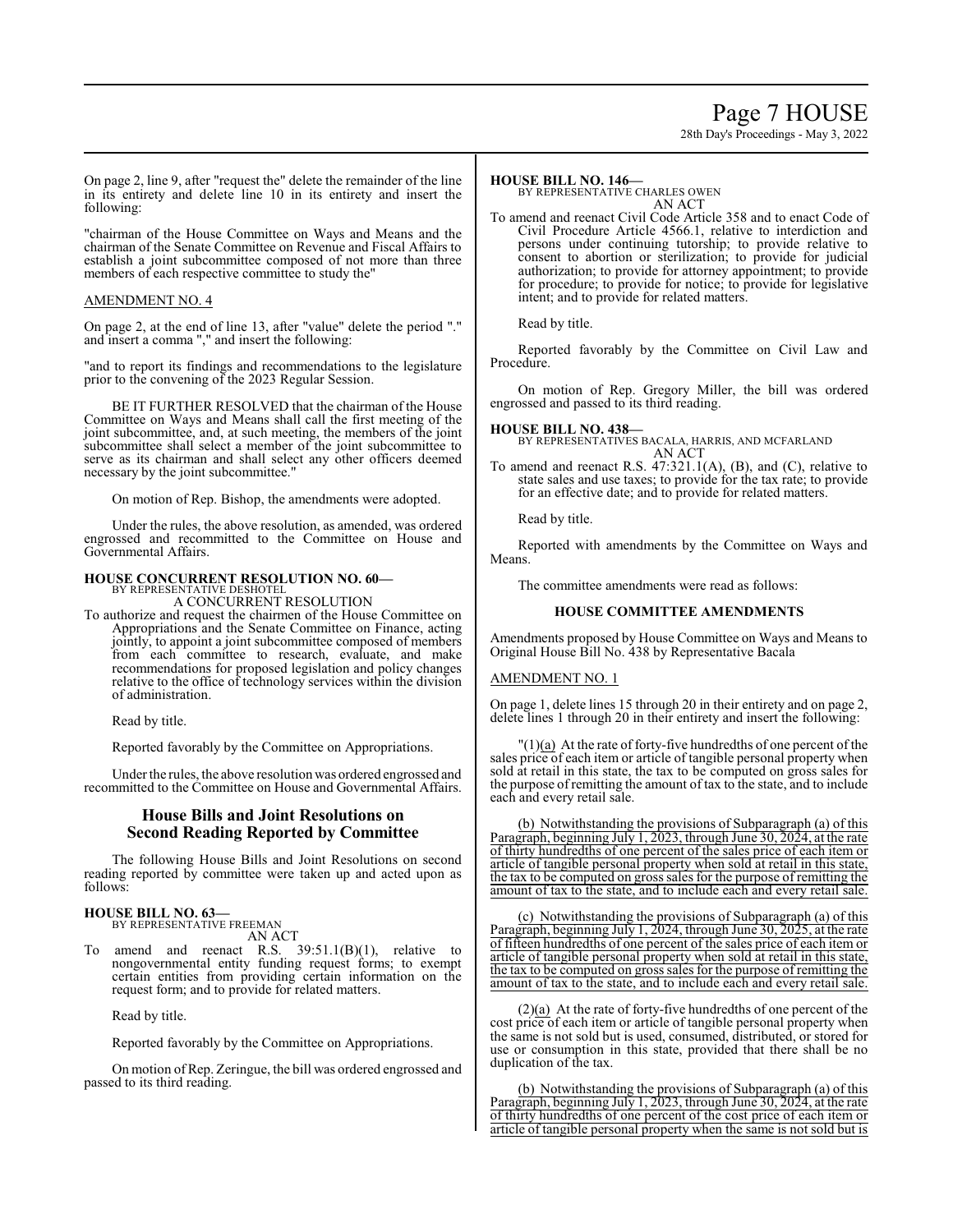On page 2, line 9, after "request the" delete the remainder of the line in its entirety and delete line 10 in its entirety and insert the following:

"chairman of the House Committee on Ways and Means and the chairman of the Senate Committee on Revenue and Fiscal Affairs to establish a joint subcommittee composed of not more than three members of each respective committee to study the"

AMENDMENT NO. 4

On page 2, at the end of line 13, after "value" delete the period "." and insert a comma "," and insert the following:

"and to report its findings and recommendations to the legislature prior to the convening of the 2023 Regular Session.

BE IT FURTHER RESOLVED that the chairman of the House Committee on Ways and Means shall call the first meeting of the joint subcommittee, and, at such meeting, the members of the joint subcommittee shall select a member of the joint subcommittee to serve as its chairman and shall select any other officers deemed necessary by the joint subcommittee."

On motion of Rep. Bishop, the amendments were adopted.

Under the rules, the above resolution, as amended, was ordered engrossed and recommitted to the Committee on House and Governmental Affairs.

**HOUSE CONCURRENT RESOLUTION NO. 60—**
BY REPRESENTATIVE DESHOTEL
A CONCURRENT RESOLUTION
To authorize and request the chairmen of the House Committee on Appropriations and the Senate Committee on Finance, acting jointly, to appoint a joint subcommittee composed of members from each committee to research, evaluate, and make recommendations for proposed legislation and policy changes relative to the office of technology services within the division of administration.

Read by title.

Reported favorably by the Committee on Appropriations.

Under the rules, the above resolution was ordered engrossed and recommitted to the Committee on House and Governmental Affairs.

## House Bills and Joint Resolutions on Second Reading Reported by Committee

The following House Bills and Joint Resolutions on second reading reported by committee were taken up and acted upon as follows:

**HOUSE BILL NO. 63—**
BY REPRESENTATIVE FREEMAN
AN ACT
To amend and reenact R.S. 39:51.1(B)(1), relative to nongovernmental entity funding request forms; to exempt certain entities from providing certain information on the request form; and to provide for related matters.

Read by title.

Reported favorably by the Committee on Appropriations.

On motion of Rep. Zeringue, the bill was ordered engrossed and passed to its third reading.

**HOUSE BILL NO. 146—**
BY REPRESENTATIVE CHARLES OWEN
AN ACT
To amend and reenact Civil Code Article 358 and to enact Code of Civil Procedure Article 4566.1, relative to interdiction and persons under continuing tutorship; to provide relative to consent to abortion or sterilization; to provide for judicial authorization; to provide for attorney appointment; to provide for procedure; to provide for notice; to provide for legislative intent; and to provide for related matters.

Read by title.

Reported favorably by the Committee on Civil Law and Procedure.

On motion of Rep. Gregory Miller, the bill was ordered engrossed and passed to its third reading.

**HOUSE BILL NO. 438—**
BY REPRESENTATIVES BACALA, HARRIS, AND MCFARLAND
AN ACT
To amend and reenact R.S. 47:321.1(A), (B), and (C), relative to state sales and use taxes; to provide for the tax rate; to provide for an effective date; and to provide for related matters.

Read by title.

Reported with amendments by the Committee on Ways and Means.

The committee amendments were read as follows:

### HOUSE COMMITTEE AMENDMENTS

Amendments proposed by House Committee on Ways and Means to Original House Bill No. 438 by Representative Bacala

AMENDMENT NO. 1

On page 1, delete lines 15 through 20 in their entirety and on page 2, delete lines 1 through 20 in their entirety and insert the following:

"(1)(a) At the rate of forty-five hundredths of one percent of the sales price of each item or article of tangible personal property when sold at retail in this state, the tax to be computed on gross sales for the purpose of remitting the amount of tax to the state, and to include each and every retail sale.

(b) Notwithstanding the provisions of Subparagraph (a) of this Paragraph, beginning July 1, 2023, through June 30, 2024, at the rate of thirty hundredths of one percent of the sales price of each item or article of tangible personal property when sold at retail in this state, the tax to be computed on gross sales for the purpose of remitting the amount of tax to the state, and to include each and every retail sale.

(c) Notwithstanding the provisions of Subparagraph (a) of this Paragraph, beginning July 1, 2024, through June 30, 2025, at the rate of fifteen hundredths of one percent of the sales price of each item or article of tangible personal property when sold at retail in this state, the tax to be computed on gross sales for the purpose of remitting the amount of tax to the state, and to include each and every retail sale.

(2)(a) At the rate of forty-five hundredths of one percent of the cost price of each item or article of tangible personal property when the same is not sold but is used, consumed, distributed, or stored for use or consumption in this state, provided that there shall be no duplication of the tax.

(b) Notwithstanding the provisions of Subparagraph (a) of this Paragraph, beginning July 1, 2023, through June 30, 2024, at the rate of thirty hundredths of one percent of the cost price of each item or article of tangible personal property when the same is not sold but is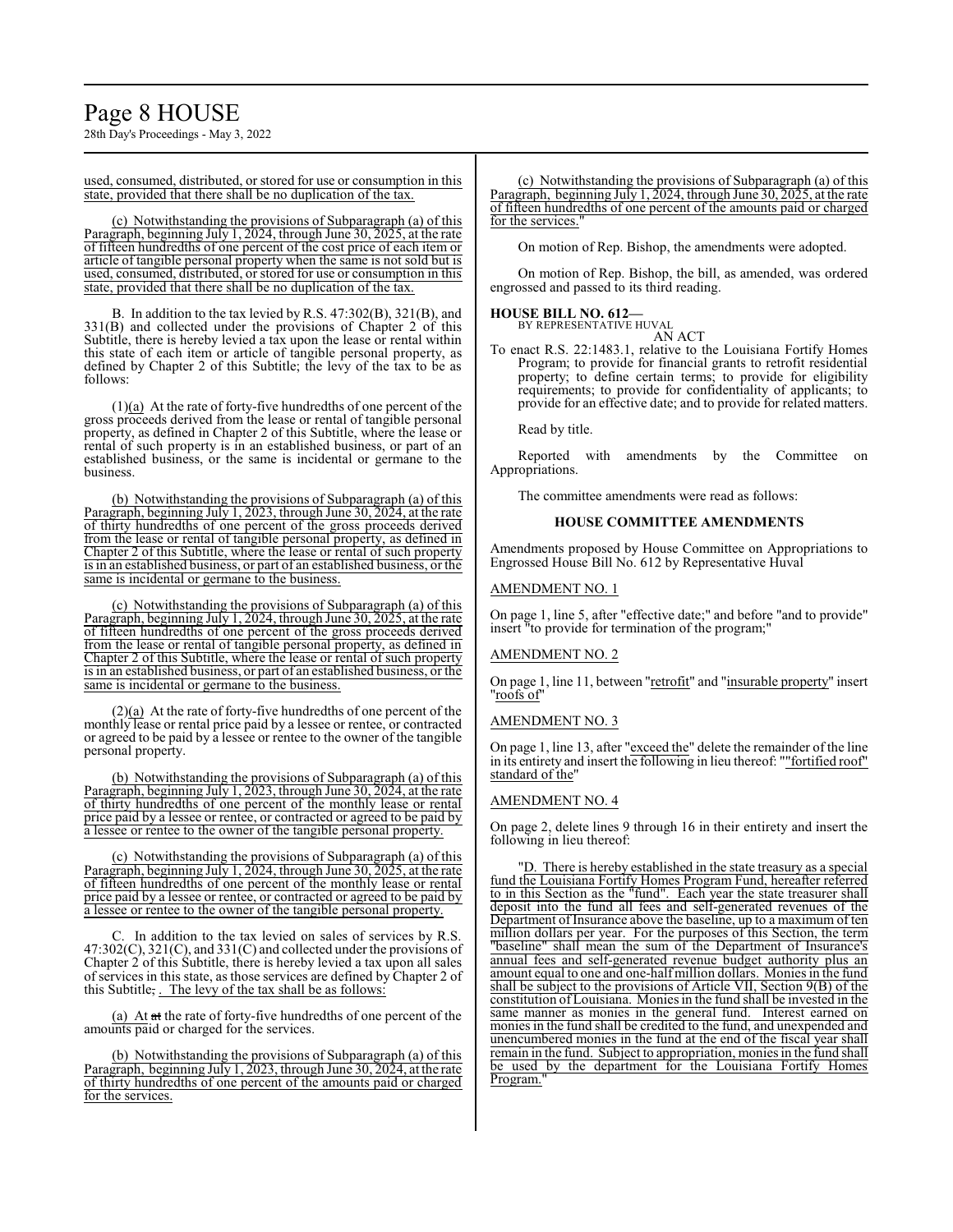used, consumed, distributed, or stored for use or consumption in this state, provided that there shall be no duplication of the tax.

(c) Notwithstanding the provisions of Subparagraph (a) of this Paragraph, beginning July 1, 2024, through June 30, 2025, at the rate of fifteen hundredths of one percent of the cost price of each item or article of tangible personal property when the same is not sold but is used, consumed, distributed, or stored for use or consumption in this state, provided that there shall be no duplication of the tax.

B. In addition to the tax levied by R.S. 47:302(B), 321(B), and 331(B) and collected under the provisions of Chapter 2 of this Subtitle, there is hereby levied a tax upon the lease or rental within this state of each item or article of tangible personal property, as defined by Chapter 2 of this Subtitle; the levy of the tax to be as follows:

(1)(a) At the rate of forty-five hundredths of one percent of the gross proceeds derived from the lease or rental of tangible personal property, as defined in Chapter 2 of this Subtitle, where the lease or rental of such property is in an established business, or part of an established business, or the same is incidental or germane to the business.

(b) Notwithstanding the provisions of Subparagraph (a) of this Paragraph, beginning July 1, 2023, through June 30, 2024, at the rate of thirty hundredths of one percent of the gross proceeds derived from the lease or rental of tangible personal property, as defined in Chapter 2 of this Subtitle, where the lease or rental of such property is in an established business, or part of an established business, or the same is incidental or germane to the business.

(c) Notwithstanding the provisions of Subparagraph (a) of this Paragraph, beginning July 1, 2024, through June 30, 2025, at the rate of fifteen hundredths of one percent of the gross proceeds derived from the lease or rental of tangible personal property, as defined in Chapter 2 of this Subtitle, where the lease or rental of such property is in an established business, or part of an established business, or the same is incidental or germane to the business.

(2)(a) At the rate of forty-five hundredths of one percent of the monthly lease or rental price paid by a lessee or rentee, or contracted or agreed to be paid by a lessee or rentee to the owner of the tangible personal property.

(b) Notwithstanding the provisions of Subparagraph (a) of this Paragraph, beginning July 1, 2023, through June 30, 2024, at the rate of thirty hundredths of one percent of the monthly lease or rental price paid by a lessee or rentee, or contracted or agreed to be paid by a lessee or rentee to the owner of the tangible personal property.

(c) Notwithstanding the provisions of Subparagraph (a) of this Paragraph, beginning July 1, 2024, through June 30, 2025, at the rate of fifteen hundredths of one percent of the monthly lease or rental price paid by a lessee or rentee, or contracted or agreed to be paid by a lessee or rentee to the owner of the tangible personal property.

C. In addition to the tax levied on sales of services by R.S. 47:302(C), 321(C), and 331(C) and collected under the provisions of Chapter 2 of this Subtitle, there is hereby levied a tax upon all sales of services in this state, as those services are defined by Chapter 2 of this Subtitle, ~~,~~. The levy of the tax shall be as follows:

(a) At ~~at~~ the rate of forty-five hundredths of one percent of the amounts paid or charged for the services.

(b) Notwithstanding the provisions of Subparagraph (a) of this Paragraph, beginning July 1, 2023, through June 30, 2024, at the rate of thirty hundredths of one percent of the amounts paid or charged for the services.

(c) Notwithstanding the provisions of Subparagraph (a) of this Paragraph, beginning July 1, 2024, through June 30, 2025, at the rate of fifteen hundredths of one percent of the amounts paid or charged for the services."

On motion of Rep. Bishop, the amendments were adopted.

On motion of Rep. Bishop, the bill, as amended, was ordered engrossed and passed to its third reading.

**HOUSE BILL NO. 612—**
BY REPRESENTATIVE HUVAL
AN ACT

To enact R.S. 22:1483.1, relative to the Louisiana Fortify Homes Program; to provide for financial grants to retrofit residential property; to define certain terms; to provide for eligibility requirements; to provide for confidentiality of applicants; to provide for an effective date; and to provide for related matters.

Read by title.

Reported with amendments by the Committee on Appropriations.

The committee amendments were read as follows:

**HOUSE COMMITTEE AMENDMENTS**

Amendments proposed by House Committee on Appropriations to Engrossed House Bill No. 612 by Representative Huval

AMENDMENT NO. 1

On page 1, line 5, after "effective date;" and before "and to provide" insert "to provide for termination of the program;"

AMENDMENT NO. 2

On page 1, line 11, between "retrofit" and "insurable property" insert "roofs of"

AMENDMENT NO. 3

On page 1, line 13, after "exceed the" delete the remainder of the line in its entirety and insert the following in lieu thereof: ""fortified roof" standard of the"

AMENDMENT NO. 4

On page 2, delete lines 9 through 16 in their entirety and insert the following in lieu thereof:

"D. There is hereby established in the state treasury as a special fund the Louisiana Fortify Homes Program Fund, hereafter referred to in this Section as the "fund". Each year the state treasurer shall deposit into the fund all fees and self-generated revenues of the Department of Insurance above the baseline, up to a maximum of ten million dollars per year. For the purposes of this Section, the term "baseline" shall mean the sum of the Department of Insurance's annual fees and self-generated revenue budget authority plus an amount equal to one and one-half million dollars. Monies in the fund shall be subject to the provisions of Article VII, Section 9(B) of the constitution of Louisiana. Monies in the fund shall be invested in the same manner as monies in the general fund. Interest earned on monies in the fund shall be credited to the fund, and unexpended and unencumbered monies in the fund at the end of the fiscal year shall remain in the fund. Subject to appropriation, monies in the fund shall be used by the department for the Louisiana Fortify Homes Program."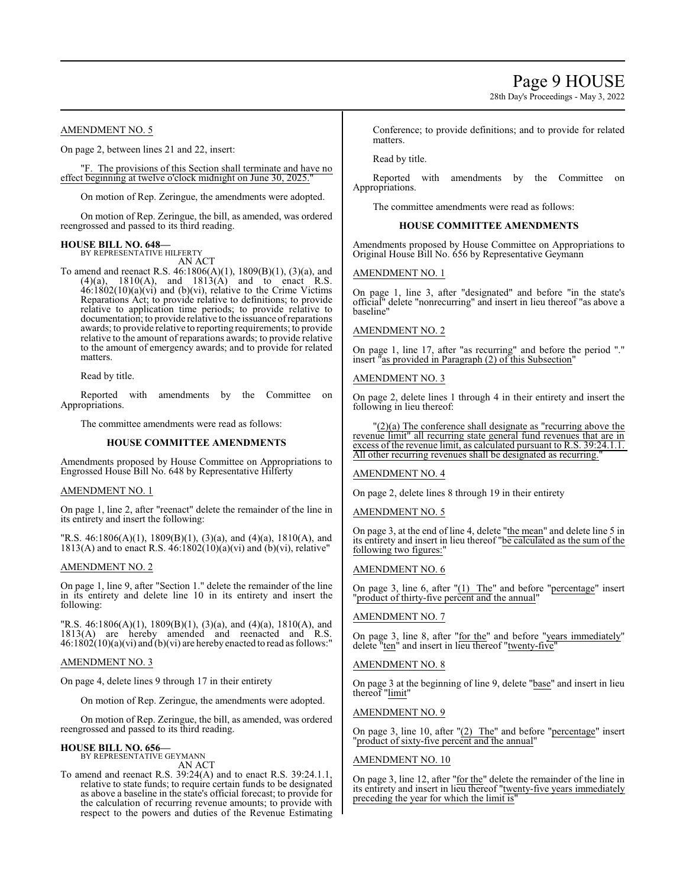AMENDMENT NO. 5

On page 2, between lines 21 and 22, insert:

"F. The provisions of this Section shall terminate and have no effect beginning at twelve o'clock midnight on June 30, 2025."

On motion of Rep. Zeringue, the amendments were adopted.

On motion of Rep. Zeringue, the bill, as amended, was ordered reengrossed and passed to its third reading.

**HOUSE BILL NO. 648—**
BY REPRESENTATIVE HILFERTY
AN ACT

To amend and reenact R.S. 46:1806(A)(1), 1809(B)(1), (3)(a), and (4)(a), 1810(A), and 1813(A) and to enact R.S. 46:1802(10)(a)(vi) and (b)(vi), relative to the Crime Victims Reparations Act; to provide relative to definitions; to provide relative to application time periods; to provide relative to documentation; to provide relative to the issuance of reparations awards; to provide relative to reporting requirements; to provide relative to the amount of reparations awards; to provide relative to the amount of emergency awards; and to provide for related matters.

Read by title.

Reported with amendments by the Committee on Appropriations.

The committee amendments were read as follows:

### HOUSE COMMITTEE AMENDMENTS

Amendments proposed by House Committee on Appropriations to Engrossed House Bill No. 648 by Representative Hilferty

AMENDMENT NO. 1

On page 1, line 2, after "reenact" delete the remainder of the line in its entirety and insert the following:

"R.S. 46:1806(A)(1), 1809(B)(1), (3)(a), and (4)(a), 1810(A), and 1813(A) and to enact R.S. 46:1802(10)(a)(vi) and (b)(vi), relative"

AMENDMENT NO. 2

On page 1, line 9, after "Section 1." delete the remainder of the line in its entirety and delete line 10 in its entirety and insert the following:

"R.S. 46:1806(A)(1), 1809(B)(1), (3)(a), and (4)(a), 1810(A), and 1813(A) are hereby amended and reenacted and R.S. 46:1802(10)(a)(vi) and (b)(vi) are hereby enacted to read as follows:"

AMENDMENT NO. 3

On page 4, delete lines 9 through 17 in their entirety

On motion of Rep. Zeringue, the amendments were adopted.

On motion of Rep. Zeringue, the bill, as amended, was ordered reengrossed and passed to its third reading.

**HOUSE BILL NO. 656—**
BY REPRESENTATIVE GEYMANN
AN ACT

To amend and reenact R.S. 39:24(A) and to enact R.S. 39:24.1.1, relative to state funds; to require certain funds to be designated as above a baseline in the state's official forecast; to provide for the calculation of recurring revenue amounts; to provide with respect to the powers and duties of the Revenue Estimating Conference; to provide definitions; and to provide for related matters.

Read by title.

Reported with amendments by the Committee on Appropriations.

The committee amendments were read as follows:

### HOUSE COMMITTEE AMENDMENTS

Amendments proposed by House Committee on Appropriations to Original House Bill No. 656 by Representative Geymann

AMENDMENT NO. 1

On page 1, line 3, after "designated" and before "in the state's official" delete "nonrecurring" and insert in lieu thereof "as above a baseline"

AMENDMENT NO. 2

On page 1, line 17, after "as recurring" and before the period "." insert "as provided in Paragraph (2) of this Subsection"

AMENDMENT NO. 3

On page 2, delete lines 1 through 4 in their entirety and insert the following in lieu thereof:

"(2)(a) The conference shall designate as "recurring above the revenue limit" all recurring state general fund revenues that are in excess of the revenue limit, as calculated pursuant to R.S. 39:24.1.1. All other recurring revenues shall be designated as recurring."

AMENDMENT NO. 4

On page 2, delete lines 8 through 19 in their entirety

AMENDMENT NO. 5

On page 3, at the end of line 4, delete "the mean" and delete line 5 in its entirety and insert in lieu thereof "be calculated as the sum of the following two figures:"

AMENDMENT NO. 6

On page 3, line 6, after "(1) The" and before "percentage" insert "product of thirty-five percent and the annual"

AMENDMENT NO. 7

On page 3, line 8, after "for the" and before "years immediately" delete "ten" and insert in lieu thereof "twenty-five"

AMENDMENT NO. 8

On page 3 at the beginning of line 9, delete "base" and insert in lieu thereof "limit"

AMENDMENT NO. 9

On page 3, line 10, after "(2) The" and before "percentage" insert "product of sixty-five percent and the annual"

AMENDMENT NO. 10

On page 3, line 12, after "for the" delete the remainder of the line in its entirety and insert in lieu thereof "twenty-five years immediately preceding the year for which the limit is"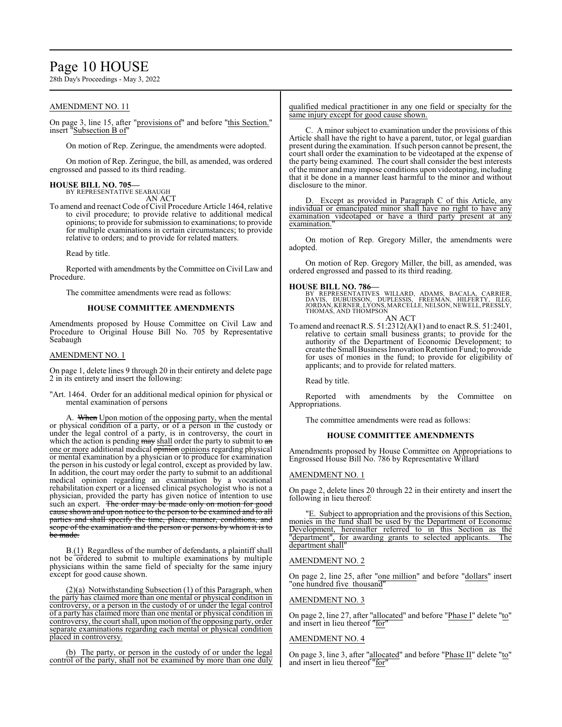AMENDMENT NO. 11

On page 3, line 15, after "provisions of" and before "this Section." insert "Subsection B of"

On motion of Rep. Zeringue, the amendments were adopted.

On motion of Rep. Zeringue, the bill, as amended, was ordered engrossed and passed to its third reading.

**HOUSE BILL NO. 705—**
BY REPRESENTATIVE SEABAUGH
AN ACT

To amend and reenact Code of Civil Procedure Article 1464, relative to civil procedure; to provide relative to additional medical opinions; to provide for submission to examinations; to provide for multiple examinations in certain circumstances; to provide relative to orders; and to provide for related matters.

Read by title.

Reported with amendments by the Committee on Civil Law and Procedure.

The committee amendments were read as follows:

**HOUSE COMMITTEE AMENDMENTS**

Amendments proposed by House Committee on Civil Law and Procedure to Original House Bill No. 705 by Representative Seabaugh

AMENDMENT NO. 1

On page 1, delete lines 9 through 20 in their entirety and delete page 2 in its entirety and insert the following:

"Art. 1464. Order for an additional medical opinion for physical or mental examination of persons

A. When Upon motion of the opposing party, when the mental or physical condition of a party, or of a person in the custody or under the legal control of a party, is in controversy, the court in which the action is pending may shall order the party to submit to an one or more additional medical opinion opinions regarding physical or mental examination by a physician or to produce for examination the person in his custody or legal control, except as provided by law. In addition, the court may order the party to submit to an additional medical opinion regarding an examination by a vocational rehabilitation expert or a licensed clinical psychologist who is not a physician, provided the party has given notice of intention to use such an expert. The order may be made only on motion for good cause shown and upon notice to the person to be examined and to all parties and shall specify the time, place, manner, conditions, and scope of the examination and the person or persons by whom it is to be made.

B.(1) Regardless of the number of defendants, a plaintiff shall not be ordered to submit to multiple examinations by multiple physicians within the same field of specialty for the same injury except for good cause shown.

(2)(a) Notwithstanding Subsection (1) of this Paragraph, when the party has claimed more than one mental or physical condition in controversy, or a person in the custody of or under the legal control of a party has claimed more than one mental or physical condition in controversy, the court shall, upon motion of the opposing party, order separate examinations regarding each mental or physical condition placed in controversy.

(b) The party, or person in the custody of or under the legal control of the party, shall not be examined by more than one duly qualified medical practitioner in any one field or specialty for the same injury except for good cause shown.

C. A minor subject to examination under the provisions of this Article shall have the right to have a parent, tutor, or legal guardian present during the examination. If such person cannot be present, the court shall order the examination to be videotaped at the expense of the party being examined. The court shall consider the best interests of the minor and may impose conditions upon videotaping, including that it be done in a manner least harmful to the minor and without disclosure to the minor.

D. Except as provided in Paragraph C of this Article, any individual or emancipated minor shall have no right to have any examination videotaped or have a third party present at any examination."

On motion of Rep. Gregory Miller, the amendments were adopted.

On motion of Rep. Gregory Miller, the bill, as amended, was ordered engrossed and passed to its third reading.

**HOUSE BILL NO. 786—**
BY REPRESENTATIVES WILLARD, ADAMS, BACALA, CARRIER, DAVIS, DUBUISSON, DUPLESSIS, FREEMAN, HILFERTY, ILLG, JORDAN, KERNER, LYONS, MARCELLE, NELSON, NEWELL, PRESSLY, THOMAS, AND THOMPSON
AN ACT

To amend and reenact R.S. 51:2312(A)(1) and to enact R.S. 51:2401, relative to certain small business grants; to provide for the authority of the Department of Economic Development; to create the Small Business Innovation Retention Fund; to provide for uses of monies in the fund; to provide for eligibility of applicants; and to provide for related matters.

Read by title.

Reported with amendments by the Committee on Appropriations.

The committee amendments were read as follows:

**HOUSE COMMITTEE AMENDMENTS**

Amendments proposed by House Committee on Appropriations to Engrossed House Bill No. 786 by Representative Willard

AMENDMENT NO. 1

On page 2, delete lines 20 through 22 in their entirety and insert the following in lieu thereof:

"E. Subject to appropriation and the provisions of this Section, monies in the fund shall be used by the Department of Economic Development, hereinafter referred to in this Section as the "department", for awarding grants to selected applicants. The department shall"

AMENDMENT NO. 2

On page 2, line 25, after "one million" and before "dollars" insert "one hundred five thousand"

AMENDMENT NO. 3

On page 2, line 27, after "allocated" and before "Phase I" delete "to" and insert in lieu thereof "for"

AMENDMENT NO. 4

On page 3, line 3, after "allocated" and before "Phase II" delete "to" and insert in lieu thereof "for"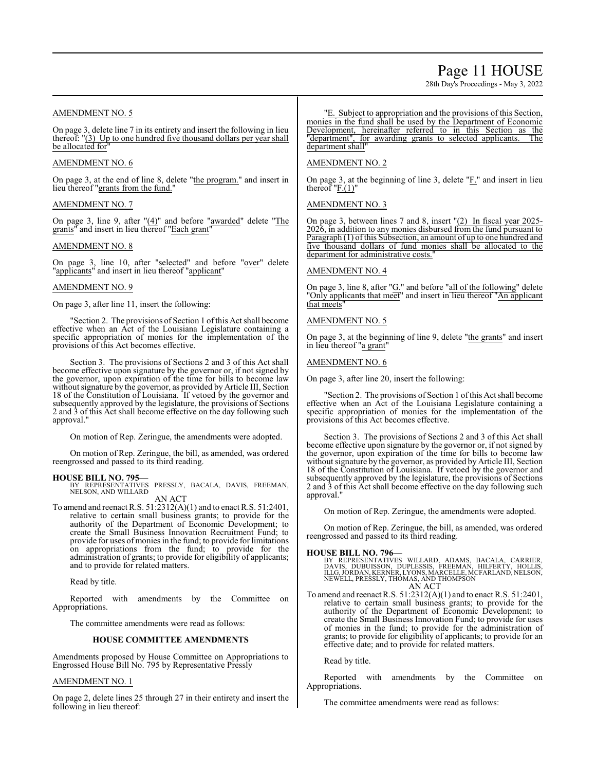AMENDMENT NO. 5

On page 3, delete line 7 in its entirety and insert the following in lieu thereof: "(3) Up to one hundred five thousand dollars per year shall be allocated for"

AMENDMENT NO. 6

On page 3, at the end of line 8, delete "the program." and insert in lieu thereof "grants from the fund."

AMENDMENT NO. 7

On page 3, line 9, after "(4)" and before "awarded" delete "The grants" and insert in lieu thereof "Each grant"

AMENDMENT NO. 8

On page 3, line 10, after "selected" and before "over" delete "applicants" and insert in lieu thereof "applicant"

AMENDMENT NO. 9

On page 3, after line 11, insert the following:

"Section 2. The provisions of Section 1 of this Act shall become effective when an Act of the Louisiana Legislature containing a specific appropriation of monies for the implementation of the provisions of this Act becomes effective.

Section 3. The provisions of Sections 2 and 3 of this Act shall become effective upon signature by the governor or, if not signed by the governor, upon expiration of the time for bills to become law without signature by the governor, as provided by Article III, Section 18 of the Constitution of Louisiana. If vetoed by the governor and subsequently approved by the legislature, the provisions of Sections 2 and 3 of this Act shall become effective on the day following such approval."

On motion of Rep. Zeringue, the amendments were adopted.

On motion of Rep. Zeringue, the bill, as amended, was ordered reengrossed and passed to its third reading.

**HOUSE BILL NO. 795—**
BY REPRESENTATIVES PRESSLY, BACALA, DAVIS, FREEMAN, NELSON, AND WILLARD

AN ACT

To amend and reenact R.S. 51:2312(A)(1) and to enact R.S. 51:2401, relative to certain small business grants; to provide for the authority of the Department of Economic Development; to create the Small Business Innovation Recruitment Fund; to provide for uses of monies in the fund; to provide for limitations on appropriations from the fund; to provide for the administration of grants; to provide for eligibility of applicants; and to provide for related matters.

Read by title.

Reported with amendments by the Committee on Appropriations.

The committee amendments were read as follows:

**HOUSE COMMITTEE AMENDMENTS**

Amendments proposed by House Committee on Appropriations to Engrossed House Bill No. 795 by Representative Pressly

AMENDMENT NO. 1

On page 2, delete lines 25 through 27 in their entirety and insert the following in lieu thereof:

"E. Subject to appropriation and the provisions of this Section, monies in the fund shall be used by the Department of Economic Development, hereinafter referred to in this Section as the "department", for awarding grants to selected applicants. The department shall"

AMENDMENT NO. 2

On page 3, at the beginning of line 3, delete "F." and insert in lieu thereof "F.(1)"

AMENDMENT NO. 3

On page 3, between lines 7 and 8, insert "(2) In fiscal year 2025-2026, in addition to any monies disbursed from the fund pursuant to Paragraph (1) of this Subsection, an amount of up to one hundred and five thousand dollars of fund monies shall be allocated to the department for administrative costs."

AMENDMENT NO. 4

On page 3, line 8, after "G." and before "all of the following" delete "Only applicants that meet" and insert in lieu thereof "An applicant that meets"

AMENDMENT NO. 5

On page 3, at the beginning of line 9, delete "the grants" and insert in lieu thereof "a grant"

AMENDMENT NO. 6

On page 3, after line 20, insert the following:

"Section 2. The provisions of Section 1 of this Act shall become effective when an Act of the Louisiana Legislature containing a specific appropriation of monies for the implementation of the provisions of this Act becomes effective.

Section 3. The provisions of Sections 2 and 3 of this Act shall become effective upon signature by the governor or, if not signed by the governor, upon expiration of the time for bills to become law without signature by the governor, as provided by Article III, Section 18 of the Constitution of Louisiana. If vetoed by the governor and subsequently approved by the legislature, the provisions of Sections 2 and 3 of this Act shall become effective on the day following such approval."

On motion of Rep. Zeringue, the amendments were adopted.

On motion of Rep. Zeringue, the bill, as amended, was ordered reengrossed and passed to its third reading.

**HOUSE BILL NO. 796—**
BY REPRESENTATIVES WILLARD, ADAMS, BACALA, CARRIER, DAVIS, DUBUISSON, DUPLESSIS, FREEMAN, HILFERTY, HOLLIS, ILLG, JORDAN, KERNER, LYONS, MARCELLE, MCFARLAND, NELSON, NEWELL, PRESSLY, THOMAS, AND THOMPSON

AN ACT

To amend and reenact R.S. 51:2312(A)(1) and to enact R.S. 51:2401, relative to certain small business grants; to provide for the authority of the Department of Economic Development; to create the Small Business Innovation Fund; to provide for uses of monies in the fund; to provide for the administration of grants; to provide for eligibility of applicants; to provide for an effective date; and to provide for related matters.

Read by title.

Reported with amendments by the Committee on Appropriations.

The committee amendments were read as follows: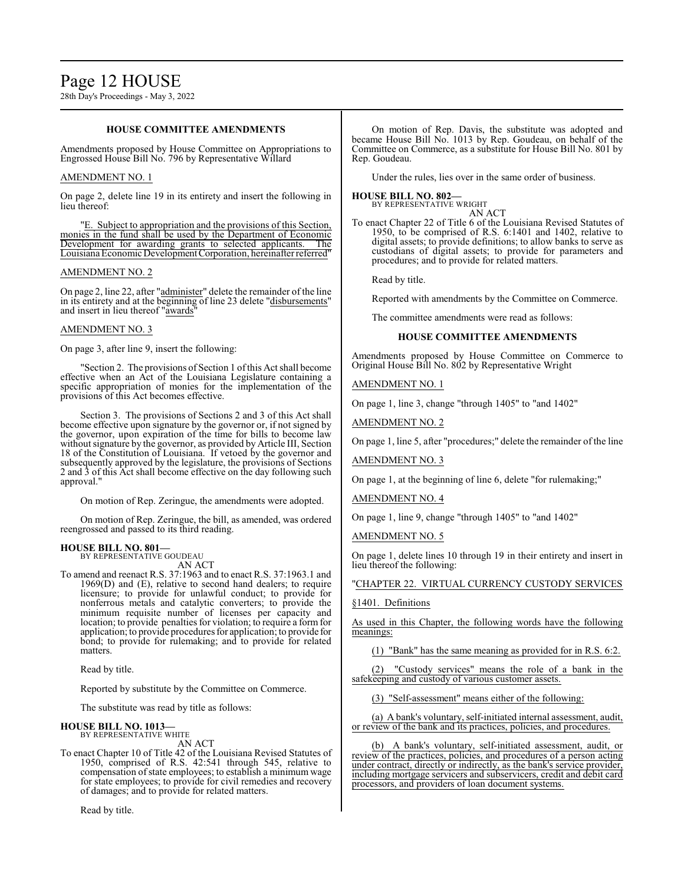### HOUSE COMMITTEE AMENDMENTS

Amendments proposed by House Committee on Appropriations to Engrossed House Bill No. 796 by Representative Willard

AMENDMENT NO. 1

On page 2, delete line 19 in its entirety and insert the following in lieu thereof:

"E. Subject to appropriation and the provisions of this Section, monies in the fund shall be used by the Department of Economic Development for awarding grants to selected applicants. The Louisiana Economic Development Corporation, hereinafter referred"

AMENDMENT NO. 2

On page 2, line 22, after "administer" delete the remainder of the line in its entirety and at the beginning of line 23 delete "disbursements" and insert in lieu thereof "awards"

AMENDMENT NO. 3

On page 3, after line 9, insert the following:

"Section 2. The provisions of Section 1 of this Act shall become effective when an Act of the Louisiana Legislature containing a specific appropriation of monies for the implementation of the provisions of this Act becomes effective.

Section 3. The provisions of Sections 2 and 3 of this Act shall become effective upon signature by the governor or, if not signed by the governor, upon expiration of the time for bills to become law without signature by the governor, as provided by Article III, Section 18 of the Constitution of Louisiana. If vetoed by the governor and subsequently approved by the legislature, the provisions of Sections 2 and 3 of this Act shall become effective on the day following such approval."

On motion of Rep. Zeringue, the amendments were adopted.

On motion of Rep. Zeringue, the bill, as amended, was ordered reengrossed and passed to its third reading.

**HOUSE BILL NO. 801—**
BY REPRESENTATIVE GOUDEAU
AN ACT

To amend and reenact R.S. 37:1963 and to enact R.S. 37:1963.1 and 1969(D) and (E), relative to second hand dealers; to require licensure; to provide for unlawful conduct; to provide for nonferrous metals and catalytic converters; to provide the minimum requisite number of licenses per capacity and location; to provide penalties for violation; to require a form for application; to provide procedures for application; to provide for bond; to provide for rulemaking; and to provide for related matters.

Read by title.

Reported by substitute by the Committee on Commerce.

The substitute was read by title as follows:

**HOUSE BILL NO. 1013—**
BY REPRESENTATIVE WHITE
AN ACT

To enact Chapter 10 of Title 42 of the Louisiana Revised Statutes of 1950, comprised of R.S. 42:541 through 545, relative to compensation of state employees; to establish a minimum wage for state employees; to provide for civil remedies and recovery of damages; and to provide for related matters.

Read by title.

On motion of Rep. Davis, the substitute was adopted and became House Bill No. 1013 by Rep. Goudeau, on behalf of the Committee on Commerce, as a substitute for House Bill No. 801 by Rep. Goudeau.

Under the rules, lies over in the same order of business.

**HOUSE BILL NO. 802—**
BY REPRESENTATIVE WRIGHT
AN ACT

To enact Chapter 22 of Title 6 of the Louisiana Revised Statutes of 1950, to be comprised of R.S. 6:1401 and 1402, relative to digital assets; to provide definitions; to allow banks to serve as custodians of digital assets; to provide for parameters and procedures; and to provide for related matters.

Read by title.

Reported with amendments by the Committee on Commerce.

The committee amendments were read as follows:

### HOUSE COMMITTEE AMENDMENTS

Amendments proposed by House Committee on Commerce to Original House Bill No. 802 by Representative Wright

AMENDMENT NO. 1

On page 1, line 3, change "through 1405" to "and 1402"

AMENDMENT NO. 2

On page 1, line 5, after "procedures;" delete the remainder of the line

AMENDMENT NO. 3

On page 1, at the beginning of line 6, delete "for rulemaking;"

AMENDMENT NO. 4

On page 1, line 9, change "through 1405" to "and 1402"

AMENDMENT NO. 5

On page 1, delete lines 10 through 19 in their entirety and insert in lieu thereof the following:

"CHAPTER 22. VIRTUAL CURRENCY CUSTODY SERVICES

§1401. Definitions

As used in this Chapter, the following words have the following meanings:

(1) "Bank" has the same meaning as provided for in R.S. 6:2.

(2) "Custody services" means the role of a bank in the safekeeping and custody of various customer assets.

(3) "Self-assessment" means either of the following:

(a) A bank's voluntary, self-initiated internal assessment, audit, or review of the bank and its practices, policies, and procedures.

(b) A bank's voluntary, self-initiated assessment, audit, or review of the practices, policies, and procedures of a person acting under contract, directly or indirectly, as the bank's service provider, including mortgage servicers and subservicers, credit and debit card processors, and providers of loan document systems.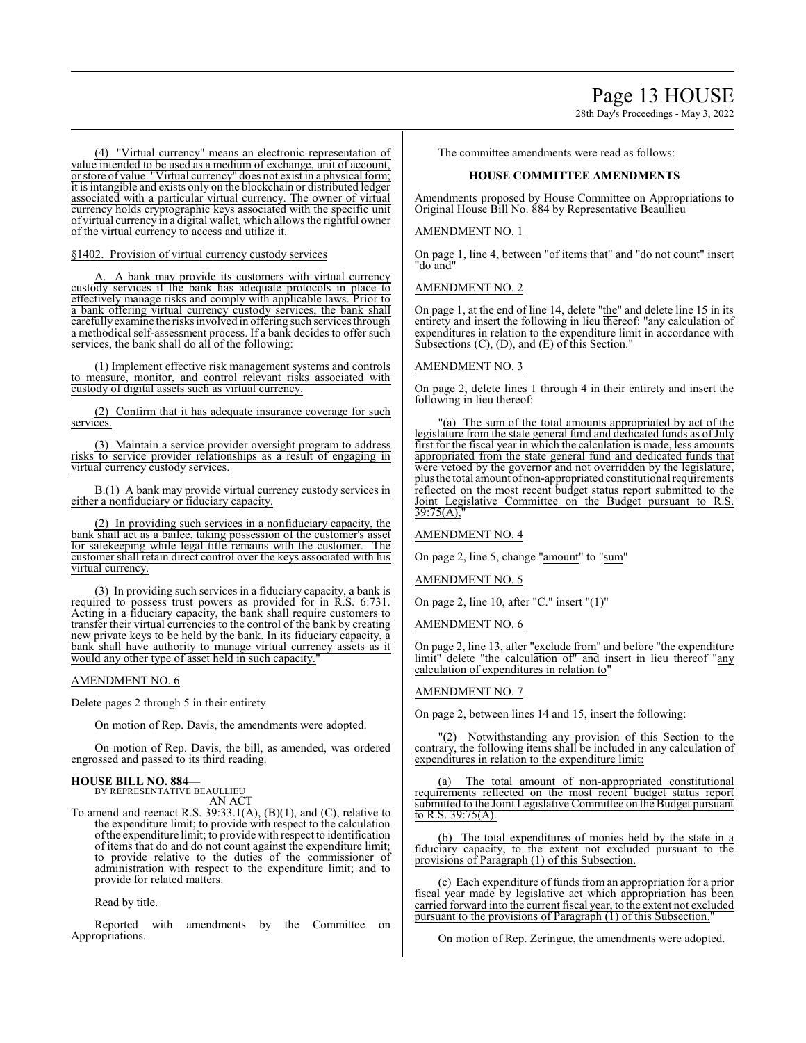(4) "Virtual currency" means an electronic representation of value intended to be used as a medium of exchange, unit of account, or store of value. "Virtual currency" does not exist in a physical form; it is intangible and exists only on the blockchain or distributed ledger associated with a particular virtual currency. The owner of virtual currency holds cryptographic keys associated with the specific unit of virtual currency in a digital wallet, which allows the rightful owner of the virtual currency to access and utilize it.

§1402. Provision of virtual currency custody services

A. A bank may provide its customers with virtual currency custody services if the bank has adequate protocols in place to effectively manage risks and comply with applicable laws. Prior to a bank offering virtual currency custody services, the bank shall carefully examine the risks involved in offering such services through a methodical self-assessment process. If a bank decides to offer such services, the bank shall do all of the following:

(1) Implement effective risk management systems and controls to measure, monitor, and control relevant risks associated with custody of digital assets such as virtual currency.

(2) Confirm that it has adequate insurance coverage for such services.

(3) Maintain a service provider oversight program to address risks to service provider relationships as a result of engaging in virtual currency custody services.

B.(1) A bank may provide virtual currency custody services in either a nonfiduciary or fiduciary capacity.

(2) In providing such services in a nonfiduciary capacity, the bank shall act as a bailee, taking possession of the customer's asset for safekeeping while legal title remains with the customer. The customer shall retain direct control over the keys associated with his virtual currency.

(3) In providing such services in a fiduciary capacity, a bank is required to possess trust powers as provided for in R.S. 6:731. Acting in a fiduciary capacity, the bank shall require customers to transfer their virtual currencies to the control of the bank by creating new private keys to be held by the bank. In its fiduciary capacity, a bank shall have authority to manage virtual currency assets as it would any other type of asset held in such capacity."

AMENDMENT NO. 6

Delete pages 2 through 5 in their entirety

On motion of Rep. Davis, the amendments were adopted.

On motion of Rep. Davis, the bill, as amended, was ordered engrossed and passed to its third reading.

**HOUSE BILL NO. 884—**
BY REPRESENTATIVE BEAULLIEU

AN ACT

To amend and reenact R.S. 39:33.1(A), (B)(1), and (C), relative to the expenditure limit; to provide with respect to the calculation of the expenditure limit; to provide with respect to identification of items that do and do not count against the expenditure limit; to provide relative to the duties of the commissioner of administration with respect to the expenditure limit; and to provide for related matters.

Read by title.

Reported with amendments by the Committee on Appropriations.

The committee amendments were read as follows:

**HOUSE COMMITTEE AMENDMENTS**

Amendments proposed by House Committee on Appropriations to Original House Bill No. 884 by Representative Beaullieu

AMENDMENT NO. 1

On page 1, line 4, between "of items that" and "do not count" insert "do and"

AMENDMENT NO. 2

On page 1, at the end of line 14, delete "the" and delete line 15 in its entirety and insert the following in lieu thereof: "any calculation of expenditures in relation to the expenditure limit in accordance with Subsections (C), (D), and (E) of this Section."

AMENDMENT NO. 3

On page 2, delete lines 1 through 4 in their entirety and insert the following in lieu thereof:

"(a) The sum of the total amounts appropriated by act of the legislature from the state general fund and dedicated funds as of July first for the fiscal year in which the calculation is made, less amounts appropriated from the state general fund and dedicated funds that were vetoed by the governor and not overridden by the legislature, plus the total amount of non-appropriated constitutional requirements reflected on the most recent budget status report submitted to the Joint Legislative Committee on the Budget pursuant to R.S. 39:75(A),"

AMENDMENT NO. 4

On page 2, line 5, change "amount" to "sum"

AMENDMENT NO. 5

On page 2, line 10, after "C." insert "(1)"

AMENDMENT NO. 6

On page 2, line 13, after "exclude from" and before "the expenditure limit" delete "the calculation of" and insert in lieu thereof "any calculation of expenditures in relation to"

AMENDMENT NO. 7

On page 2, between lines 14 and 15, insert the following:

"(2) Notwithstanding any provision of this Section to the contrary, the following items shall be included in any calculation of expenditures in relation to the expenditure limit:

(a) The total amount of non-appropriated constitutional requirements reflected on the most recent budget status report submitted to the Joint Legislative Committee on the Budget pursuant to R.S. 39:75(A).

(b) The total expenditures of monies held by the state in a fiduciary capacity, to the extent not excluded pursuant to the provisions of Paragraph (1) of this Subsection.

(c) Each expenditure of funds from an appropriation for a prior fiscal year made by legislative act which appropriation has been carried forward into the current fiscal year, to the extent not excluded pursuant to the provisions of Paragraph (1) of this Subsection."

On motion of Rep. Zeringue, the amendments were adopted.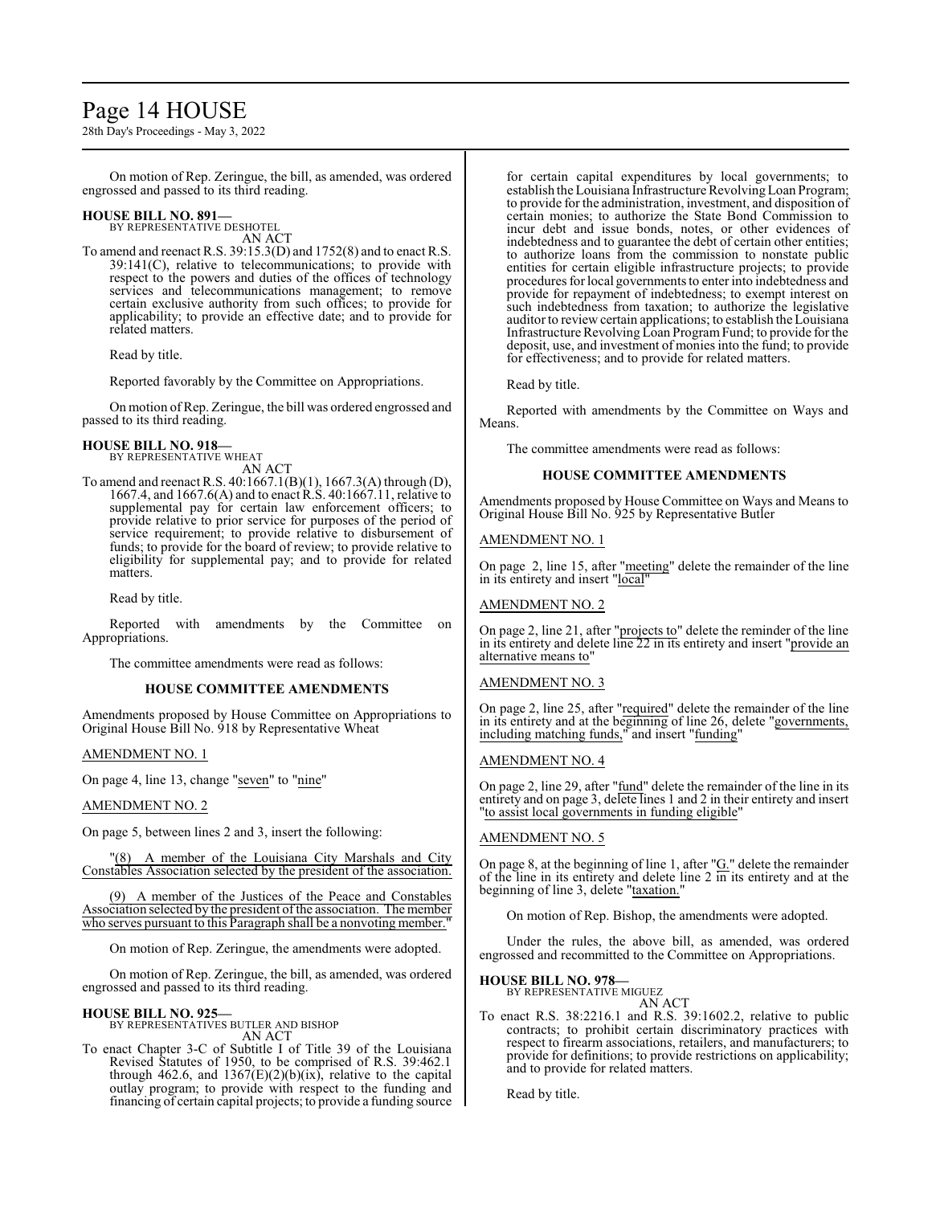On motion of Rep. Zeringue, the bill, as amended, was ordered engrossed and passed to its third reading.

**HOUSE BILL NO. 891—**
BY REPRESENTATIVE DESHOTEL
AN ACT

To amend and reenact R.S. 39:15.3(D) and 1752(8) and to enact R.S. 39:141(C), relative to telecommunications; to provide with respect to the powers and duties of the offices of technology services and telecommunications management; to remove certain exclusive authority from such offices; to provide for applicability; to provide an effective date; and to provide for related matters.

Read by title.

Reported favorably by the Committee on Appropriations.

On motion of Rep. Zeringue, the bill was ordered engrossed and passed to its third reading.

**HOUSE BILL NO. 918—**
BY REPRESENTATIVE WHEAT
AN ACT

To amend and reenact R.S. 40:1667.1(B)(1), 1667.3(A) through (D), 1667.4, and 1667.6(A) and to enact R.S. 40:1667.11, relative to supplemental pay for certain law enforcement officers; to provide relative to prior service for purposes of the period of service requirement; to provide relative to disbursement of funds; to provide for the board of review; to provide relative to eligibility for supplemental pay; and to provide for related matters.

Read by title.

Reported with amendments by the Committee on Appropriations.

The committee amendments were read as follows:

### HOUSE COMMITTEE AMENDMENTS

Amendments proposed by House Committee on Appropriations to Original House Bill No. 918 by Representative Wheat

AMENDMENT NO. 1

On page 4, line 13, change "seven" to "nine"

AMENDMENT NO. 2

On page 5, between lines 2 and 3, insert the following:

"(8) A member of the Louisiana City Marshals and City Constables Association selected by the president of the association.

(9) A member of the Justices of the Peace and Constables Association selected by the president of the association. The member who serves pursuant to this Paragraph shall be a nonvoting member."

On motion of Rep. Zeringue, the amendments were adopted.

On motion of Rep. Zeringue, the bill, as amended, was ordered engrossed and passed to its third reading.

**HOUSE BILL NO. 925—**
BY REPRESENTATIVES BUTLER AND BISHOP
AN ACT

To enact Chapter 3-C of Subtitle I of Title 39 of the Louisiana Revised Statutes of 1950, to be comprised of R.S. 39:462.1 through 462.6, and 1367(E)(2)(b)(ix), relative to the capital outlay program; to provide with respect to the funding and financing of certain capital projects; to provide a funding source for certain capital expenditures by local governments; to establish the Louisiana Infrastructure Revolving Loan Program; to provide for the administration, investment, and disposition of certain monies; to authorize the State Bond Commission to incur debt and issue bonds, notes, or other evidences of indebtedness and to guarantee the debt of certain other entities; to authorize loans from the commission to nonstate public entities for certain eligible infrastructure projects; to provide procedures for local governments to enter into indebtedness and provide for repayment of indebtedness; to exempt interest on such indebtedness from taxation; to authorize the legislative auditor to review certain applications; to establish the Louisiana Infrastructure Revolving Loan Program Fund; to provide for the deposit, use, and investment of monies into the fund; to provide for effectiveness; and to provide for related matters.

Read by title.

Reported with amendments by the Committee on Ways and Means.

The committee amendments were read as follows:

### HOUSE COMMITTEE AMENDMENTS

Amendments proposed by House Committee on Ways and Means to Original House Bill No. 925 by Representative Butler

AMENDMENT NO. 1

On page 2, line 15, after "meeting" delete the remainder of the line in its entirety and insert "local"

AMENDMENT NO. 2

On page 2, line 21, after "projects to" delete the reminder of the line in its entirety and delete line 22 in its entirety and insert "provide an alternative means to"

AMENDMENT NO. 3

On page 2, line 25, after "required" delete the remainder of the line in its entirety and at the beginning of line 26, delete "governments, including matching funds," and insert "funding"

AMENDMENT NO. 4

On page 2, line 29, after "fund" delete the remainder of the line in its entirety and on page 3, delete lines 1 and 2 in their entirety and insert "to assist local governments in funding eligible"

AMENDMENT NO. 5

On page 8, at the beginning of line 1, after "G." delete the remainder of the line in its entirety and delete line 2 in its entirety and at the beginning of line 3, delete "taxation."

On motion of Rep. Bishop, the amendments were adopted.

Under the rules, the above bill, as amended, was ordered engrossed and recommitted to the Committee on Appropriations.

**HOUSE BILL NO. 978—**
BY REPRESENTATIVE MIGUEZ
AN ACT

To enact R.S. 38:2216.1 and R.S. 39:1602.2, relative to public contracts; to prohibit certain discriminatory practices with respect to firearm associations, retailers, and manufacturers; to provide for definitions; to provide restrictions on applicability; and to provide for related matters.

Read by title.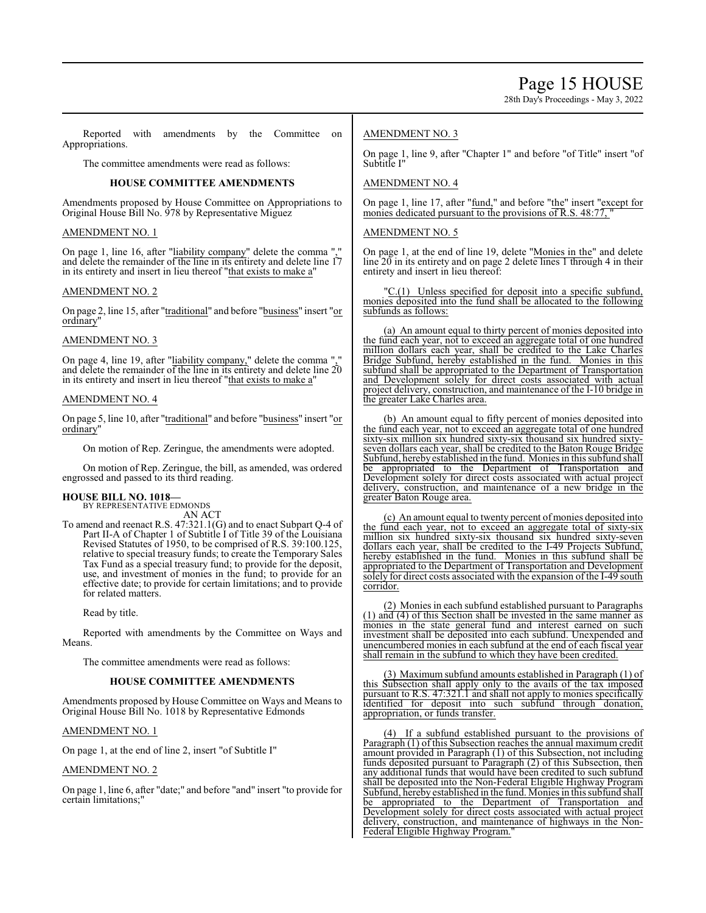Reported with amendments by the Committee on Appropriations.

The committee amendments were read as follows:

**HOUSE COMMITTEE AMENDMENTS**

Amendments proposed by House Committee on Appropriations to Original House Bill No. 978 by Representative Miguez

AMENDMENT NO. 1

On page 1, line 16, after "liability company" delete the comma "," and delete the remainder of the line in its entirety and delete line 17 in its entirety and insert in lieu thereof "that exists to make a"

AMENDMENT NO. 2

On page 2, line 15, after "traditional" and before "business" insert "or ordinary"

AMENDMENT NO. 3

On page 4, line 19, after "liability company," delete the comma "," and delete the remainder of the line in its entirety and delete line 20 in its entirety and insert in lieu thereof "that exists to make a"

AMENDMENT NO. 4

On page 5, line 10, after "traditional" and before "business" insert "or ordinary"

On motion of Rep. Zeringue, the amendments were adopted.

On motion of Rep. Zeringue, the bill, as amended, was ordered engrossed and passed to its third reading.

**HOUSE BILL NO. 1018—**
BY REPRESENTATIVE EDMONDS
AN ACT

To amend and reenact R.S. 47:321.1(G) and to enact Subpart Q-4 of Part II-A of Chapter 1 of Subtitle I of Title 39 of the Louisiana Revised Statutes of 1950, to be comprised of R.S. 39:100.125, relative to special treasury funds; to create the Temporary Sales Tax Fund as a special treasury fund; to provide for the deposit, use, and investment of monies in the fund; to provide for an effective date; to provide for certain limitations; and to provide for related matters.

Read by title.

Reported with amendments by the Committee on Ways and Means.

The committee amendments were read as follows:

**HOUSE COMMITTEE AMENDMENTS**

Amendments proposed by House Committee on Ways and Means to Original House Bill No. 1018 by Representative Edmonds

AMENDMENT NO. 1

On page 1, at the end of line 2, insert "of Subtitle I"

AMENDMENT NO. 2

On page 1, line 6, after "date;" and before "and" insert "to provide for certain limitations;"

AMENDMENT NO. 3

On page 1, line 9, after "Chapter 1" and before "of Title" insert "of Subtitle I"

AMENDMENT NO. 4

On page 1, line 17, after "fund," and before "the" insert "except for monies dedicated pursuant to the provisions of R.S. 48:77, "

AMENDMENT NO. 5

On page 1, at the end of line 19, delete "Monies in the" and delete line 20 in its entirety and on page 2 delete lines 1 through 4 in their entirety and insert in lieu thereof:

"C.(1) Unless specified for deposit into a specific subfund, monies deposited into the fund shall be allocated to the following subfunds as follows:

(a) An amount equal to thirty percent of monies deposited into the fund each year, not to exceed an aggregate total of one hundred million dollars each year, shall be credited to the Lake Charles Bridge Subfund, hereby established in the fund. Monies in this subfund shall be appropriated to the Department of Transportation and Development solely for direct costs associated with actual project delivery, construction, and maintenance of the I-10 bridge in the greater Lake Charles area.

(b) An amount equal to fifty percent of monies deposited into the fund each year, not to exceed an aggregate total of one hundred sixty-six million six hundred sixty-six thousand six hundred sixty-seven dollars each year, shall be credited to the Baton Rouge Bridge Subfund, hereby established in the fund. Monies in this subfund shall be appropriated to the Department of Transportation and Development solely for direct costs associated with actual project delivery, construction, and maintenance of a new bridge in the greater Baton Rouge area.

(c) An amount equal to twenty percent of monies deposited into the fund each year, not to exceed an aggregate total of sixty-six million six hundred sixty-six thousand six hundred sixty-seven dollars each year, shall be credited to the I-49 Projects Subfund, hereby established in the fund. Monies in this subfund shall be appropriated to the Department of Transportation and Development solely for direct costs associated with the expansion of the I-49 south corridor.

(2) Monies in each subfund established pursuant to Paragraphs (1) and (4) of this Section shall be invested in the same manner as monies in the state general fund and interest earned on such investment shall be deposited into each subfund. Unexpended and unencumbered monies in each subfund at the end of each fiscal year shall remain in the subfund to which they have been credited.

(3) Maximum subfund amounts established in Paragraph (1) of this Subsection shall apply only to the avails of the tax imposed pursuant to R.S. 47:321.1 and shall not apply to monies specifically identified for deposit into such subfund through donation, appropriation, or funds transfer.

(4) If a subfund established pursuant to the provisions of Paragraph (1) of this Subsection reaches the annual maximum credit amount provided in Paragraph (1) of this Subsection, not including funds deposited pursuant to Paragraph (2) of this Subsection, then any additional funds that would have been credited to such subfund shall be deposited into the Non-Federal Eligible Highway Program Subfund, hereby established in the fund. Monies in this subfund shall be appropriated to the Department of Transportation and Development solely for direct costs associated with actual project delivery, construction, and maintenance of highways in the Non-Federal Eligible Highway Program."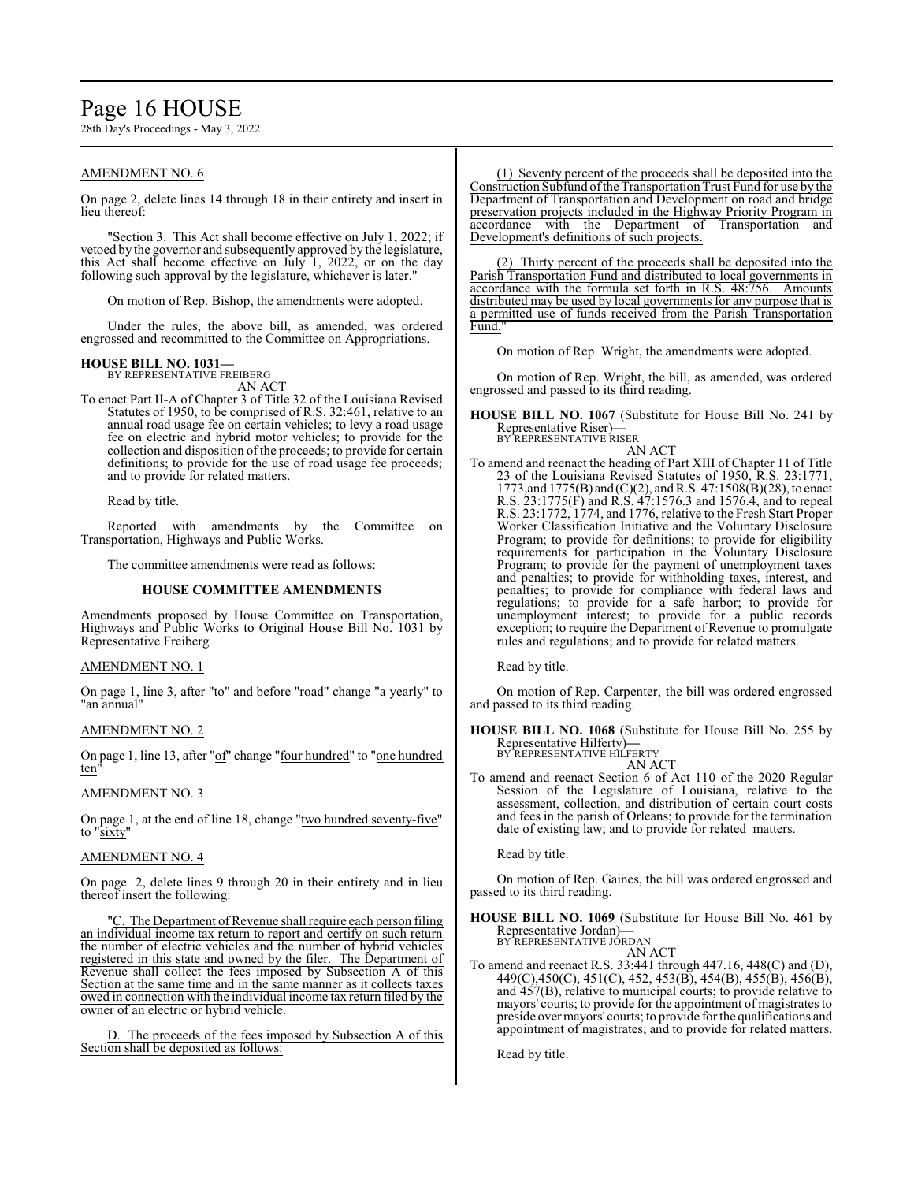AMENDMENT NO. 6

On page 2, delete lines 14 through 18 in their entirety and insert in lieu thereof:

"Section 3. This Act shall become effective on July 1, 2022; if vetoed by the governor and subsequently approved by the legislature, this Act shall become effective on July 1, 2022, or on the day following such approval by the legislature, whichever is later."

On motion of Rep. Bishop, the amendments were adopted.

Under the rules, the above bill, as amended, was ordered engrossed and recommitted to the Committee on Appropriations.

**HOUSE BILL NO. 1031—**
BY REPRESENTATIVE FREIBERG

AN ACT

To enact Part II-A of Chapter 3 of Title 32 of the Louisiana Revised Statutes of 1950, to be comprised of R.S. 32:461, relative to an annual road usage fee on certain vehicles; to levy a road usage fee on electric and hybrid motor vehicles; to provide for the collection and disposition of the proceeds; to provide for certain definitions; to provide for the use of road usage fee proceeds; and to provide for related matters.

Read by title.

Reported with amendments by the Committee on Transportation, Highways and Public Works.

The committee amendments were read as follows:

**HOUSE COMMITTEE AMENDMENTS**

Amendments proposed by House Committee on Transportation, Highways and Public Works to Original House Bill No. 1031 by Representative Freiberg

AMENDMENT NO. 1

On page 1, line 3, after "to" and before "road" change "a yearly" to "an annual"

AMENDMENT NO. 2

On page 1, line 13, after "of" change "four hundred" to "one hundred ten"

AMENDMENT NO. 3

On page 1, at the end of line 18, change "two hundred seventy-five" to "sixty"

AMENDMENT NO. 4

On page 2, delete lines 9 through 20 in their entirety and in lieu thereof insert the following:

"C. The Department of Revenue shall require each person filing an individual income tax return to report and certify on such return the number of electric vehicles and the number of hybrid vehicles registered in this state and owned by the filer. The Department of Revenue shall collect the fees imposed by Subsection A of this Section at the same time and in the same manner as it collects taxes owed in connection with the individual income tax return filed by the owner of an electric or hybrid vehicle.

D. The proceeds of the fees imposed by Subsection A of this Section shall be deposited as follows:

(1) Seventy percent of the proceeds shall be deposited into the Construction Subfund of the Transportation Trust Fund for use by the Department of Transportation and Development on road and bridge preservation projects included in the Highway Priority Program in accordance with the Department of Transportation and Development's definitions of such projects.

(2) Thirty percent of the proceeds shall be deposited into the Parish Transportation Fund and distributed to local governments in accordance with the formula set forth in R.S. 48:756. Amounts distributed may be used by local governments for any purpose that is a permitted use of funds received from the Parish Transportation Fund."

On motion of Rep. Wright, the amendments were adopted.

On motion of Rep. Wright, the bill, as amended, was ordered engrossed and passed to its third reading.

**HOUSE BILL NO. 1067** (Substitute for House Bill No. 241 by Representative Riser)**—**
BY REPRESENTATIVE RISER

AN ACT

To amend and reenact the heading of Part XIII of Chapter 11 of Title 23 of the Louisiana Revised Statutes of 1950, R.S. 23:1771, 1773,and 1775(B) and (C)(2), and R.S. 47:1508(B)(28), to enact R.S. 23:1775(F) and R.S. 47:1576.3 and 1576.4, and to repeal R.S. 23:1772, 1774, and 1776, relative to the Fresh Start Proper Worker Classification Initiative and the Voluntary Disclosure Program; to provide for definitions; to provide for eligibility requirements for participation in the Voluntary Disclosure Program; to provide for the payment of unemployment taxes and penalties; to provide for withholding taxes, interest, and penalties; to provide for compliance with federal laws and regulations; to provide for a safe harbor; to provide for unemployment interest; to provide for a public records exception; to require the Department of Revenue to promulgate rules and regulations; and to provide for related matters.

Read by title.

On motion of Rep. Carpenter, the bill was ordered engrossed and passed to its third reading.

**HOUSE BILL NO. 1068** (Substitute for House Bill No. 255 by Representative Hilferty)**—**
BY REPRESENTATIVE HILFERTY

AN ACT

To amend and reenact Section 6 of Act 110 of the 2020 Regular Session of the Legislature of Louisiana, relative to the assessment, collection, and distribution of certain court costs and fees in the parish of Orleans; to provide for the termination date of existing law; and to provide for related matters.

Read by title.

On motion of Rep. Gaines, the bill was ordered engrossed and passed to its third reading.

**HOUSE BILL NO. 1069** (Substitute for House Bill No. 461 by Representative Jordan)**—**
BY REPRESENTATIVE JORDAN

AN ACT

To amend and reenact R.S. 33:441 through 447.16, 448(C) and (D), 449(C),450(C), 451(C), 452, 453(B), 454(B), 455(B), 456(B), and 457(B), relative to municipal courts; to provide relative to mayors' courts; to provide for the appointment of magistrates to preside over mayors' courts; to provide for the qualifications and appointment of magistrates; and to provide for related matters.

Read by title.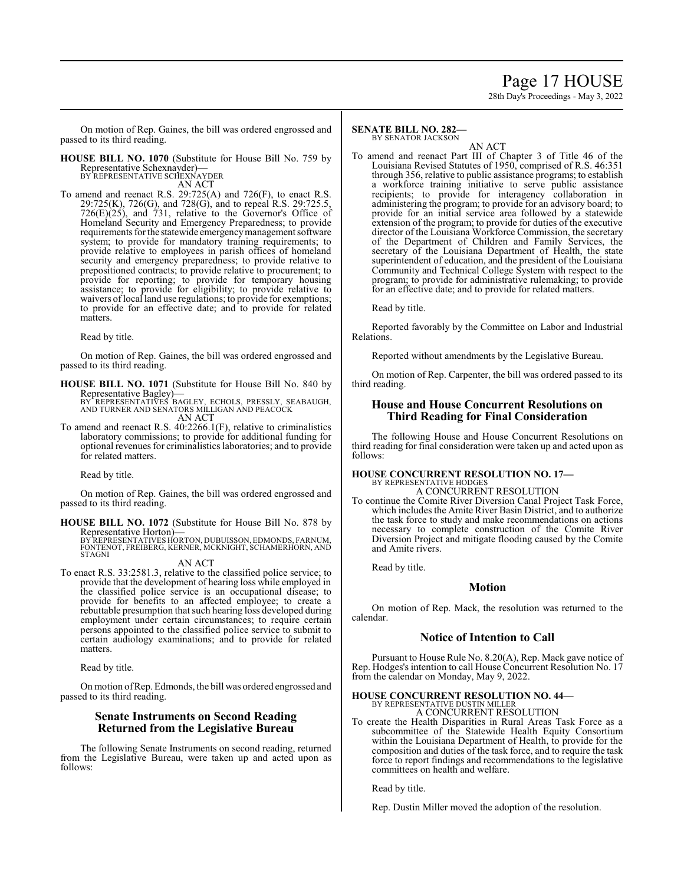On motion of Rep. Gaines, the bill was ordered engrossed and passed to its third reading.

**HOUSE BILL NO. 1070** (Substitute for House Bill No. 759 by Representative Schexnayder)**—**
BY REPRESENTATIVE SCHEXNAYDER

AN ACT

To amend and reenact R.S. 29:725(A) and 726(F), to enact R.S. 29:725(K), 726(G), and 728(G), and to repeal R.S. 29:725.5, 726(E)(25), and 731, relative to the Governor's Office of Homeland Security and Emergency Preparedness; to provide requirements for the statewide emergency management software system; to provide for mandatory training requirements; to provide relative to employees in parish offices of homeland security and emergency preparedness; to provide relative to prepositioned contracts; to provide relative to procurement; to provide for reporting; to provide for temporary housing assistance; to provide for eligibility; to provide relative to waivers of local land use regulations; to provide for exemptions; to provide for an effective date; and to provide for related matters.

Read by title.

On motion of Rep. Gaines, the bill was ordered engrossed and passed to its third reading.

**HOUSE BILL NO. 1071** (Substitute for House Bill No. 840 by Representative Bagley)—
BY REPRESENTATIVES BAGLEY, ECHOLS, PRESSLY, SEABAUGH, AND TURNER AND SENATORS MILLIGAN AND PEACOCK

AN ACT

To amend and reenact R.S. 40:2266.1(F), relative to criminalistics laboratory commissions; to provide for additional funding for optional revenues for criminalistics laboratories; and to provide for related matters.

Read by title.

On motion of Rep. Gaines, the bill was ordered engrossed and passed to its third reading.

**HOUSE BILL NO. 1072** (Substitute for House Bill No. 878 by Representative Horton)—
BY REPRESENTATIVES HORTON, DUBUISSON, EDMONDS, FARNUM, FONTENOT, FREIBERG, KERNER, MCKNIGHT, SCHAMERHORN, AND STAGNI

AN ACT

To enact R.S. 33:2581.3, relative to the classified police service; to provide that the development of hearing loss while employed in the classified police service is an occupational disease; to provide for benefits to an affected employee; to create a rebuttable presumption that such hearing loss developed during employment under certain circumstances; to require certain persons appointed to the classified police service to submit to certain audiology examinations; and to provide for related matters.

Read by title.

On motion of Rep. Edmonds, the bill was ordered engrossed and passed to its third reading.

## Senate Instruments on Second Reading Returned from the Legislative Bureau

The following Senate Instruments on second reading, returned from the Legislative Bureau, were taken up and acted upon as follows:

**SENATE BILL NO. 282—**
BY SENATOR JACKSON

AN ACT

To amend and reenact Part III of Chapter 3 of Title 46 of the Louisiana Revised Statutes of 1950, comprised of R.S. 46:351 through 356, relative to public assistance programs; to establish a workforce training initiative to serve public assistance recipients; to provide for interagency collaboration in administering the program; to provide for an advisory board; to provide for an initial service area followed by a statewide extension of the program; to provide for duties of the executive director of the Louisiana Workforce Commission, the secretary of the Department of Children and Family Services, the secretary of the Louisiana Department of Health, the state superintendent of education, and the president of the Louisiana Community and Technical College System with respect to the program; to provide for administrative rulemaking; to provide for an effective date; and to provide for related matters.

Read by title.

Reported favorably by the Committee on Labor and Industrial Relations.

Reported without amendments by the Legislative Bureau.

On motion of Rep. Carpenter, the bill was ordered passed to its third reading.

## House and House Concurrent Resolutions on Third Reading for Final Consideration

The following House and House Concurrent Resolutions on third reading for final consideration were taken up and acted upon as follows:

**HOUSE CONCURRENT RESOLUTION NO. 17—**
BY REPRESENTATIVE HODGES

A CONCURRENT RESOLUTION

To continue the Comite River Diversion Canal Project Task Force, which includes the Amite River Basin District, and to authorize the task force to study and make recommendations on actions necessary to complete construction of the Comite River Diversion Project and mitigate flooding caused by the Comite and Amite rivers.

Read by title.

## Motion

On motion of Rep. Mack, the resolution was returned to the calendar.

## Notice of Intention to Call

Pursuant to House Rule No. 8.20(A), Rep. Mack gave notice of Rep. Hodges's intention to call House Concurrent Resolution No. 17 from the calendar on Monday, May 9, 2022.

**HOUSE CONCURRENT RESOLUTION NO. 44—**
BY REPRESENTATIVE DUSTIN MILLER

A CONCURRENT RESOLUTION

To create the Health Disparities in Rural Areas Task Force as a subcommittee of the Statewide Health Equity Consortium within the Louisiana Department of Health, to provide for the composition and duties of the task force, and to require the task force to report findings and recommendations to the legislative committees on health and welfare.

Read by title.

Rep. Dustin Miller moved the adoption of the resolution.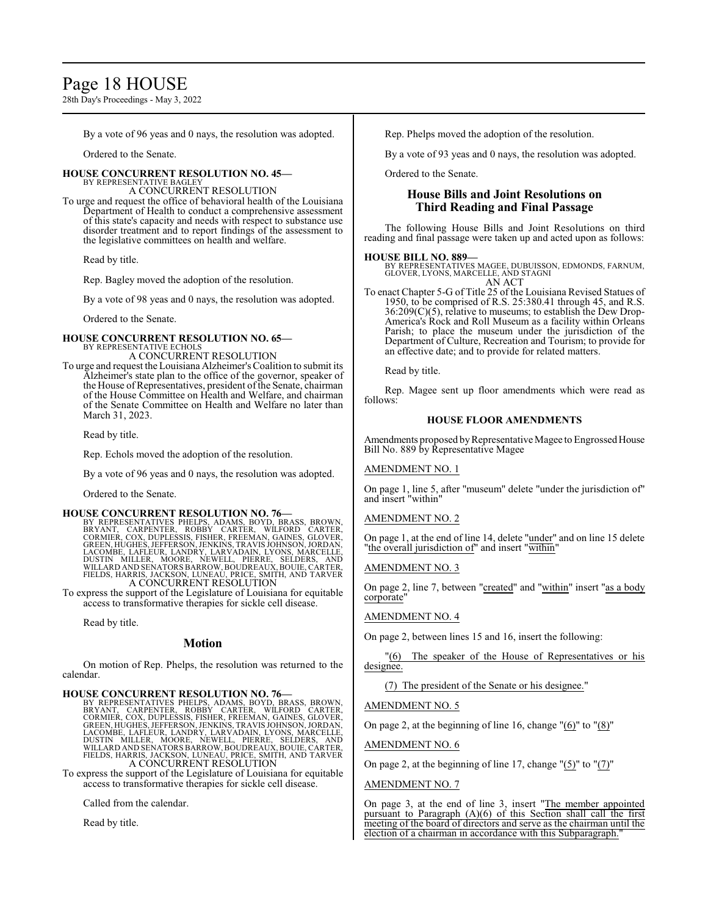By a vote of 96 yeas and 0 nays, the resolution was adopted.

Ordered to the Senate.

**HOUSE CONCURRENT RESOLUTION NO. 45—**
BY REPRESENTATIVE BAGLEY
A CONCURRENT RESOLUTION

To urge and request the office of behavioral health of the Louisiana Department of Health to conduct a comprehensive assessment of this state's capacity and needs with respect to substance use disorder treatment and to report findings of the assessment to the legislative committees on health and welfare.

Read by title.

Rep. Bagley moved the adoption of the resolution.

By a vote of 98 yeas and 0 nays, the resolution was adopted.

Ordered to the Senate.

**HOUSE CONCURRENT RESOLUTION NO. 65—**
BY REPRESENTATIVE ECHOLS
A CONCURRENT RESOLUTION

To urge and request the Louisiana Alzheimer's Coalition to submit its Alzheimer's state plan to the office of the governor, speaker of the House of Representatives, president of the Senate, chairman of the House Committee on Health and Welfare, and chairman of the Senate Committee on Health and Welfare no later than March 31, 2023.

Read by title.

Rep. Echols moved the adoption of the resolution.

By a vote of 96 yeas and 0 nays, the resolution was adopted.

Ordered to the Senate.

**HOUSE CONCURRENT RESOLUTION NO. 76—**
BY REPRESENTATIVES PHELPS, ADAMS, BOYD, BRASS, BROWN, BRYANT, CARPENTER, ROBBY CARTER, WILFORD CARTER, CORMIER, COX, DUPLESSIS, FISHER, FREEMAN, GAINES, GLOVER, GREEN, HUGHES, JEFFERSON, JENKINS, TRAVIS JOHNSON, JORDAN, LACOMBE, LAFLEUR, LANDRY, LARVADAIN, LYONS, MARCELLE, DUSTIN MILLER, MOORE, NEWELL, PIERRE, SELDERS, AND WILLARD AND SENATORS BARROW, BOUDREAUX, BOUIE, CARTER, FIELDS, HARRIS, JACKSON, LUNEAU, PRICE, SMITH, AND TARVER
A CONCURRENT RESOLUTION

To express the support of the Legislature of Louisiana for equitable access to transformative therapies for sickle cell disease.

Read by title.

## Motion

On motion of Rep. Phelps, the resolution was returned to the calendar.

**HOUSE CONCURRENT RESOLUTION NO. 76—**
BY REPRESENTATIVES PHELPS, ADAMS, BOYD, BRASS, BROWN, BRYANT, CARPENTER, ROBBY CARTER, WILFORD CARTER, CORMIER, COX, DUPLESSIS, FISHER, FREEMAN, GAINES, GLOVER, GREEN, HUGHES, JEFFERSON, JENKINS, TRAVIS JOHNSON, JORDAN, LACOMBE, LAFLEUR, LANDRY, LARVADAIN, LYONS, MARCELLE, DUSTIN MILLER, MOORE, NEWELL, PIERRE, SELDERS, AND WILLARD AND SENATORS BARROW, BOUDREAUX, BOUIE, CARTER, FIELDS, HARRIS, JACKSON, LUNEAU, PRICE, SMITH, AND TARVER
A CONCURRENT RESOLUTION

To express the support of the Legislature of Louisiana for equitable access to transformative therapies for sickle cell disease.

Called from the calendar.

Read by title.

Rep. Phelps moved the adoption of the resolution.

By a vote of 93 yeas and 0 nays, the resolution was adopted.

Ordered to the Senate.

## House Bills and Joint Resolutions on Third Reading and Final Passage

The following House Bills and Joint Resolutions on third reading and final passage were taken up and acted upon as follows:

**HOUSE BILL NO. 889—**
BY REPRESENTATIVES MAGEE, DUBUISSON, EDMONDS, FARNUM, GLOVER, LYONS, MARCELLE, AND STAGNI
AN ACT

To enact Chapter 5-G of Title 25 of the Louisiana Revised Statues of 1950, to be comprised of R.S. 25:380.41 through 45, and R.S. 36:209(C)(5), relative to museums; to establish the Dew Drop-America's Rock and Roll Museum as a facility within Orleans Parish; to place the museum under the jurisdiction of the Department of Culture, Recreation and Tourism; to provide for an effective date; and to provide for related matters.

Read by title.

Rep. Magee sent up floor amendments which were read as follows:

### HOUSE FLOOR AMENDMENTS

Amendments proposed by Representative Magee to Engrossed House Bill No. 889 by Representative Magee

AMENDMENT NO. 1

On page 1, line 5, after "museum" delete "under the jurisdiction of" and insert "within"

AMENDMENT NO. 2

On page 1, at the end of line 14, delete "under" and on line 15 delete "the overall jurisdiction of" and insert "within"

AMENDMENT NO. 3

On page 2, line 7, between "created" and "within" insert "as a body corporate"

AMENDMENT NO. 4

On page 2, between lines 15 and 16, insert the following:

"(6) The speaker of the House of Representatives or his designee.

(7) The president of the Senate or his designee."

AMENDMENT NO. 5

On page 2, at the beginning of line 16, change "(6)" to "(8)"

AMENDMENT NO. 6

On page 2, at the beginning of line 17, change "(5)" to "(7)"

AMENDMENT NO. 7

On page 3, at the end of line 3, insert "The member appointed pursuant to Paragraph (A)(6) of this Section shall call the first meeting of the board of directors and serve as the chairman until the election of a chairman in accordance with this Subparagraph."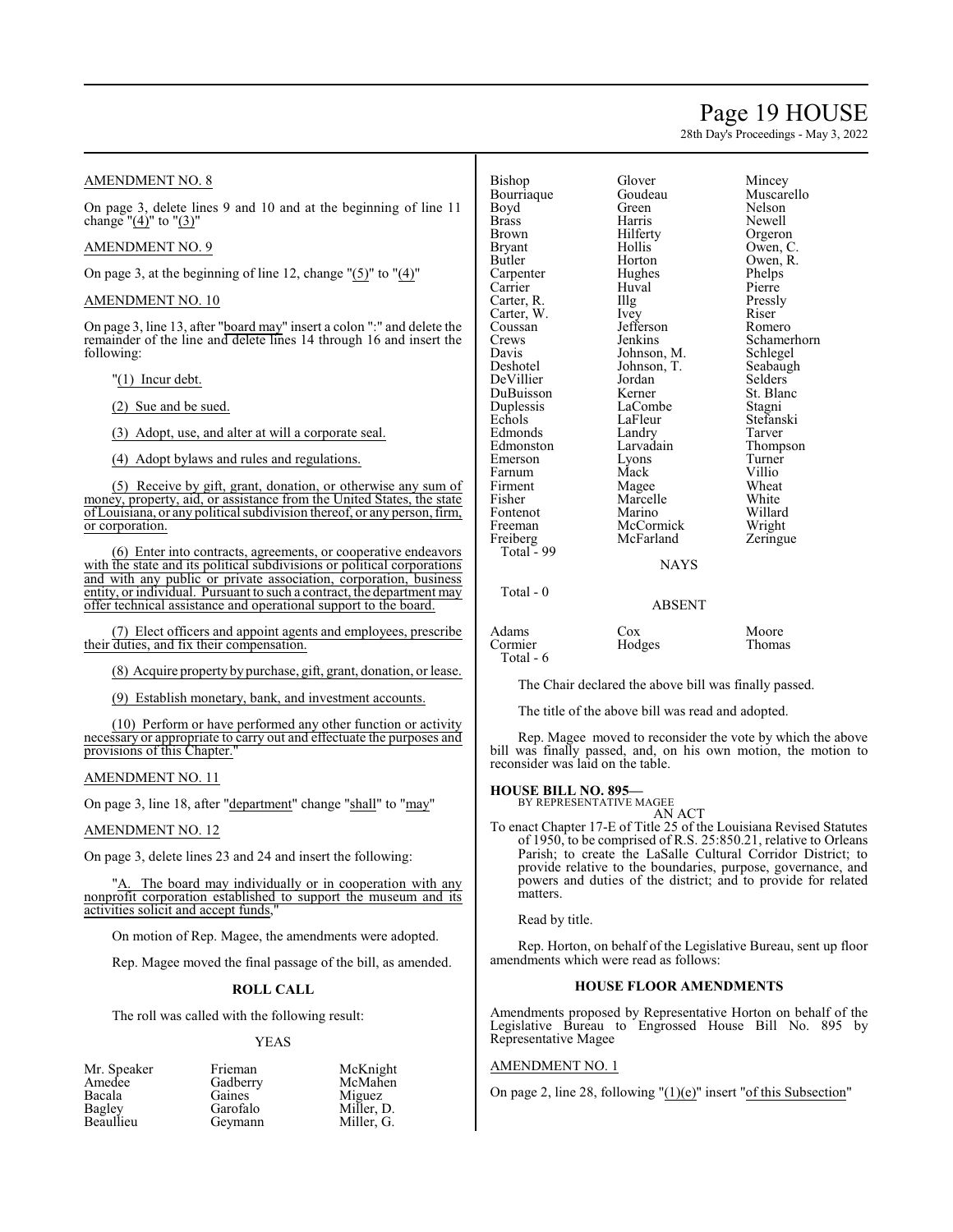AMENDMENT NO. 8

On page 3, delete lines 9 and 10 and at the beginning of line 11 change "(4)" to "(3)"

AMENDMENT NO. 9

On page 3, at the beginning of line 12, change "(5)" to "(4)"

AMENDMENT NO. 10

On page 3, line 13, after "board may" insert a colon ":" and delete the remainder of the line and delete lines 14 through 16 and insert the following:

"(1) Incur debt.

(2) Sue and be sued.

(3) Adopt, use, and alter at will a corporate seal.

(4) Adopt bylaws and rules and regulations.

(5) Receive by gift, grant, donation, or otherwise any sum of money, property, aid, or assistance from the United States, the state of Louisiana, or any political subdivision thereof, or any person, firm, or corporation.

(6) Enter into contracts, agreements, or cooperative endeavors with the state and its political subdivisions or political corporations and with any public or private association, corporation, business entity, or individual. Pursuant to such a contract, the department may offer technical assistance and operational support to the board.

(7) Elect officers and appoint agents and employees, prescribe their duties, and fix their compensation.

(8) Acquire property by purchase, gift, grant, donation, or lease.

(9) Establish monetary, bank, and investment accounts.

(10) Perform or have performed any other function or activity necessary or appropriate to carry out and effectuate the purposes and provisions of this Chapter."

AMENDMENT NO. 11

On page 3, line 18, after "department" change "shall" to "may"

AMENDMENT NO. 12

On page 3, delete lines 23 and 24 and insert the following:

"A. The board may individually or in cooperation with any nonprofit corporation established to support the museum and its activities solicit and accept funds,"

On motion of Rep. Magee, the amendments were adopted.

Rep. Magee moved the final passage of the bill, as amended.

**ROLL CALL**

The roll was called with the following result:

YEAS

| | | |
|---|---|---|
| Mr. Speaker | Frieman | McKnight |
| Amedee | Gadberry | McMahen |
| Bacala | Gaines | Miguez |
| Bagley | Garofalo | Miller, D. |
| Beaullieu | Geymann | Miller, G. |
| Bishop | Glover | Mincey |
| Bourriaque | Goudeau | Muscarello |
| Boyd | Green | Nelson |
| Brass | Harris | Newell |
| Brown | Hilferty | Orgeron |
| Bryant | Hollis | Owen, C. |
| Butler | Horton | Owen, R. |
| Carpenter | Hughes | Phelps |
| Carrier | Huval | Pierre |
| Carter, R. | Illg | Pressly |
| Carter, W. | Ivey | Riser |
| Coussan | Jefferson | Romero |
| Crews | Jenkins | Schamerhorn |
| Davis | Johnson, M. | Schlegel |
| Deshotel | Johnson, T. | Seabaugh |
| DeVillier | Jordan | Selders |
| DuBuisson | Kerner | St. Blanc |
| Duplessis | LaCombe | Stagni |
| Echols | LaFleur | Stefanski |
| Edmonds | Landry | Tarver |
| Edmonston | Larvadain | Thompson |
| Emerson | Lyons | Turner |
| Farnum | Mack | Villio |
| Firment | Magee | Wheat |
| Fisher | Marcelle | White |
| Fontenot | Marino | Willard |
| Freeman | McCormick | Wright |
| Freiberg | McFarland | Zeringue |

Total - 99

NAYS

Total - 0

ABSENT

| | | |
|---|---|---|
| Adams | Cox | Moore |
| Cormier | Hodges | Thomas |

Total - 6

The Chair declared the above bill was finally passed.

The title of the above bill was read and adopted.

Rep. Magee moved to reconsider the vote by which the above bill was finally passed, and, on his own motion, the motion to reconsider was laid on the table.

**HOUSE BILL NO. 895—**
BY REPRESENTATIVE MAGEE

AN ACT

To enact Chapter 17-E of Title 25 of the Louisiana Revised Statutes of 1950, to be comprised of R.S. 25:850.21, relative to Orleans Parish; to create the LaSalle Cultural Corridor District; to provide relative to the boundaries, purpose, governance, and powers and duties of the district; and to provide for related matters.

Read by title.

Rep. Horton, on behalf of the Legislative Bureau, sent up floor amendments which were read as follows:

**HOUSE FLOOR AMENDMENTS**

Amendments proposed by Representative Horton on behalf of the Legislative Bureau to Engrossed House Bill No. 895 by Representative Magee

AMENDMENT NO. 1

On page 2, line 28, following "(1)(e)" insert "of this Subsection"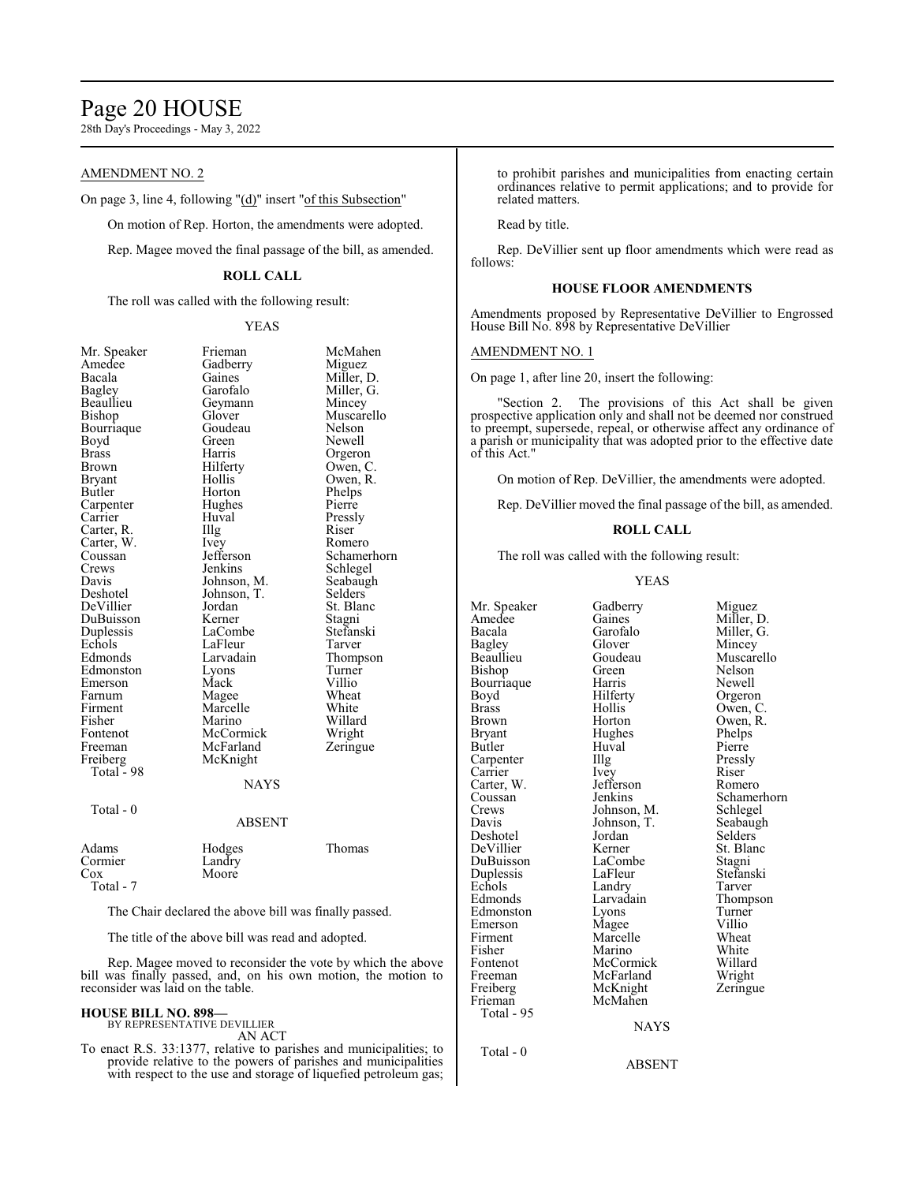AMENDMENT NO. 2

On page 3, line 4, following "(d)" insert "of this Subsection"

On motion of Rep. Horton, the amendments were adopted.

Rep. Magee moved the final passage of the bill, as amended.

**ROLL CALL**

The roll was called with the following result:

YEAS

| | | |
|---|---|---|
| Mr. Speaker | Frieman | McMahen |
| Amedee | Gadberry | Miguez |
| Bacala | Gaines | Miller, D. |
| Bagley | Garofalo | Miller, G. |
| Beaullieu | Geymann | Mincey |
| Bishop | Glover | Muscarello |
| Bourriaque | Goudeau | Nelson |
| Boyd | Green | Newell |
| Brass | Harris | Orgeron |
| Brown | Hilferty | Owen, C. |
| Bryant | Hollis | Owen, R. |
| Butler | Horton | Phelps |
| Carpenter | Hughes | Pierre |
| Carrier | Huval | Pressly |
| Carter, R. | Illg | Riser |
| Carter, W. | Ivey | Romero |
| Coussan | Jefferson | Schamerhorn |
| Crews | Jenkins | Schlegel |
| Davis | Johnson, M. | Seabaugh |
| Deshotel | Johnson, T. | Selders |
| DeVillier | Jordan | St. Blanc |
| DuBuisson | Kerner | Stagni |
| Duplessis | LaCombe | Stefanski |
| Echols | LaFleur | Tarver |
| Edmonds | Larvadain | Thompson |
| Edmonston | Lyons | Turner |
| Emerson | Mack | Villio |
| Farnum | Magee | Wheat |
| Firment | Marcelle | White |
| Fisher | Marino | Willard |
| Fontenot | McCormick | Wright |
| Freeman | McFarland | Zeringue |
| Freiberg | McKnight | |

Total - 98

NAYS

Total - 0

ABSENT

| | | |
|---|---|---|
| Adams | Hodges | Thomas |
| Cormier | Landry | |
| Cox | Moore | |

Total - 7

The Chair declared the above bill was finally passed.

The title of the above bill was read and adopted.

Rep. Magee moved to reconsider the vote by which the above bill was finally passed, and, on his own motion, the motion to reconsider was laid on the table.

**HOUSE BILL NO. 898—**
BY REPRESENTATIVE DEVILLIER
AN ACT

To enact R.S. 33:1377, relative to parishes and municipalities; to provide relative to the powers of parishes and municipalities with respect to the use and storage of liquefied petroleum gas; to prohibit parishes and municipalities from enacting certain ordinances relative to permit applications; and to provide for related matters.

Read by title.

Rep. DeVillier sent up floor amendments which were read as follows:

**HOUSE FLOOR AMENDMENTS**

Amendments proposed by Representative DeVillier to Engrossed House Bill No. 898 by Representative DeVillier

AMENDMENT NO. 1

On page 1, after line 20, insert the following:

"Section 2. The provisions of this Act shall be given prospective application only and shall not be deemed nor construed to preempt, supersede, repeal, or otherwise affect any ordinance of a parish or municipality that was adopted prior to the effective date of this Act."

On motion of Rep. DeVillier, the amendments were adopted.

Rep. DeVillier moved the final passage of the bill, as amended.

**ROLL CALL**

The roll was called with the following result:

YEAS

| | | |
|---|---|---|
| Mr. Speaker | Gadberry | Miguez |
| Amedee | Gaines | Miller, D. |
| Bacala | Garofalo | Miller, G. |
| Bagley | Glover | Mincey |
| Beaullieu | Goudeau | Muscarello |
| Bishop | Green | Nelson |
| Bourriaque | Harris | Newell |
| Boyd | Hilferty | Orgeron |
| Brass | Hollis | Owen, C. |
| Brown | Horton | Owen, R. |
| Bryant | Hughes | Phelps |
| Butler | Huval | Pierre |
| Carpenter | Illg | Pressly |
| Carrier | Ivey | Riser |
| Carter, W. | Jefferson | Romero |
| Coussan | Jenkins | Schamerhorn |
| Crews | Johnson, M. | Schlegel |
| Davis | Johnson, T. | Seabaugh |
| Deshotel | Jordan | Selders |
| DeVillier | Kerner | St. Blanc |
| DuBuisson | LaCombe | Stagni |
| Duplessis | LaFleur | Stefanski |
| Echols | Landry | Tarver |
| Edmonds | Larvadain | Thompson |
| Edmonston | Lyons | Turner |
| Emerson | Magee | Villio |
| Firment | Marcelle | Wheat |
| Fisher | Marino | White |
| Fontenot | McCormick | Willard |
| Freeman | McFarland | Wright |
| Freiberg | McKnight | Zeringue |
| Frieman | McMahen | |

Total - 95

NAYS

Total - 0

ABSENT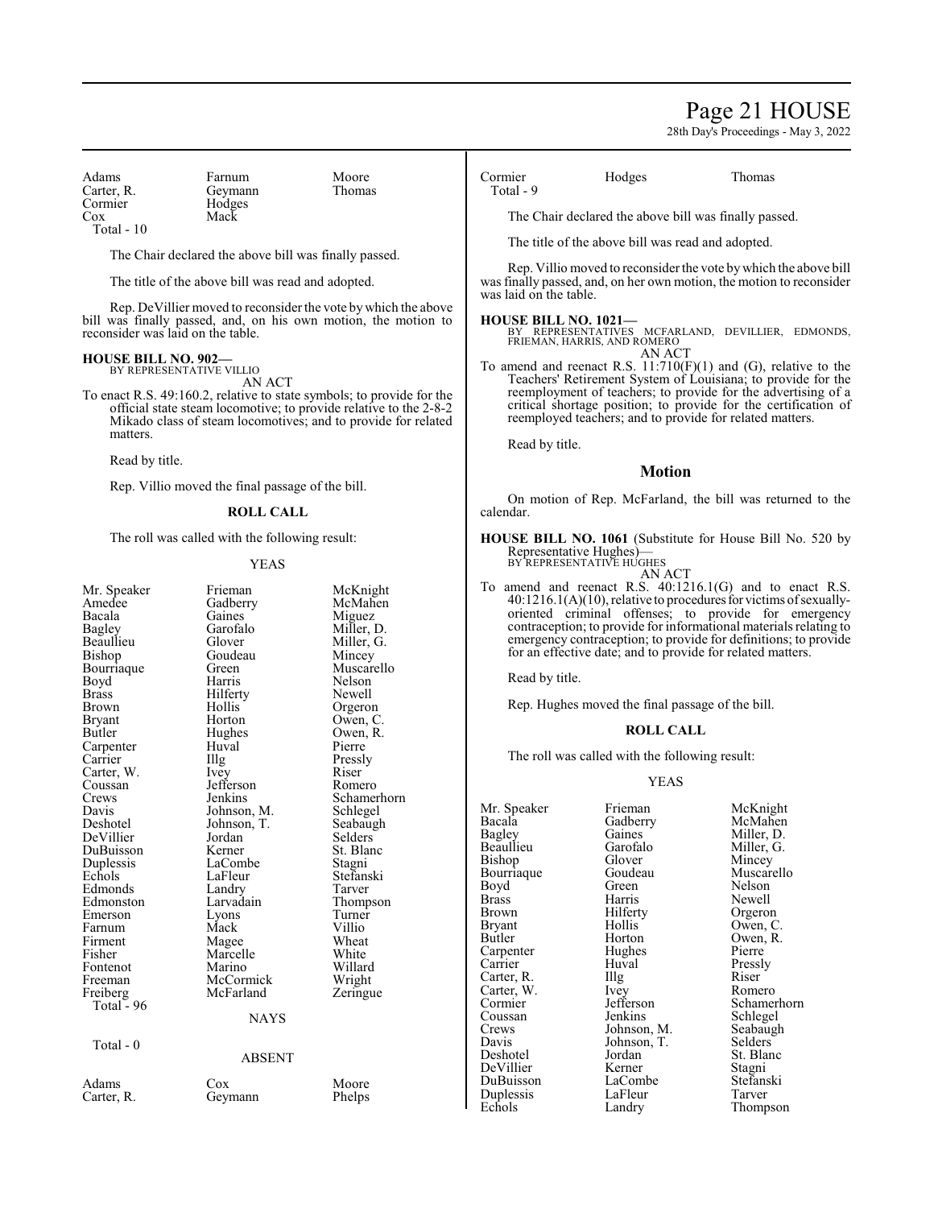| | | |
|---|---|---|
| Adams | Farnum | Moore |
| Carter, R. | Geymann | Thomas |
| Cormier | Hodges | |
| Cox | Mack | |
| Total - 10 | | |

The Chair declared the above bill was finally passed.

The title of the above bill was read and adopted.

Rep. DeVillier moved to reconsider the vote by which the above bill was finally passed, and, on his own motion, the motion to reconsider was laid on the table.

**HOUSE BILL NO. 902—**
BY REPRESENTATIVE VILLIO
AN ACT

To enact R.S. 49:160.2, relative to state symbols; to provide for the official state steam locomotive; to provide relative to the 2-8-2 Mikado class of steam locomotives; and to provide for related matters.

Read by title.

Rep. Villio moved the final passage of the bill.

**ROLL CALL**

The roll was called with the following result:

YEAS

| | | |
|---|---|---|
| Mr. Speaker | Frieman | McKnight |
| Amedee | Gadberry | McMahen |
| Bacala | Gaines | Miguez |
| Bagley | Garofalo | Miller, D. |
| Beaullieu | Glover | Miller, G. |
| Bishop | Goudeau | Mincey |
| Bourriaque | Green | Muscarello |
| Boyd | Harris | Nelson |
| Brass | Hilferty | Newell |
| Brown | Hollis | Orgeron |
| Bryant | Horton | Owen, C. |
| Butler | Hughes | Owen, R. |
| Carpenter | Huval | Pierre |
| Carrier | Illg | Pressly |
| Carter, W. | Ivey | Riser |
| Coussan | Jefferson | Romero |
| Crews | Jenkins | Schamerhorn |
| Davis | Johnson, M. | Schlegel |
| Deshotel | Johnson, T. | Seabaugh |
| DeVillier | Jordan | Selders |
| DuBuisson | Kerner | St. Blanc |
| Duplessis | LaCombe | Stagni |
| Echols | LaFleur | Stefanski |
| Edmonds | Landry | Tarver |
| Edmonston | Larvadain | Thompson |
| Emerson | Lyons | Turner |
| Farnum | Mack | Villio |
| Firment | Magee | Wheat |
| Fisher | Marcelle | White |
| Fontenot | Marino | Willard |
| Freeman | McCormick | Wright |
| Freiberg | McFarland | Zeringue |
| Total - 96 | | |

NAYS

Total - 0

ABSENT

| | | |
|---|---|---|
| Adams | Cox | Moore |
| Carter, R. | Geymann | Phelps |
| Cormier | Hodges | Thomas |
| Total - 9 | | |

The Chair declared the above bill was finally passed.

The title of the above bill was read and adopted.

Rep. Villio moved to reconsider the vote by which the above bill was finally passed, and, on her own motion, the motion to reconsider was laid on the table.

**HOUSE BILL NO. 1021—**
BY REPRESENTATIVES MCFARLAND, DEVILLIER, EDMONDS, FRIEMAN, HARRIS, AND ROMERO
AN ACT

To amend and reenact R.S. 11:710(F)(1) and (G), relative to the Teachers' Retirement System of Louisiana; to provide for the reemployment of teachers; to provide for the advertising of a critical shortage position; to provide for the certification of reemployed teachers; and to provide for related matters.

Read by title.

## Motion

On motion of Rep. McFarland, the bill was returned to the calendar.

**HOUSE BILL NO. 1061** (Substitute for House Bill No. 520 by Representative Hughes)—
BY REPRESENTATIVE HUGHES
AN ACT

To amend and reenact R.S. 40:1216.1(G) and to enact R.S. 40:1216.1(A)(10), relative to procedures for victims of sexually-oriented criminal offenses; to provide for emergency contraception; to provide for informational materials relating to emergency contraception; to provide for definitions; to provide for an effective date; and to provide for related matters.

Read by title.

Rep. Hughes moved the final passage of the bill.

**ROLL CALL**

The roll was called with the following result:

YEAS

| | | |
|---|---|---|
| Mr. Speaker | Frieman | McKnight |
| Bacala | Gadberry | McMahen |
| Bagley | Gaines | Miller, D. |
| Beaullieu | Garofalo | Miller, G. |
| Bishop | Glover | Mincey |
| Bourriaque | Goudeau | Muscarello |
| Boyd | Green | Nelson |
| Brass | Harris | Newell |
| Brown | Hilferty | Orgeron |
| Bryant | Hollis | Owen, C. |
| Butler | Horton | Owen, R. |
| Carpenter | Hughes | Pierre |
| Carrier | Huval | Pressly |
| Carter, R. | Illg | Riser |
| Carter, W. | Ivey | Romero |
| Cormier | Jefferson | Schamerhorn |
| Coussan | Jenkins | Schlegel |
| Crews | Johnson, M. | Seabaugh |
| Davis | Johnson, T. | Selders |
| Deshotel | Jordan | St. Blanc |
| DeVillier | Kerner | Stagni |
| DuBuisson | LaCombe | Stefanski |
| Duplessis | LaFleur | Tarver |
| Echols | Landry | Thompson |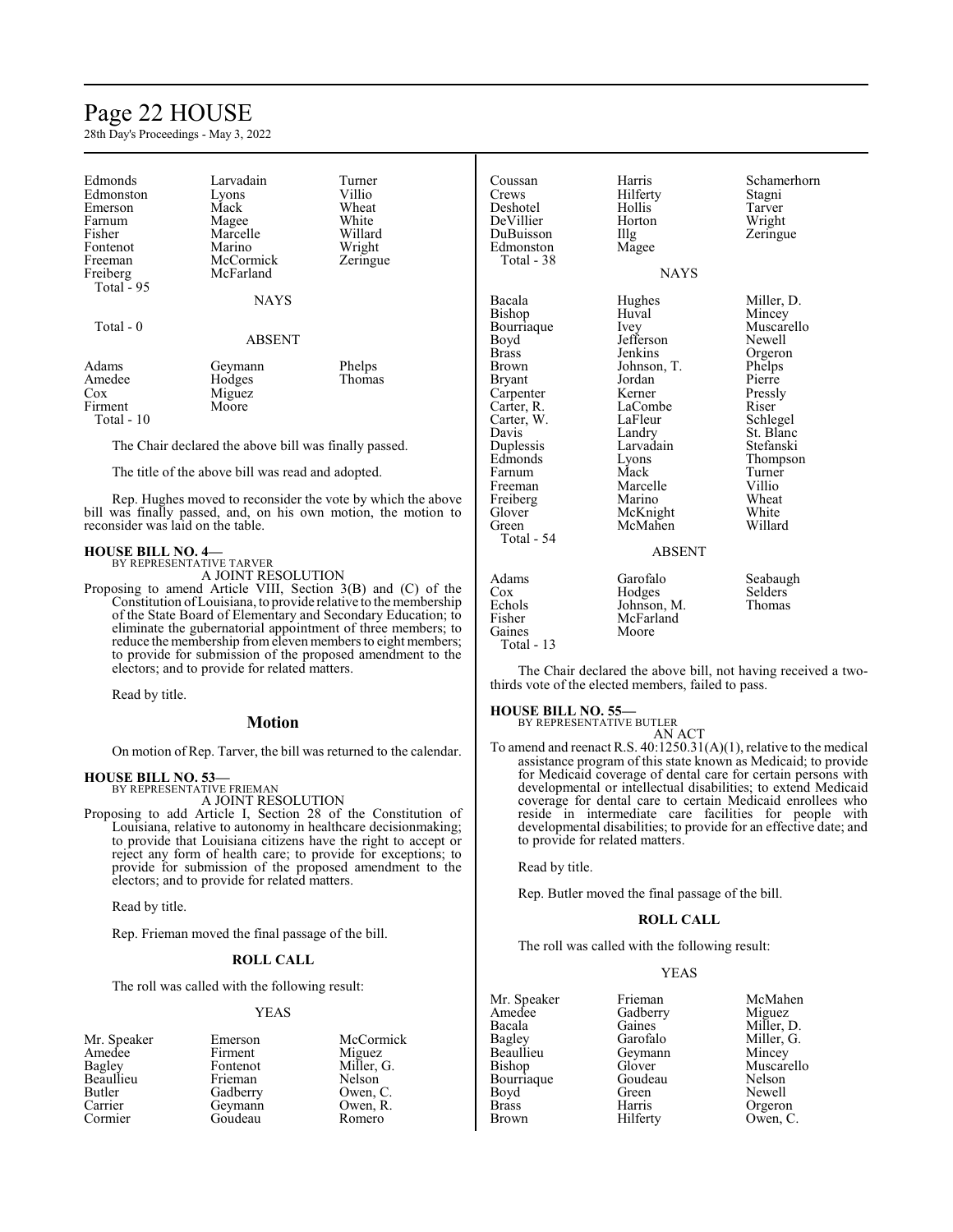| | | |
|---|---|---|
| Edmonds | Larvadain | Turner |
| Edmonston | Lyons | Villio |
| Emerson | Mack | Wheat |
| Farnum | Magee | White |
| Fisher | Marcelle | Willard |
| Fontenot | Marino | Wright |
| Freeman | McCormick | Zeringue |
| Freiberg | McFarland | |
| Total - 95 | | |

NAYS

Total - 0

ABSENT

| | | |
|---|---|---|
| Adams | Geymann | Phelps |
| Amedee | Hodges | Thomas |
| Cox | Miguez | |
| Firment | Moore | |
| Total - 10 | | |

The Chair declared the above bill was finally passed.

The title of the above bill was read and adopted.

Rep. Hughes moved to reconsider the vote by which the above bill was finally passed, and, on his own motion, the motion to reconsider was laid on the table.

**HOUSE BILL NO. 4—**
BY REPRESENTATIVE TARVER
A JOINT RESOLUTION

Proposing to amend Article VIII, Section 3(B) and (C) of the Constitution of Louisiana, to provide relative to the membership of the State Board of Elementary and Secondary Education; to eliminate the gubernatorial appointment of three members; to reduce the membership from eleven members to eight members; to provide for submission of the proposed amendment to the electors; and to provide for related matters.

Read by title.

## Motion

On motion of Rep. Tarver, the bill was returned to the calendar.

**HOUSE BILL NO. 53—**
BY REPRESENTATIVE FRIEMAN
A JOINT RESOLUTION

Proposing to add Article I, Section 28 of the Constitution of Louisiana, relative to autonomy in healthcare decisionmaking; to provide that Louisiana citizens have the right to accept or reject any form of health care; to provide for exceptions; to provide for submission of the proposed amendment to the electors; and to provide for related matters.

Read by title.

Rep. Frieman moved the final passage of the bill.

### ROLL CALL

The roll was called with the following result:

YEAS

| | | |
|---|---|---|
| Mr. Speaker | Emerson | McCormick |
| Amedee | Firment | Miguez |
| Bagley | Fontenot | Miller, G. |
| Beaullieu | Frieman | Nelson |
| Butler | Gadberry | Owen, C. |
| Carrier | Geymann | Owen, R. |
| Cormier | Goudeau | Romero |
| Coussan | Harris | Schamerhorn |
| Crews | Hilferty | Stagni |
| Deshotel | Hollis | Tarver |
| DeVillier | Horton | Wright |
| DuBuisson | Illg | Zeringue |
| Edmonston | Magee | |
| Total - 38 | | |

NAYS

| | | |
|---|---|---|
| Bacala | Hughes | Miller, D. |
| Bishop | Huval | Mincey |
| Bourriaque | Ivey | Muscarello |
| Boyd | Jefferson | Newell |
| Brass | Jenkins | Orgeron |
| Brown | Johnson, T. | Phelps |
| Bryant | Jordan | Pierre |
| Carpenter | Kerner | Pressly |
| Carter, R. | LaCombe | Riser |
| Carter, W. | LaFleur | Schlegel |
| Davis | Landry | St. Blanc |
| Duplessis | Larvadain | Stefanski |
| Edmonds | Lyons | Thompson |
| Farnum | Mack | Turner |
| Freeman | Marcelle | Villio |
| Freiberg | Marino | Wheat |
| Glover | McKnight | White |
| Green | McMahen | Willard |
| Total - 54 | | |

ABSENT

| | | |
|---|---|---|
| Adams | Garofalo | Seabaugh |
| Cox | Hodges | Selders |
| Echols | Johnson, M. | Thomas |
| Fisher | McFarland | |
| Gaines | Moore | |
| Total - 13 | | |

The Chair declared the above bill, not having received a two-thirds vote of the elected members, failed to pass.

**HOUSE BILL NO. 55—**
BY REPRESENTATIVE BUTLER
AN ACT

To amend and reenact R.S. 40:1250.31(A)(1), relative to the medical assistance program of this state known as Medicaid; to provide for Medicaid coverage of dental care for certain persons with developmental or intellectual disabilities; to extend Medicaid coverage for dental care to certain Medicaid enrollees who reside in intermediate care facilities for people with developmental disabilities; to provide for an effective date; and to provide for related matters.

Read by title.

Rep. Butler moved the final passage of the bill.

### ROLL CALL

The roll was called with the following result:

YEAS

| | | |
|---|---|---|
| Mr. Speaker | Frieman | McMahen |
| Amedee | Gadberry | Miguez |
| Bacala | Gaines | Miller, D. |
| Bagley | Garofalo | Miller, G. |
| Beaullieu | Geymann | Mincey |
| Bishop | Glover | Muscarello |
| Bourriaque | Goudeau | Nelson |
| Boyd | Green | Newell |
| Brass | Harris | Orgeron |
| Brown | Hilferty | Owen, C. |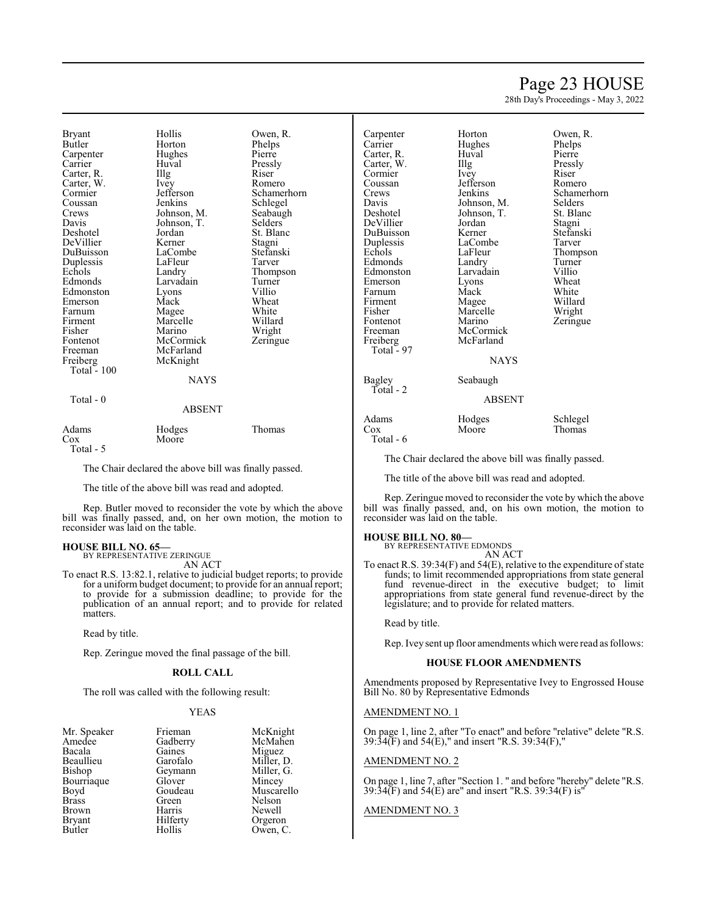| | | |
|---|---|---|
| Bryant | Hollis | Owen, R. |
| Butler | Horton | Phelps |
| Carpenter | Hughes | Pierre |
| Carrier | Huval | Pressly |
| Carter, R. | Illg | Riser |
| Carter, W. | Ivey | Romero |
| Cormier | Jefferson | Schamerhorn |
| Coussan | Jenkins | Schlegel |
| Crews | Johnson, M. | Seabaugh |
| Davis | Johnson, T. | Selders |
| Deshotel | Jordan | St. Blanc |
| DeVillier | Kerner | Stagni |
| DuBuisson | LaCombe | Stefanski |
| Duplessis | LaFleur | Tarver |
| Echols | Landry | Thompson |
| Edmonds | Larvadain | Turner |
| Edmonston | Lyons | Villio |
| Emerson | Mack | Wheat |
| Farnum | Magee | White |
| Firment | Marcelle | Willard |
| Fisher | Marino | Wright |
| Fontenot | McCormick | Zeringue |
| Freeman | McFarland | |
| Freiberg | McKnight | |

Total - 100

NAYS

Total - 0

ABSENT

| | | |
|---|---|---|
| Adams | Hodges | Thomas |
| Cox | Moore | |

Total - 5

The Chair declared the above bill was finally passed.

The title of the above bill was read and adopted.

Rep. Butler moved to reconsider the vote by which the above bill was finally passed, and, on her own motion, the motion to reconsider was laid on the table.

**HOUSE BILL NO. 65—**
BY REPRESENTATIVE ZERINGUE
AN ACT

To enact R.S. 13:82.1, relative to judicial budget reports; to provide for a uniform budget document; to provide for an annual report; to provide for a submission deadline; to provide for the publication of an annual report; and to provide for related matters.

Read by title.

Rep. Zeringue moved the final passage of the bill.

**ROLL CALL**

The roll was called with the following result:

YEAS

| | | |
|---|---|---|
| Mr. Speaker | Frieman | McKnight |
| Amedee | Gadberry | McMahen |
| Bacala | Gaines | Miguez |
| Beaullieu | Garofalo | Miller, D. |
| Bishop | Geymann | Miller, G. |
| Bourriaque | Glover | Mincey |
| Boyd | Goudeau | Muscarello |
| Brass | Green | Nelson |
| Brown | Harris | Newell |
| Bryant | Hilferty | Orgeron |
| Butler | Hollis | Owen, C. |
| Carpenter | Horton | Owen, R. |
| Carrier | Hughes | Phelps |
| Carter, R. | Huval | Pierre |
| Carter, W. | Illg | Pressly |
| Cormier | Ivey | Riser |
| Coussan | Jefferson | Romero |
| Crews | Jenkins | Schamerhorn |
| Davis | Johnson, M. | Selders |
| Deshotel | Johnson, T. | St. Blanc |
| DeVillier | Jordan | Stagni |
| DuBuisson | Kerner | Stefanski |
| Duplessis | LaCombe | Tarver |
| Echols | LaFleur | Thompson |
| Edmonds | Landry | Turner |
| Edmonston | Larvadain | Villio |
| Emerson | Lyons | Wheat |
| Farnum | Mack | White |
| Firment | Magee | Willard |
| Fisher | Marcelle | Wright |
| Fontenot | Marino | Zeringue |
| Freeman | McCormick | |
| Freiberg | McFarland | |

Total - 97

NAYS

| | |
|---|---|
| Bagley | Seabaugh |

Total - 2

ABSENT

| | | |
|---|---|---|
| Adams | Hodges | Schlegel |
| Cox | Moore | Thomas |

Total - 6

The Chair declared the above bill was finally passed.

The title of the above bill was read and adopted.

Rep. Zeringue moved to reconsider the vote by which the above bill was finally passed, and, on his own motion, the motion to reconsider was laid on the table.

**HOUSE BILL NO. 80—**
BY REPRESENTATIVE EDMONDS
AN ACT

To enact R.S. 39:34(F) and 54(E), relative to the expenditure of state funds; to limit recommended appropriations from state general fund revenue-direct in the executive budget; to limit appropriations from state general fund revenue-direct by the legislature; and to provide for related matters.

Read by title.

Rep. Ivey sent up floor amendments which were read as follows:

**HOUSE FLOOR AMENDMENTS**

Amendments proposed by Representative Ivey to Engrossed House Bill No. 80 by Representative Edmonds

AMENDMENT NO. 1

On page 1, line 2, after "To enact" and before "relative" delete "R.S. 39:34(F) and 54(E)," and insert "R.S. 39:34(F),"

AMENDMENT NO. 2

On page 1, line 7, after "Section 1. " and before "hereby" delete "R.S. 39:34(F) and 54(E) are" and insert "R.S. 39:34(F) is"

AMENDMENT NO. 3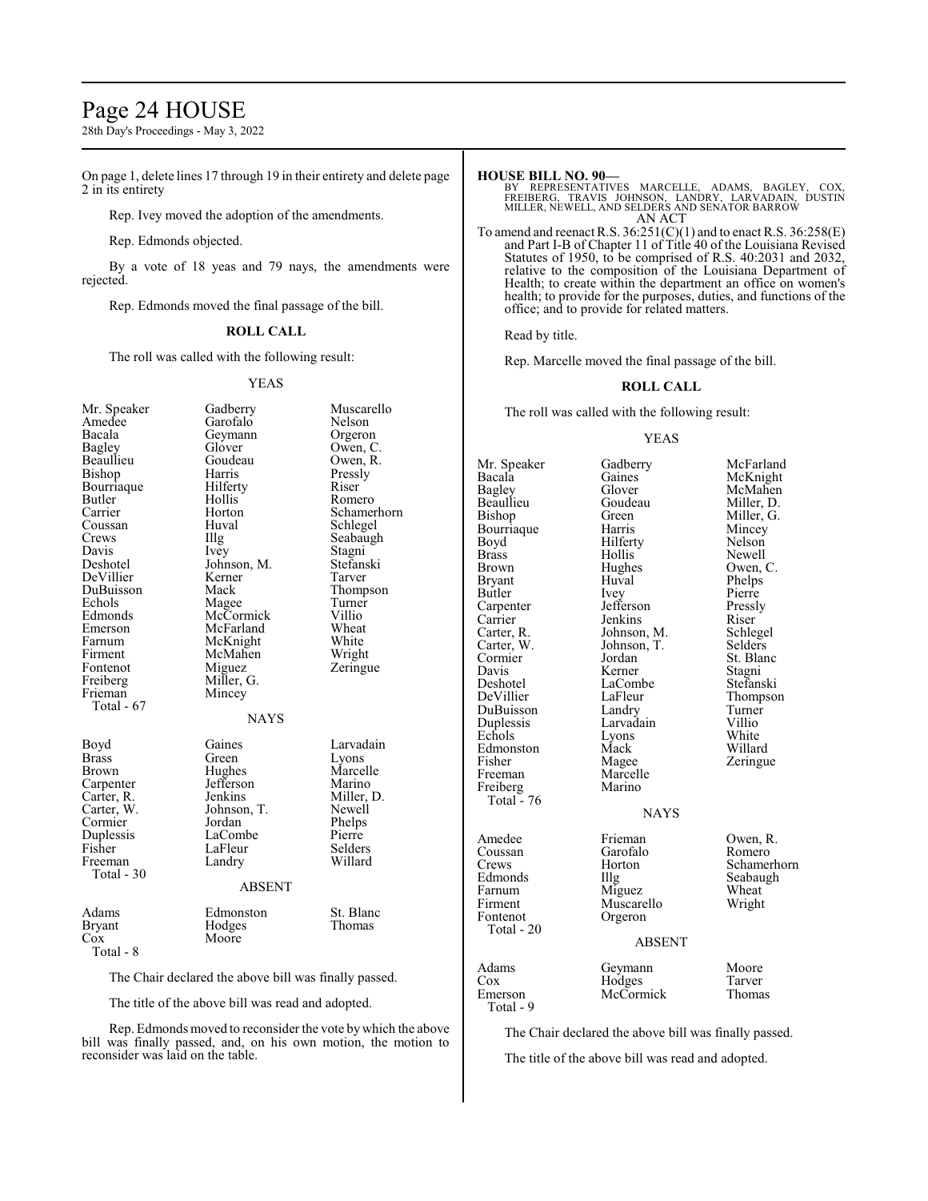On page 1, delete lines 17 through 19 in their entirety and delete page 2 in its entirety

Rep. Ivey moved the adoption of the amendments.

Rep. Edmonds objected.

By a vote of 18 yeas and 79 nays, the amendments were rejected.

Rep. Edmonds moved the final passage of the bill.

**ROLL CALL**

The roll was called with the following result:

YEAS

| | | |
|---|---|---|
| Mr. Speaker | Gadberry | Muscarello |
| Amedee | Garofalo | Nelson |
| Bacala | Geymann | Orgeron |
| Bagley | Glover | Owen, C. |
| Beaullieu | Goudeau | Owen, R. |
| Bishop | Harris | Pressly |
| Bourriaque | Hilferty | Riser |
| Butler | Hollis | Romero |
| Carrier | Horton | Schamerhorn |
| Coussan | Huval | Schlegel |
| Crews | Illg | Seabaugh |
| Davis | Ivey | Stagni |
| Deshotel | Johnson, M. | Stefanski |
| DeVillier | Kerner | Tarver |
| DuBuisson | Mack | Thompson |
| Echols | Magee | Turner |
| Edmonds | McCormick | Villio |
| Emerson | McFarland | Wheat |
| Farnum | McKnight | White |
| Firment | McMahen | Wright |
| Fontenot | Miguez | Zeringue |
| Freiberg | Miller, G. | |
| Frieman | Mincey | |
| Total - 67 | | |

NAYS

| | | |
|---|---|---|
| Boyd | Gaines | Larvadain |
| Brass | Green | Lyons |
| Brown | Hughes | Marcelle |
| Carpenter | Jefferson | Marino |
| Carter, R. | Jenkins | Miller, D. |
| Carter, W. | Johnson, T. | Newell |
| Cormier | Jordan | Phelps |
| Duplessis | LaCombe | Pierre |
| Fisher | LaFleur | Selders |
| Freeman | Landry | Willard |
| Total - 30 | | |

ABSENT

| | | |
|---|---|---|
| Adams | Edmonston | St. Blanc |
| Bryant | Hodges | Thomas |
| Cox | Moore | |
| Total - 8 | | |

The Chair declared the above bill was finally passed.

The title of the above bill was read and adopted.

Rep. Edmonds moved to reconsider the vote by which the above bill was finally passed, and, on his own motion, the motion to reconsider was laid on the table.

**HOUSE BILL NO. 90—**

BY REPRESENTATIVES MARCELLE, ADAMS, BAGLEY, COX, FREIBERG, TRAVIS JOHNSON, LANDRY, LARVADAIN, DUSTIN MILLER, NEWELL, AND SELDERS AND SENATOR BARROW

AN ACT

To amend and reenact R.S. 36:251(C)(1) and to enact R.S. 36:258(E) and Part I-B of Chapter 11 of Title 40 of the Louisiana Revised Statutes of 1950, to be comprised of R.S. 40:2031 and 2032, relative to the composition of the Louisiana Department of Health; to create within the department an office on women's health; to provide for the purposes, duties, and functions of the office; and to provide for related matters.

Read by title.

Rep. Marcelle moved the final passage of the bill.

**ROLL CALL**

The roll was called with the following result:

YEAS

| | | |
|---|---|---|
| Mr. Speaker | Gadberry | McFarland |
| Bacala | Gaines | McKnight |
| Bagley | Glover | McMahen |
| Beaullieu | Goudeau | Miller, D. |
| Bishop | Green | Miller, G. |
| Bourriaque | Harris | Mincey |
| Boyd | Hilferty | Nelson |
| Brass | Hollis | Newell |
| Brown | Hughes | Owen, C. |
| Bryant | Huval | Phelps |
| Butler | Ivey | Pierre |
| Carpenter | Jefferson | Pressly |
| Carrier | Jenkins | Riser |
| Carter, R. | Johnson, M. | Schlegel |
| Carter, W. | Johnson, T. | Selders |
| Cormier | Jordan | St. Blanc |
| Davis | Kerner | Stagni |
| Deshotel | LaCombe | Stefanski |
| DeVillier | LaFleur | Thompson |
| DuBuisson | Landry | Turner |
| Duplessis | Larvadain | Villio |
| Echols | Lyons | White |
| Edmonston | Mack | Willard |
| Fisher | Magee | Zeringue |
| Freeman | Marcelle | |
| Freiberg | Marino | |
| Total - 76 | | |

NAYS

| | | |
|---|---|---|
| Amedee | Frieman | Owen, R. |
| Coussan | Garofalo | Romero |
| Crews | Horton | Schamerhorn |
| Edmonds | Illg | Seabaugh |
| Farnum | Miguez | Wheat |
| Firment | Muscarello | Wright |
| Fontenot | Orgeron | |
| Total - 20 | | |

ABSENT

| | | |
|---|---|---|
| Adams | Geymann | Moore |
| Cox | Hodges | Tarver |
| Emerson | McCormick | Thomas |
| Total - 9 | | |

The Chair declared the above bill was finally passed.

The title of the above bill was read and adopted.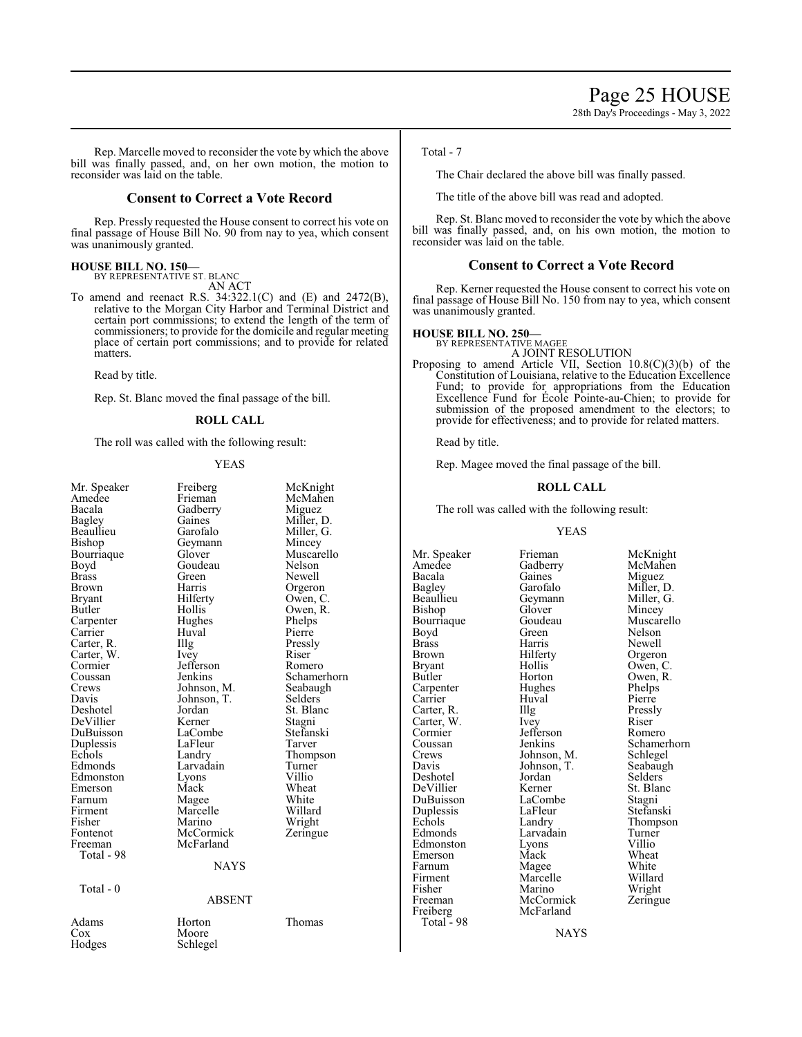Rep. Marcelle moved to reconsider the vote by which the above bill was finally passed, and, on her own motion, the motion to reconsider was laid on the table.

## Consent to Correct a Vote Record

Rep. Pressly requested the House consent to correct his vote on final passage of House Bill No. 90 from nay to yea, which consent was unanimously granted.

**HOUSE BILL NO. 150—**
BY REPRESENTATIVE ST. BLANC
AN ACT

To amend and reenact R.S. 34:322.1(C) and (E) and 2472(B), relative to the Morgan City Harbor and Terminal District and certain port commissions; to extend the length of the term of commissioners; to provide for the domicile and regular meeting place of certain port commissions; and to provide for related matters.

Read by title.

Rep. St. Blanc moved the final passage of the bill.

### ROLL CALL

The roll was called with the following result:

YEAS

| | | |
|---|---|---|
| Mr. Speaker | Freiberg | McKnight |
| Amedee | Frieman | McMahen |
| Bacala | Gadberry | Miguez |
| Bagley | Gaines | Miller, D. |
| Beaullieu | Garofalo | Miller, G. |
| Bishop | Geymann | Mincey |
| Bourriaque | Glover | Muscarello |
| Boyd | Goudeau | Nelson |
| Brass | Green | Newell |
| Brown | Harris | Orgeron |
| Bryant | Hilferty | Owen, C. |
| Butler | Hollis | Owen, R. |
| Carpenter | Hughes | Phelps |
| Carrier | Huval | Pierre |
| Carter, R. | Illg | Pressly |
| Carter, W. | Ivey | Riser |
| Cormier | Jefferson | Romero |
| Coussan | Jenkins | Schamerhorn |
| Crews | Johnson, M. | Seabaugh |
| Davis | Johnson, T. | Selders |
| Deshotel | Jordan | St. Blanc |
| DeVillier | Kerner | Stagni |
| DuBuisson | LaCombe | Stefanski |
| Duplessis | LaFleur | Tarver |
| Echols | Landry | Thompson |
| Edmonds | Larvadain | Turner |
| Edmonston | Lyons | Villio |
| Emerson | Mack | Wheat |
| Farnum | Magee | White |
| Firment | Marcelle | Willard |
| Fisher | Marino | Wright |
| Fontenot | McCormick | Zeringue |
| Freeman | McFarland | |

Total - 98

NAYS

Total - 0

ABSENT

| | | |
|---|---|---|
| Adams | Horton | Thomas |
| Cox | Moore | |
| Hodges | Schlegel | |

Total - 7

The Chair declared the above bill was finally passed.

The title of the above bill was read and adopted.

Rep. St. Blanc moved to reconsider the vote by which the above bill was finally passed, and, on his own motion, the motion to reconsider was laid on the table.

## Consent to Correct a Vote Record

Rep. Kerner requested the House consent to correct his vote on final passage of House Bill No. 150 from nay to yea, which consent was unanimously granted.

**HOUSE BILL NO. 250—**
BY REPRESENTATIVE MAGEE
A JOINT RESOLUTION

Proposing to amend Article VII, Section 10.8(C)(3)(b) of the Constitution of Louisiana, relative to the Education Excellence Fund; to provide for appropriations from the Education Excellence Fund for École Pointe-au-Chien; to provide for submission of the proposed amendment to the electors; to provide for effectiveness; and to provide for related matters.

Read by title.

Rep. Magee moved the final passage of the bill.

### ROLL CALL

The roll was called with the following result:

YEAS

| | | |
|---|---|---|
| Mr. Speaker | Frieman | McKnight |
| Amedee | Gadberry | McMahen |
| Bacala | Gaines | Miguez |
| Bagley | Garofalo | Miller, D. |
| Beaullieu | Geymann | Miller, G. |
| Bishop | Glover | Mincey |
| Bourriaque | Goudeau | Muscarello |
| Boyd | Green | Nelson |
| Brass | Harris | Newell |
| Brown | Hilferty | Orgeron |
| Bryant | Hollis | Owen, C. |
| Butler | Horton | Owen, R. |
| Carpenter | Hughes | Phelps |
| Carrier | Huval | Pierre |
| Carter, R. | Illg | Pressly |
| Carter, W. | Ivey | Riser |
| Cormier | Jefferson | Romero |
| Coussan | Jenkins | Schamerhorn |
| Crews | Johnson, M. | Schlegel |
| Davis | Johnson, T. | Seabaugh |
| Deshotel | Jordan | Selders |
| DeVillier | Kerner | St. Blanc |
| DuBuisson | LaCombe | Stagni |
| Duplessis | LaFleur | Stefanski |
| Echols | Landry | Thompson |
| Edmonds | Larvadain | Turner |
| Edmonston | Lyons | Villio |
| Emerson | Mack | Wheat |
| Farnum | Magee | White |
| Firment | Marcelle | Willard |
| Fisher | Marino | Wright |
| Freeman | McCormick | Zeringue |
| Freiberg | McFarland | |

Total - 98

NAYS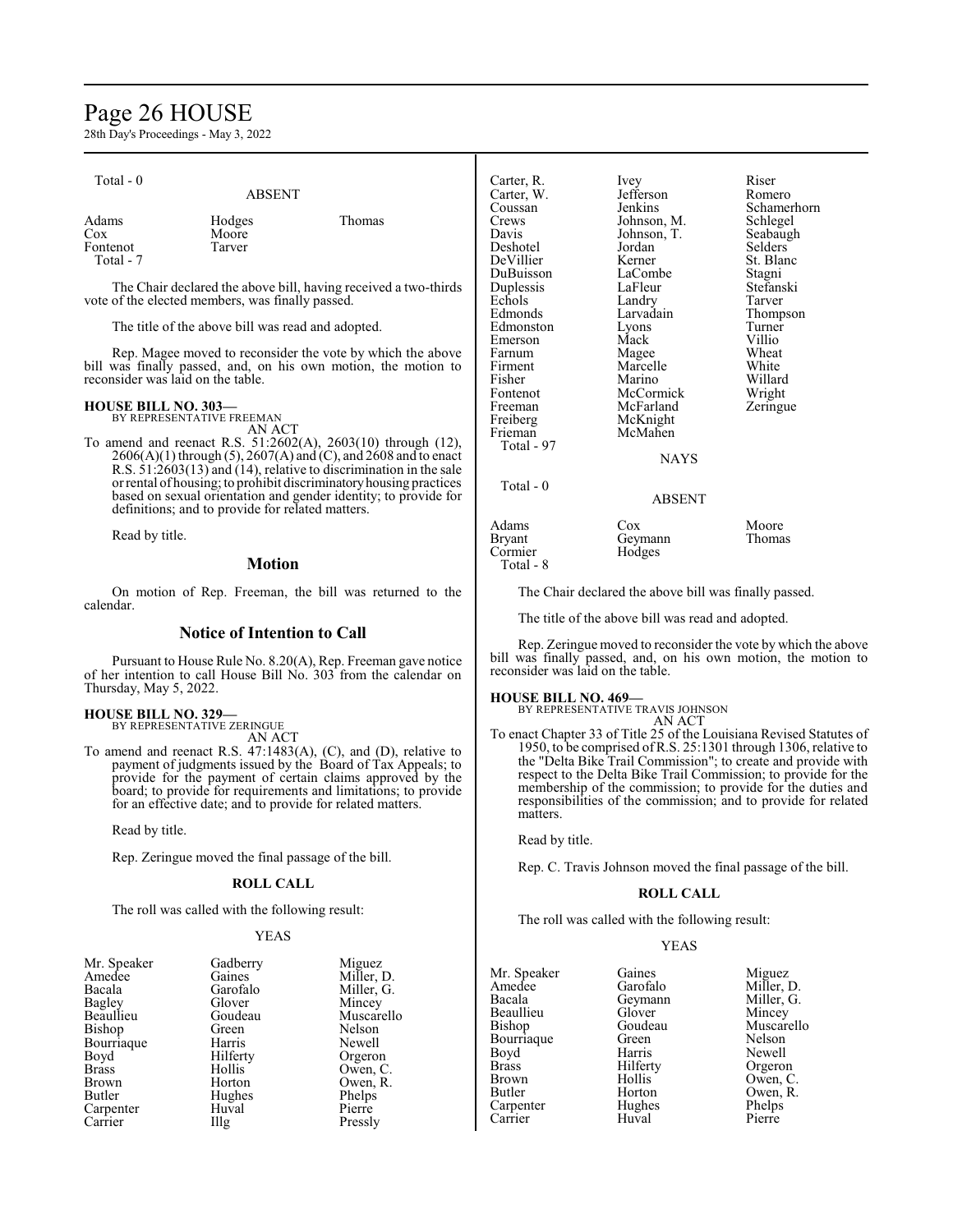Total - 0

ABSENT

| | | |
|---|---|---|
| Adams | Hodges | Thomas |
| Cox | Moore | |
| Fontenot | Tarver | |
| Total - 7 | | |

The Chair declared the above bill, having received a two-thirds vote of the elected members, was finally passed.

The title of the above bill was read and adopted.

Rep. Magee moved to reconsider the vote by which the above bill was finally passed, and, on his own motion, the motion to reconsider was laid on the table.

**HOUSE BILL NO. 303—**
BY REPRESENTATIVE FREEMAN
AN ACT

To amend and reenact R.S. 51:2602(A), 2603(10) through (12), 2606(A)(1) through (5), 2607(A) and (C), and 2608 and to enact R.S. 51:2603(13) and (14), relative to discrimination in the sale or rental of housing; to prohibit discriminatory housing practices based on sexual orientation and gender identity; to provide for definitions; and to provide for related matters.

Read by title.

## Motion

On motion of Rep. Freeman, the bill was returned to the calendar.

## Notice of Intention to Call

Pursuant to House Rule No. 8.20(A), Rep. Freeman gave notice of her intention to call House Bill No. 303 from the calendar on Thursday, May 5, 2022.

**HOUSE BILL NO. 329—**
BY REPRESENTATIVE ZERINGUE
AN ACT

To amend and reenact R.S. 47:1483(A), (C), and (D), relative to payment of judgments issued by the Board of Tax Appeals; to provide for the payment of certain claims approved by the board; to provide for requirements and limitations; to provide for an effective date; and to provide for related matters.

Read by title.

Rep. Zeringue moved the final passage of the bill.

**ROLL CALL**

The roll was called with the following result:

YEAS

| | | |
|---|---|---|
| Mr. Speaker | Gadberry | Miguez |
| Amedee | Gaines | Miller, D. |
| Bacala | Garofalo | Miller, G. |
| Bagley | Glover | Mincey |
| Beaullieu | Goudeau | Muscarello |
| Bishop | Green | Nelson |
| Bourriaque | Harris | Newell |
| Boyd | Hilferty | Orgeron |
| Brass | Hollis | Owen, C. |
| Brown | Horton | Owen, R. |
| Butler | Hughes | Phelps |
| Carpenter | Huval | Pierre |
| Carrier | Illg | Pressly |
| Carter, R. | Ivey | Riser |
| Carter, W. | Jefferson | Romero |
| Coussan | Jenkins | Schamerhorn |
| Crews | Johnson, M. | Schlegel |
| Davis | Johnson, T. | Seabaugh |
| Deshotel | Jordan | Selders |
| DeVillier | Kerner | St. Blanc |
| DuBuisson | LaCombe | Stagni |
| Duplessis | LaFleur | Stefanski |
| Echols | Landry | Tarver |
| Edmonds | Larvadain | Thompson |
| Edmonston | Lyons | Turner |
| Emerson | Mack | Villio |
| Farnum | Magee | Wheat |
| Firment | Marcelle | White |
| Fisher | Marino | Willard |
| Fontenot | McCormick | Wright |
| Freeman | McFarland | Zeringue |
| Freiberg | McKnight | |
| Frieman | McMahen | |
| Total - 97 | | |

NAYS

Total - 0

ABSENT

| | | |
|---|---|---|
| Adams | Cox | Moore |
| Bryant | Geymann | Thomas |
| Cormier | Hodges | |
| Total - 8 | | |

The Chair declared the above bill was finally passed.

The title of the above bill was read and adopted.

Rep. Zeringue moved to reconsider the vote by which the above bill was finally passed, and, on his own motion, the motion to reconsider was laid on the table.

**HOUSE BILL NO. 469—**
BY REPRESENTATIVE TRAVIS JOHNSON
AN ACT

To enact Chapter 33 of Title 25 of the Louisiana Revised Statutes of 1950, to be comprised of R.S. 25:1301 through 1306, relative to the "Delta Bike Trail Commission"; to create and provide with respect to the Delta Bike Trail Commission; to provide for the membership of the commission; to provide for the duties and responsibilities of the commission; and to provide for related matters.

Read by title.

Rep. C. Travis Johnson moved the final passage of the bill.

**ROLL CALL**

The roll was called with the following result:

YEAS

| | | |
|---|---|---|
| Mr. Speaker | Gaines | Miguez |
| Amedee | Garofalo | Miller, D. |
| Bacala | Geymann | Miller, G. |
| Beaullieu | Glover | Mincey |
| Bishop | Goudeau | Muscarello |
| Bourriaque | Green | Nelson |
| Boyd | Harris | Newell |
| Brass | Hilferty | Orgeron |
| Brown | Hollis | Owen, C. |
| Butler | Horton | Owen, R. |
| Carpenter | Hughes | Phelps |
| Carrier | Huval | Pierre |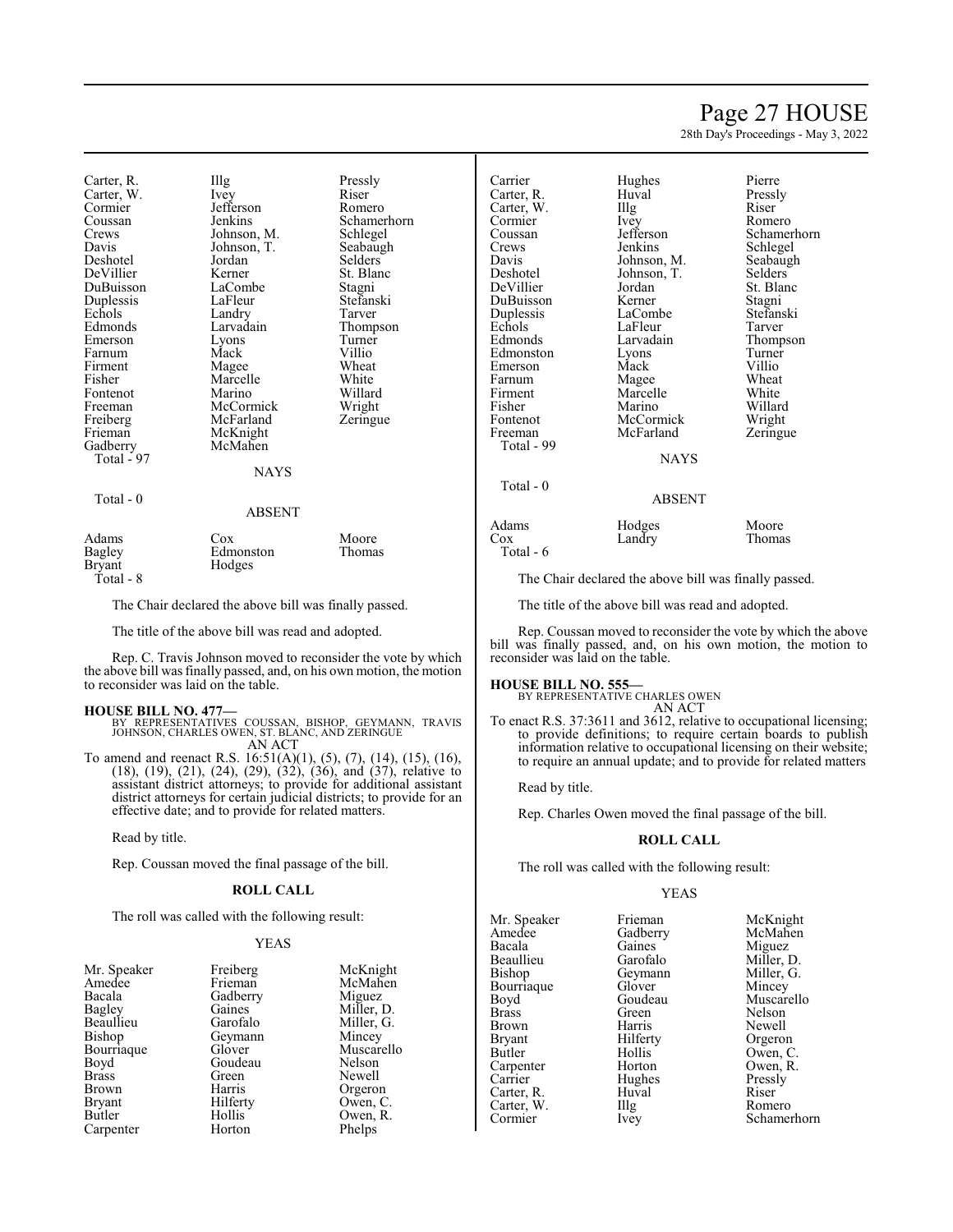| | | |
|---|---|---|
| Carter, R. | Illg | Pressly |
| Carter, W. | Ivey | Riser |
| Cormier | Jefferson | Romero |
| Coussan | Jenkins | Schamerhorn |
| Crews | Johnson, M. | Schlegel |
| Davis | Johnson, T. | Seabaugh |
| Deshotel | Jordan | Selders |
| DeVillier | Kerner | St. Blanc |
| DuBuisson | LaCombe | Stagni |
| Duplessis | LaFleur | Stefanski |
| Echols | Landry | Tarver |
| Edmonds | Larvadain | Thompson |
| Emerson | Lyons | Turner |
| Farnum | Mack | Villio |
| Firment | Magee | Wheat |
| Fisher | Marcelle | White |
| Fontenot | Marino | Willard |
| Freeman | McCormick | Wright |
| Freiberg | McFarland | Zeringue |
| Frieman | McKnight | |
| Gadberry | McMahen | |

Total - 97

NAYS

Total - 0

ABSENT

| | | |
|---|---|---|
| Adams | Cox | Moore |
| Bagley | Edmonston | Thomas |
| Bryant | Hodges | |

Total - 8

The Chair declared the above bill was finally passed.

The title of the above bill was read and adopted.

Rep. C. Travis Johnson moved to reconsider the vote by which the above bill was finally passed, and, on his own motion, the motion to reconsider was laid on the table.

**HOUSE BILL NO. 477—**
BY REPRESENTATIVES COUSSAN, BISHOP, GEYMANN, TRAVIS JOHNSON, CHARLES OWEN, ST. BLANC, AND ZERINGUE
AN ACT

To amend and reenact R.S. 16:51(A)(1), (5), (7), (14), (15), (16), (18), (19), (21), (24), (29), (32), (36), and (37), relative to assistant district attorneys; to provide for additional assistant district attorneys for certain judicial districts; to provide for an effective date; and to provide for related matters.

Read by title.

Rep. Coussan moved the final passage of the bill.

**ROLL CALL**

The roll was called with the following result:

YEAS

| | | |
|---|---|---|
| Mr. Speaker | Freiberg | McKnight |
| Amedee | Frieman | McMahen |
| Bacala | Gadberry | Miguez |
| Bagley | Gaines | Miller, D. |
| Beaullieu | Garofalo | Miller, G. |
| Bishop | Geymann | Mincey |
| Bourriaque | Glover | Muscarello |
| Boyd | Goudeau | Nelson |
| Brass | Green | Newell |
| Brown | Harris | Orgeron |
| Bryant | Hilferty | Owen, C. |
| Butler | Hollis | Owen, R. |
| Carpenter | Horton | Phelps |
| Carrier | Hughes | Pierre |
| Carter, R. | Huval | Pressly |
| Carter, W. | Illg | Riser |
| Cormier | Ivey | Romero |
| Coussan | Jefferson | Schamerhorn |
| Crews | Jenkins | Schlegel |
| Davis | Johnson, M. | Seabaugh |
| Deshotel | Johnson, T. | Selders |
| DeVillier | Jordan | St. Blanc |
| DuBuisson | Kerner | Stagni |
| Duplessis | LaCombe | Stefanski |
| Echols | LaFleur | Tarver |
| Edmonds | Larvadain | Thompson |
| Edmonston | Lyons | Turner |
| Emerson | Mack | Villio |
| Farnum | Magee | Wheat |
| Firment | Marcelle | White |
| Fisher | Marino | Willard |
| Fontenot | McCormick | Wright |
| Freeman | McFarland | Zeringue |

Total - 99

NAYS

Total - 0

ABSENT

| | | |
|---|---|---|
| Adams | Hodges | Moore |
| Cox | Landry | Thomas |

Total - 6

The Chair declared the above bill was finally passed.

The title of the above bill was read and adopted.

Rep. Coussan moved to reconsider the vote by which the above bill was finally passed, and, on his own motion, the motion to reconsider was laid on the table.

**HOUSE BILL NO. 555—**
BY REPRESENTATIVE CHARLES OWEN
AN ACT

To enact R.S. 37:3611 and 3612, relative to occupational licensing; to provide definitions; to require certain boards to publish information relative to occupational licensing on their website; to require an annual update; and to provide for related matters

Read by title.

Rep. Charles Owen moved the final passage of the bill.

**ROLL CALL**

The roll was called with the following result:

YEAS

| | | |
|---|---|---|
| Mr. Speaker | Frieman | McKnight |
| Amedee | Gadberry | McMahen |
| Bacala | Gaines | Miguez |
| Beaullieu | Garofalo | Miller, D. |
| Bishop | Geymann | Miller, G. |
| Bourriaque | Glover | Mincey |
| Boyd | Goudeau | Muscarello |
| Brass | Green | Nelson |
| Brown | Harris | Newell |
| Bryant | Hilferty | Orgeron |
| Butler | Hollis | Owen, C. |
| Carpenter | Horton | Owen, R. |
| Carrier | Hughes | Pressly |
| Carter, R. | Huval | Riser |
| Carter, W. | Illg | Romero |
| Cormier | Ivey | Schamerhorn |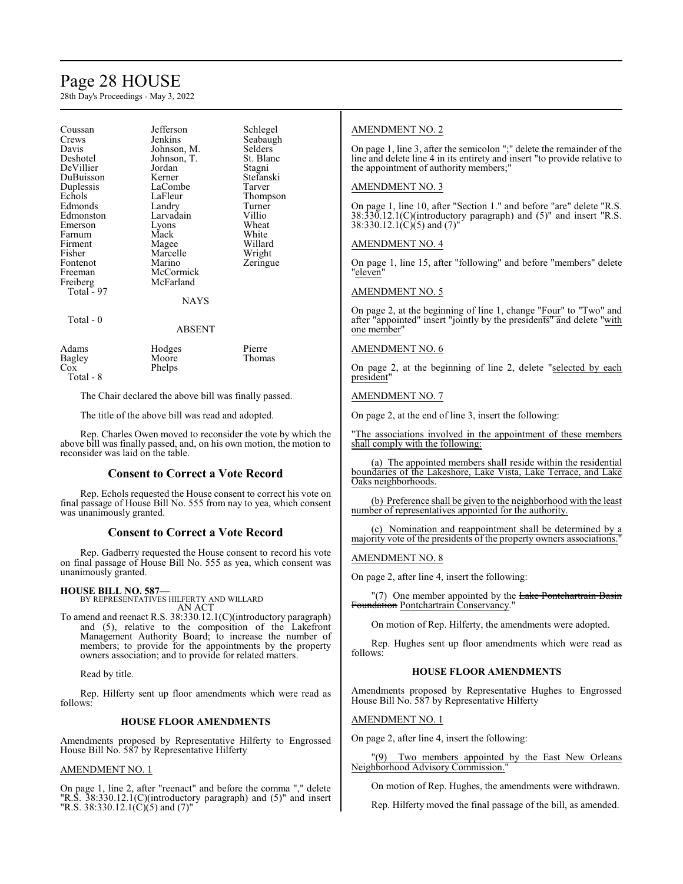| Coussan | Jefferson | Schlegel |
|---|---|---|
| Crews | Jenkins | Seabaugh |
| Davis | Johnson, M. | Selders |
| Deshotel | Johnson, T. | St. Blanc |
| DeVillier | Jordan | Stagni |
| DuBuisson | Kerner | Stefanski |
| Duplessis | LaCombe | Tarver |
| Echols | LaFleur | Thompson |
| Edmonds | Landry | Turner |
| Edmonston | Larvadain | Villio |
| Emerson | Lyons | Wheat |
| Farnum | Mack | White |
| Firment | Magee | Willard |
| Fisher | Marcelle | Wright |
| Fontenot | Marino | Zeringue |
| Freeman | McCormick | |
| Freiberg | McFarland | |

Total - 97

NAYS

Total - 0

ABSENT

| Adams | Hodges | Pierre |
|---|---|---|
| Bagley | Moore | Thomas |
| Cox | Phelps | |

Total - 8

The Chair declared the above bill was finally passed.

The title of the above bill was read and adopted.

Rep. Charles Owen moved to reconsider the vote by which the above bill was finally passed, and, on his own motion, the motion to reconsider was laid on the table.

## Consent to Correct a Vote Record

Rep. Echols requested the House consent to correct his vote on final passage of House Bill No. 555 from nay to yea, which consent was unanimously granted.

## Consent to Correct a Vote Record

Rep. Gadberry requested the House consent to record his vote on final passage of House Bill No. 555 as yea, which consent was unanimously granted.

**HOUSE BILL NO. 587—**
BY REPRESENTATIVES HILFERTY AND WILLARD
AN ACT

To amend and reenact R.S. 38:330.12.1(C)(introductory paragraph) and (5), relative to the composition of the Lakefront Management Authority Board; to increase the number of members; to provide for the appointments by the property owners association; and to provide for related matters.

Read by title.

Rep. Hilferty sent up floor amendments which were read as follows:

**HOUSE FLOOR AMENDMENTS**

Amendments proposed by Representative Hilferty to Engrossed House Bill No. 587 by Representative Hilferty

AMENDMENT NO. 1

On page 1, line 2, after "reenact" and before the comma "," delete "R.S. 38:330.12.1(C)(introductory paragraph) and (5)" and insert "R.S. 38:330.12.1(C)(5) and (7)"

AMENDMENT NO. 2

On page 1, line 3, after the semicolon ";" delete the remainder of the line and delete line 4 in its entirety and insert "to provide relative to the appointment of authority members;"

AMENDMENT NO. 3

On page 1, line 10, after "Section 1." and before "are" delete "R.S. 38:330.12.1(C)(introductory paragraph) and (5)" and insert "R.S. 38:330.12.1(C)(5) and (7)"

AMENDMENT NO. 4

On page 1, line 15, after "following" and before "members" delete "eleven"

AMENDMENT NO. 5

On page 2, at the beginning of line 1, change "Four" to "Two" and after "appointed" insert "jointly by the presidents" and delete "with one member"

AMENDMENT NO. 6

On page 2, at the beginning of line 2, delete "selected by each president"

AMENDMENT NO. 7

On page 2, at the end of line 3, insert the following:

"The associations involved in the appointment of these members shall comply with the following:

(a) The appointed members shall reside within the residential boundaries of the Lakeshore, Lake Vista, Lake Terrace, and Lake Oaks neighborhoods.

(b) Preference shall be given to the neighborhood with the least number of representatives appointed for the authority.

(c) Nomination and reappointment shall be determined by a majority vote of the presidents of the property owners associations."

AMENDMENT NO. 8

On page 2, after line 4, insert the following:

"(7) One member appointed by the ~~Lake Pontchartrain Basin Foundation~~ Pontchartrain Conservancy."

On motion of Rep. Hilferty, the amendments were adopted.

Rep. Hughes sent up floor amendments which were read as follows:

**HOUSE FLOOR AMENDMENTS**

Amendments proposed by Representative Hughes to Engrossed House Bill No. 587 by Representative Hilferty

AMENDMENT NO. 1

On page 2, after line 4, insert the following:

"(9) Two members appointed by the East New Orleans Neighborhood Advisory Commission."

On motion of Rep. Hughes, the amendments were withdrawn.

Rep. Hilferty moved the final passage of the bill, as amended.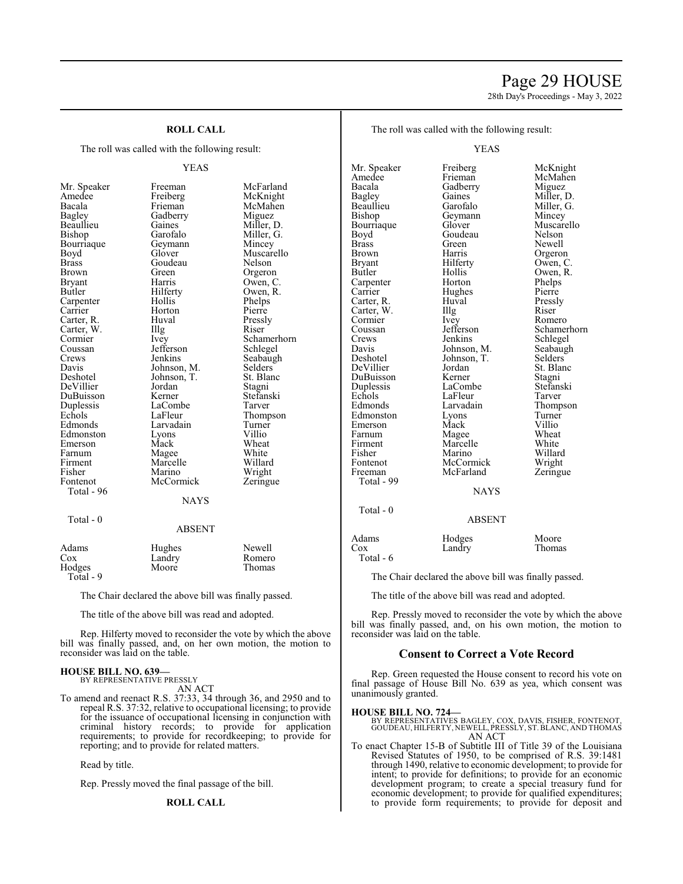**ROLL CALL**

The roll was called with the following result:

YEAS

| | | |
|---|---|---|
| Mr. Speaker | Freeman | McFarland |
| Amedee | Freiberg | McKnight |
| Bacala | Frieman | McMahen |
| Bagley | Gadberry | Miguez |
| Beaullieu | Gaines | Miller, D. |
| Bishop | Garofalo | Miller, G. |
| Bourriaque | Geymann | Mincey |
| Boyd | Glover | Muscarello |
| Brass | Goudeau | Nelson |
| Brown | Green | Orgeron |
| Bryant | Harris | Owen, C. |
| Butler | Hilferty | Owen, R. |
| Carpenter | Hollis | Phelps |
| Carrier | Horton | Pierre |
| Carter, R. | Huval | Pressly |
| Carter, W. | Illg | Riser |
| Cormier | Ivey | Schamerhorn |
| Coussan | Jefferson | Schlegel |
| Crews | Jenkins | Seabaugh |
| Davis | Johnson, M. | Selders |
| Deshotel | Johnson, T. | St. Blanc |
| DeVillier | Jordan | Stagni |
| DuBuisson | Kerner | Stefanski |
| Duplessis | LaCombe | Tarver |
| Echols | LaFleur | Thompson |
| Edmonds | Larvadain | Turner |
| Edmonston | Lyons | Villio |
| Emerson | Mack | Wheat |
| Farnum | Magee | White |
| Firment | Marcelle | Willard |
| Fisher | Marino | Wright |
| Fontenot | McCormick | Zeringue |

Total - 96

NAYS

Total - 0

ABSENT

| | | |
|---|---|---|
| Adams | Hughes | Newell |
| Cox | Landry | Romero |
| Hodges | Moore | Thomas |

Total - 9

The Chair declared the above bill was finally passed.

The title of the above bill was read and adopted.

Rep. Hilferty moved to reconsider the vote by which the above bill was finally passed, and, on her own motion, the motion to reconsider was laid on the table.

**HOUSE BILL NO. 639—**
BY REPRESENTATIVE PRESSLY
AN ACT

To amend and reenact R.S. 37:33, 34 through 36, and 2950 and to repeal R.S. 37:32, relative to occupational licensing; to provide for the issuance of occupational licensing in conjunction with criminal history records; to provide for application requirements; to provide for recordkeeping; to provide for reporting; and to provide for related matters.

Read by title.

Rep. Pressly moved the final passage of the bill.

**ROLL CALL**

The roll was called with the following result:

YEAS

| | | |
|---|---|---|
| Mr. Speaker | Freiberg | McKnight |
| Amedee | Frieman | McMahen |
| Bacala | Gadberry | Miguez |
| Bagley | Gaines | Miller, D. |
| Beaullieu | Garofalo | Miller, G. |
| Bishop | Geymann | Mincey |
| Bourriaque | Glover | Muscarello |
| Boyd | Goudeau | Nelson |
| Brass | Green | Newell |
| Brown | Harris | Orgeron |
| Bryant | Hilferty | Owen, C. |
| Butler | Hollis | Owen, R. |
| Carpenter | Horton | Phelps |
| Carrier | Hughes | Pierre |
| Carter, R. | Huval | Pressly |
| Carter, W. | Illg | Riser |
| Cormier | Ivey | Romero |
| Coussan | Jefferson | Schamerhorn |
| Crews | Jenkins | Schlegel |
| Davis | Johnson, M. | Seabaugh |
| Deshotel | Johnson, T. | Selders |
| DeVillier | Jordan | St. Blanc |
| DuBuisson | Kerner | Stagni |
| Duplessis | LaCombe | Stefanski |
| Echols | LaFleur | Tarver |
| Edmonds | Larvadain | Thompson |
| Edmonston | Lyons | Turner |
| Emerson | Mack | Villio |
| Farnum | Magee | Wheat |
| Firment | Marcelle | White |
| Fisher | Marino | Willard |
| Fontenot | McCormick | Wright |
| Freeman | McFarland | Zeringue |

Total - 99

NAYS

Total - 0

ABSENT

| | | |
|---|---|---|
| Adams | Hodges | Moore |
| Cox | Landry | Thomas |

Total - 6

The Chair declared the above bill was finally passed.

The title of the above bill was read and adopted.

Rep. Pressly moved to reconsider the vote by which the above bill was finally passed, and, on his own motion, the motion to reconsider was laid on the table.

## Consent to Correct a Vote Record

Rep. Green requested the House consent to record his vote on final passage of House Bill No. 639 as yea, which consent was unanimously granted.

**HOUSE BILL NO. 724—**
BY REPRESENTATIVES BAGLEY, COX, DAVIS, FISHER, FONTENOT, GOUDEAU, HILFERTY, NEWELL, PRESSLY, ST. BLANC, AND THOMAS
AN ACT

To enact Chapter 15-B of Subtitle III of Title 39 of the Louisiana Revised Statutes of 1950, to be comprised of R.S. 39:1481 through 1490, relative to economic development; to provide for intent; to provide for definitions; to provide for an economic development program; to create a special treasury fund for economic development; to provide for qualified expenditures; to provide form requirements; to provide for deposit and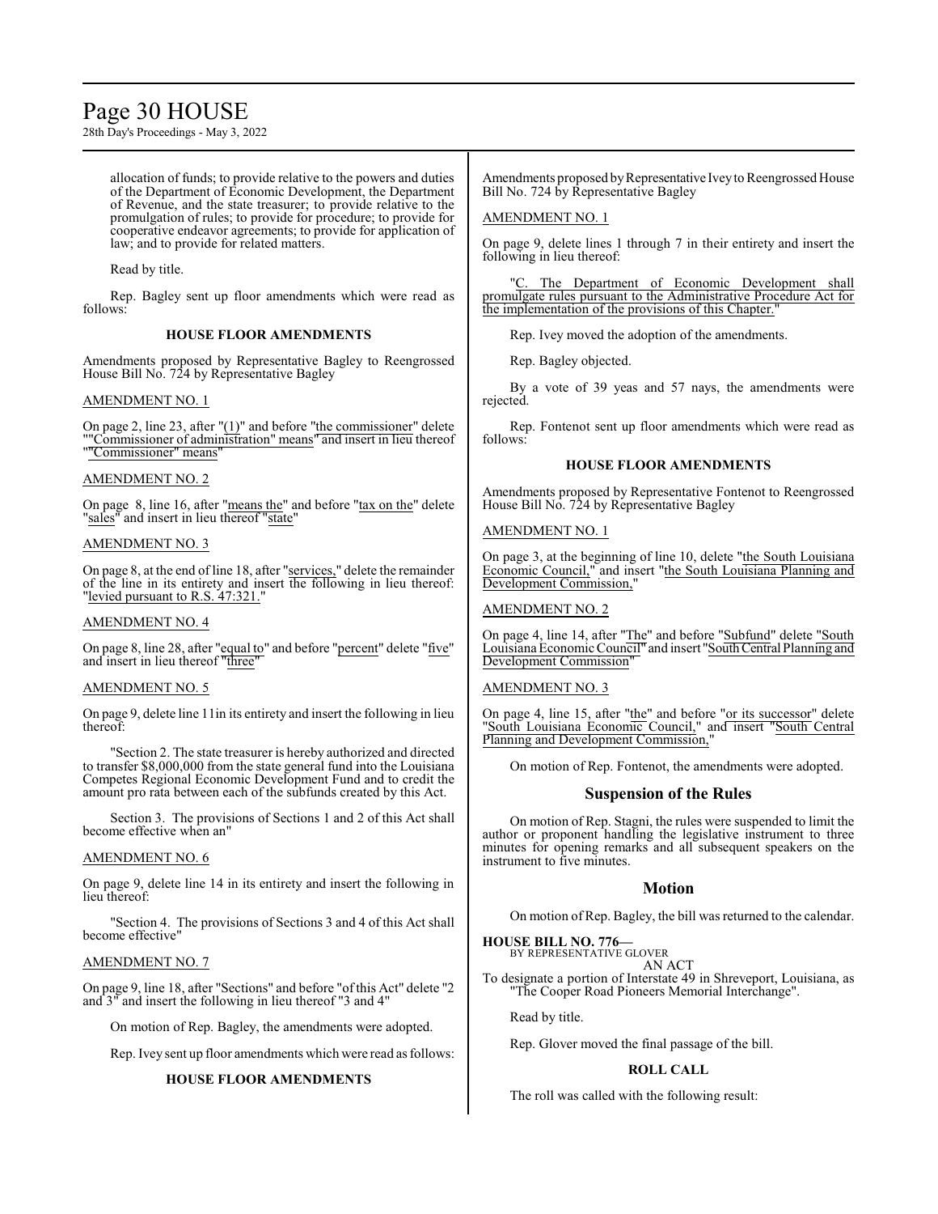allocation of funds; to provide relative to the powers and duties of the Department of Economic Development, the Department of Revenue, and the state treasurer; to provide relative to the promulgation of rules; to provide for procedure; to provide for cooperative endeavor agreements; to provide for application of law; and to provide for related matters.

Read by title.

Rep. Bagley sent up floor amendments which were read as follows:

### HOUSE FLOOR AMENDMENTS

Amendments proposed by Representative Bagley to Reengrossed House Bill No. 724 by Representative Bagley

AMENDMENT NO. 1

On page 2, line 23, after "(1)" and before "the commissioner" delete ""Commissioner of administration" means" and insert in lieu thereof ""Commissioner" means"

AMENDMENT NO. 2

On page 8, line 16, after "means the" and before "tax on the" delete "sales" and insert in lieu thereof "state"

AMENDMENT NO. 3

On page 8, at the end of line 18, after "services," delete the remainder of the line in its entirety and insert the following in lieu thereof: "levied pursuant to R.S. 47:321."

AMENDMENT NO. 4

On page 8, line 28, after "equal to" and before "percent" delete "five" and insert in lieu thereof "three"

AMENDMENT NO. 5

On page 9, delete line 11in its entirety and insert the following in lieu thereof:

"Section 2. The state treasurer is hereby authorized and directed to transfer $8,000,000 from the state general fund into the Louisiana Competes Regional Economic Development Fund and to credit the amount pro rata between each of the subfunds created by this Act.

Section 3. The provisions of Sections 1 and 2 of this Act shall become effective when an"

AMENDMENT NO. 6

On page 9, delete line 14 in its entirety and insert the following in lieu thereof:

"Section 4. The provisions of Sections 3 and 4 of this Act shall become effective"

AMENDMENT NO. 7

On page 9, line 18, after "Sections" and before "of this Act" delete "2 and 3" and insert the following in lieu thereof "3 and 4"

On motion of Rep. Bagley, the amendments were adopted.

Rep. Ivey sent up floor amendments which were read as follows:

### HOUSE FLOOR AMENDMENTS

Amendments proposed by Representative Ivey to Reengrossed House Bill No. 724 by Representative Bagley

AMENDMENT NO. 1

On page 9, delete lines 1 through 7 in their entirety and insert the following in lieu thereof:

"C. The Department of Economic Development shall promulgate rules pursuant to the Administrative Procedure Act for the implementation of the provisions of this Chapter."

Rep. Ivey moved the adoption of the amendments.

Rep. Bagley objected.

By a vote of 39 yeas and 57 nays, the amendments were rejected.

Rep. Fontenot sent up floor amendments which were read as follows:

### HOUSE FLOOR AMENDMENTS

Amendments proposed by Representative Fontenot to Reengrossed House Bill No. 724 by Representative Bagley

AMENDMENT NO. 1

On page 3, at the beginning of line 10, delete "the South Louisiana Economic Council," and insert "the South Louisiana Planning and Development Commission,"

AMENDMENT NO. 2

On page 4, line 14, after "The" and before "Subfund" delete "South Louisiana Economic Council" and insert "South Central Planning and Development Commission"

AMENDMENT NO. 3

On page 4, line 15, after "the" and before "or its successor" delete "South Louisiana Economic Council," and insert "South Central Planning and Development Commission,"

On motion of Rep. Fontenot, the amendments were adopted.

## Suspension of the Rules

On motion of Rep. Stagni, the rules were suspended to limit the author or proponent handling the legislative instrument to three minutes for opening remarks and all subsequent speakers on the instrument to five minutes.

## Motion

On motion of Rep. Bagley, the bill was returned to the calendar.

**HOUSE BILL NO. 776—**
BY REPRESENTATIVE GLOVER
AN ACT
To designate a portion of Interstate 49 in Shreveport, Louisiana, as "The Cooper Road Pioneers Memorial Interchange".

Read by title.

Rep. Glover moved the final passage of the bill.

### ROLL CALL

The roll was called with the following result: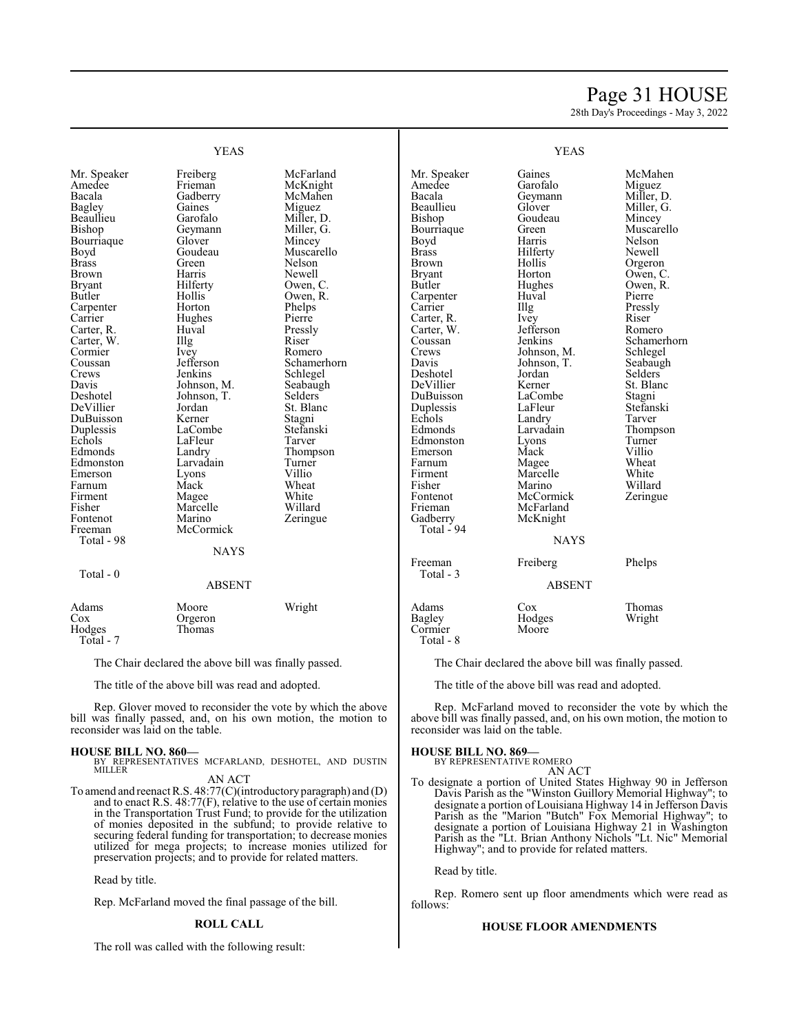YEAS

| | | |
|---|---|---|
| Mr. Speaker | Freiberg | McFarland |
| Amedee | Frieman | McKnight |
| Bacala | Gadberry | McMahen |
| Bagley | Gaines | Miguez |
| Beaullieu | Garofalo | Miller, D. |
| Bishop | Geymann | Miller, G. |
| Bourriaque | Glover | Mincey |
| Boyd | Goudeau | Muscarello |
| Brass | Green | Nelson |
| Brown | Harris | Newell |
| Bryant | Hilferty | Owen, C. |
| Butler | Hollis | Owen, R. |
| Carpenter | Horton | Phelps |
| Carrier | Hughes | Pierre |
| Carter, R. | Huval | Pressly |
| Carter, W. | Illg | Riser |
| Cormier | Ivey | Romero |
| Coussan | Jefferson | Schamerhorn |
| Crews | Jenkins | Schlegel |
| Davis | Johnson, M. | Seabaugh |
| Deshotel | Johnson, T. | Selders |
| DeVillier | Jordan | St. Blanc |
| DuBuisson | Kerner | Stagni |
| Duplessis | LaCombe | Stefanski |
| Echols | LaFleur | Tarver |
| Edmonds | Landry | Thompson |
| Edmonston | Larvadain | Turner |
| Emerson | Lyons | Villio |
| Farnum | Mack | Wheat |
| Firment | Magee | White |
| Fisher | Marcelle | Willard |
| Fontenot | Marino | Zeringue |
| Freeman | McCormick | |
| Total - 98 | | |

NAYS

Total - 0

ABSENT

| | | |
|---|---|---|
| Adams | Moore | Wright |
| Cox | Orgeron | |
| Hodges | Thomas | |
| Total - 7 | | |

The Chair declared the above bill was finally passed.

The title of the above bill was read and adopted.

Rep. Glover moved to reconsider the vote by which the above bill was finally passed, and, on his own motion, the motion to reconsider was laid on the table.

**HOUSE BILL NO. 860—**
BY REPRESENTATIVES MCFARLAND, DESHOTEL, AND DUSTIN MILLER

AN ACT

To amend and reenact R.S. 48:77(C)(introductory paragraph) and (D) and to enact R.S. 48:77(F), relative to the use of certain monies in the Transportation Trust Fund; to provide for the utilization of monies deposited in the subfund; to provide relative to securing federal funding for transportation; to decrease monies utilized for mega projects; to increase monies utilized for preservation projects; and to provide for related matters.

Read by title.

Rep. McFarland moved the final passage of the bill.

**ROLL CALL**

The roll was called with the following result:

YEAS

| | | |
|---|---|---|
| Mr. Speaker | Gaines | McMahen |
| Amedee | Garofalo | Miguez |
| Bacala | Geymann | Miller, D. |
| Beaullieu | Glover | Miller, G. |
| Bishop | Goudeau | Mincey |
| Bourriaque | Green | Muscarello |
| Boyd | Harris | Nelson |
| Brass | Hilferty | Newell |
| Brown | Hollis | Orgeron |
| Bryant | Horton | Owen, C. |
| Butler | Hughes | Owen, R. |
| Carpenter | Huval | Pierre |
| Carrier | Illg | Pressly |
| Carter, R. | Ivey | Riser |
| Carter, W. | Jefferson | Romero |
| Coussan | Jenkins | Schamerhorn |
| Crews | Johnson, M. | Schlegel |
| Davis | Johnson, T. | Seabaugh |
| Deshotel | Jordan | Selders |
| DeVillier | Kerner | St. Blanc |
| DuBuisson | LaCombe | Stagni |
| Duplessis | LaFleur | Stefanski |
| Echols | Landry | Tarver |
| Edmonds | Larvadain | Thompson |
| Edmonston | Lyons | Turner |
| Emerson | Mack | Villio |
| Farnum | Magee | Wheat |
| Firment | Marcelle | White |
| Fisher | Marino | Willard |
| Fontenot | McCormick | Zeringue |
| Frieman | McFarland | |
| Gadberry | McKnight | |
| Total - 94 | | |

NAYS

| | | |
|---|---|---|
| Freeman | Freiberg | Phelps |
| Total - 3 | | |

ABSENT

| | | |
|---|---|---|
| Adams | Cox | Thomas |
| Bagley | Hodges | Wright |
| Cormier | Moore | |
| Total - 8 | | |

The Chair declared the above bill was finally passed.

The title of the above bill was read and adopted.

Rep. McFarland moved to reconsider the vote by which the above bill was finally passed, and, on his own motion, the motion to reconsider was laid on the table.

**HOUSE BILL NO. 869—**
BY REPRESENTATIVE ROMERO

AN ACT

To designate a portion of United States Highway 90 in Jefferson Davis Parish as the "Winston Guillory Memorial Highway"; to designate a portion of Louisiana Highway 14 in Jefferson Davis Parish as the "Marion "Butch" Fox Memorial Highway"; to designate a portion of Louisiana Highway 21 in Washington Parish as the "Lt. Brian Anthony Nichols "Lt. Nic" Memorial Highway"; and to provide for related matters.

Read by title.

Rep. Romero sent up floor amendments which were read as follows:

**HOUSE FLOOR AMENDMENTS**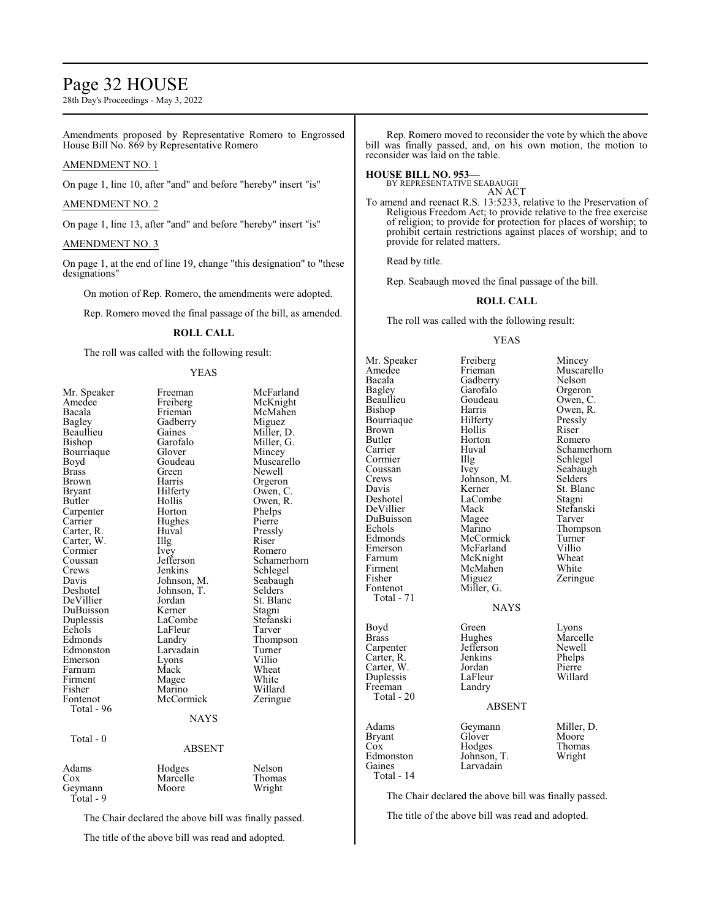Amendments proposed by Representative Romero to Engrossed House Bill No. 869 by Representative Romero

AMENDMENT NO. 1

On page 1, line 10, after "and" and before "hereby" insert "is"

AMENDMENT NO. 2

On page 1, line 13, after "and" and before "hereby" insert "is"

AMENDMENT NO. 3

On page 1, at the end of line 19, change "this designation" to "these designations"

On motion of Rep. Romero, the amendments were adopted.

Rep. Romero moved the final passage of the bill, as amended.

**ROLL CALL**

The roll was called with the following result:

YEAS

| | | |
|---|---|---|
| Mr. Speaker | Freeman | McFarland |
| Amedee | Freiberg | McKnight |
| Bacala | Frieman | McMahen |
| Bagley | Gadberry | Miguez |
| Beaullieu | Gaines | Miller, D. |
| Bishop | Garofalo | Miller, G. |
| Bourriaque | Glover | Mincey |
| Boyd | Goudeau | Muscarello |
| Brass | Green | Newell |
| Brown | Harris | Orgeron |
| Bryant | Hilferty | Owen, C. |
| Butler | Hollis | Owen, R. |
| Carpenter | Horton | Phelps |
| Carrier | Hughes | Pierre |
| Carter, R. | Huval | Pressly |
| Carter, W. | Illg | Riser |
| Cormier | Ivey | Romero |
| Coussan | Jefferson | Schamerhorn |
| Crews | Jenkins | Schlegel |
| Davis | Johnson, M. | Seabaugh |
| Deshotel | Johnson, T. | Selders |
| DeVillier | Jordan | St. Blanc |
| DuBuisson | Kerner | Stagni |
| Duplessis | LaCombe | Stefanski |
| Echols | LaFleur | Tarver |
| Edmonds | Landry | Thompson |
| Edmonston | Larvadain | Turner |
| Emerson | Lyons | Villio |
| Farnum | Mack | Wheat |
| Firment | Magee | White |
| Fisher | Marino | Willard |
| Fontenot | McCormick | Zeringue |
| Total - 96 | | |

NAYS

Total - 0

ABSENT

| | | |
|---|---|---|
| Adams | Hodges | Nelson |
| Cox | Marcelle | Thomas |
| Geymann | Moore | Wright |
| Total - 9 | | |

The Chair declared the above bill was finally passed.

The title of the above bill was read and adopted.

Rep. Romero moved to reconsider the vote by which the above bill was finally passed, and, on his own motion, the motion to reconsider was laid on the table.

**HOUSE BILL NO. 953—**
BY REPRESENTATIVE SEABAUGH
AN ACT

To amend and reenact R.S. 13:5233, relative to the Preservation of Religious Freedom Act; to provide relative to the free exercise of religion; to provide for protection for places of worship; to prohibit certain restrictions against places of worship; and to provide for related matters.

Read by title.

Rep. Seabaugh moved the final passage of the bill.

**ROLL CALL**

The roll was called with the following result:

YEAS

| | | |
|---|---|---|
| Mr. Speaker | Freiberg | Mincey |
| Amedee | Frieman | Muscarello |
| Bacala | Gadberry | Nelson |
| Bagley | Garofalo | Orgeron |
| Beaullieu | Goudeau | Owen, C. |
| Bishop | Harris | Owen, R. |
| Bourriaque | Hilferty | Pressly |
| Brown | Hollis | Riser |
| Butler | Horton | Romero |
| Carrier | Huval | Schamerhorn |
| Cormier | Illg | Schlegel |
| Coussan | Ivey | Seabaugh |
| Crews | Johnson, M. | Selders |
| Davis | Kerner | St. Blanc |
| Deshotel | LaCombe | Stagni |
| DeVillier | Mack | Stefanski |
| DuBuisson | Magee | Tarver |
| Echols | Marino | Thompson |
| Edmonds | McCormick | Turner |
| Emerson | McFarland | Villio |
| Farnum | McKnight | Wheat |
| Firment | McMahen | White |
| Fisher | Miguez | Zeringue |
| Fontenot | Miller, G. | |
| Total - 71 | | |

NAYS

| | | |
|---|---|---|
| Boyd | Green | Lyons |
| Brass | Hughes | Marcelle |
| Carpenter | Jefferson | Newell |
| Carter, R. | Jenkins | Phelps |
| Carter, W. | Jordan | Pierre |
| Duplessis | LaFleur | Willard |
| Freeman | Landry | |
| Total - 20 | | |

ABSENT

| | | |
|---|---|---|
| Adams | Geymann | Miller, D. |
| Bryant | Glover | Moore |
| Cox | Hodges | Thomas |
| Edmonston | Johnson, T. | Wright |
| Gaines | Larvadain | |
| Total - 14 | | |

The Chair declared the above bill was finally passed.

The title of the above bill was read and adopted.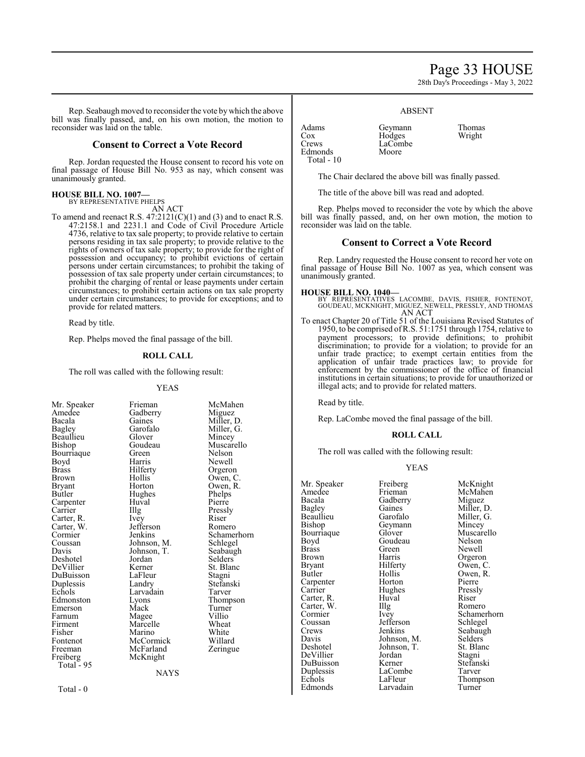Rep. Seabaugh moved to reconsider the vote by which the above bill was finally passed, and, on his own motion, the motion to reconsider was laid on the table.

## Consent to Correct a Vote Record

Rep. Jordan requested the House consent to record his vote on final passage of House Bill No. 953 as nay, which consent was unanimously granted.

**HOUSE BILL NO. 1007—**
BY REPRESENTATIVE PHELPS
AN ACT

To amend and reenact R.S. 47:2121(C)(1) and (3) and to enact R.S. 47:2158.1 and 2231.1 and Code of Civil Procedure Article 4736, relative to tax sale property; to provide relative to certain persons residing in tax sale property; to provide relative to the rights of owners of tax sale property; to provide for the right of possession and occupancy; to prohibit evictions of certain persons under certain circumstances; to prohibit the taking of possession of tax sale property under certain circumstances; to prohibit the charging of rental or lease payments under certain circumstances; to prohibit certain actions on tax sale property under certain circumstances; to provide for exceptions; and to provide for related matters.

Read by title.

Rep. Phelps moved the final passage of the bill.

**ROLL CALL**

The roll was called with the following result:

YEAS

| | | |
|---|---|---|
| Mr. Speaker | Frieman | McMahen |
| Amedee | Gadberry | Miguez |
| Bacala | Gaines | Miller, D. |
| Bagley | Garofalo | Miller, G. |
| Beaullieu | Glover | Mincey |
| Bishop | Goudeau | Muscarello |
| Bourriaque | Green | Nelson |
| Boyd | Harris | Newell |
| Brass | Hilferty | Orgeron |
| Brown | Hollis | Owen, C. |
| Bryant | Horton | Owen, R. |
| Butler | Hughes | Phelps |
| Carpenter | Huval | Pierre |
| Carrier | Illg | Pressly |
| Carter, R. | Ivey | Riser |
| Carter, W. | Jefferson | Romero |
| Cormier | Jenkins | Schamerhorn |
| Coussan | Johnson, M. | Schlegel |
| Davis | Johnson, T. | Seabaugh |
| Deshotel | Jordan | Selders |
| DeVillier | Kerner | St. Blanc |
| DuBuisson | LaFleur | Stagni |
| Duplessis | Landry | Stefanski |
| Echols | Larvadain | Tarver |
| Edmonston | Lyons | Thompson |
| Emerson | Mack | Turner |
| Farnum | Magee | Villio |
| Firment | Marcelle | Wheat |
| Fisher | Marino | White |
| Fontenot | McCormick | Willard |
| Freeman | McFarland | Zeringue |
| Freiberg | McKnight | |
| Total - 95 | | |

NAYS

Total - 0

ABSENT

| | | |
|---|---|---|
| Adams | Geymann | Thomas |
| Cox | Hodges | Wright |
| Crews | LaCombe | |
| Edmonds | Moore | |
| Total - 10 | | |

The Chair declared the above bill was finally passed.

The title of the above bill was read and adopted.

Rep. Phelps moved to reconsider the vote by which the above bill was finally passed, and, on her own motion, the motion to reconsider was laid on the table.

## Consent to Correct a Vote Record

Rep. Landry requested the House consent to record her vote on final passage of House Bill No. 1007 as yea, which consent was unanimously granted.

**HOUSE BILL NO. 1040—**
BY REPRESENTATIVES LACOMBE, DAVIS, FISHER, FONTENOT, GOUDEAU, MCKNIGHT, MIGUEZ, NEWELL, PRESSLY, AND THOMAS
AN ACT

To enact Chapter 20 of Title 51 of the Louisiana Revised Statutes of 1950, to be comprised of R.S. 51:1751 through 1754, relative to payment processors; to provide definitions; to prohibit discrimination; to provide for a violation; to provide for an unfair trade practice; to exempt certain entities from the application of unfair trade practices law; to provide for enforcement by the commissioner of the office of financial institutions in certain situations; to provide for unauthorized or illegal acts; and to provide for related matters.

Read by title.

Rep. LaCombe moved the final passage of the bill.

**ROLL CALL**

The roll was called with the following result:

YEAS

| | | |
|---|---|---|
| Mr. Speaker | Freiberg | McKnight |
| Amedee | Frieman | McMahen |
| Bacala | Gadberry | Miguez |
| Bagley | Gaines | Miller, D. |
| Beaullieu | Garofalo | Miller, G. |
| Bishop | Geymann | Mincey |
| Bourriaque | Glover | Muscarello |
| Boyd | Goudeau | Nelson |
| Brass | Green | Newell |
| Brown | Harris | Orgeron |
| Bryant | Hilferty | Owen, C. |
| Butler | Hollis | Owen, R. |
| Carpenter | Horton | Pierre |
| Carrier | Hughes | Pressly |
| Carter, R. | Huval | Riser |
| Carter, W. | Illg | Romero |
| Cormier | Ivey | Schamerhorn |
| Coussan | Jefferson | Schlegel |
| Crews | Jenkins | Seabaugh |
| Davis | Johnson, M. | Selders |
| Deshotel | Johnson, T. | St. Blanc |
| DeVillier | Jordan | Stagni |
| DuBuisson | Kerner | Stefanski |
| Duplessis | LaCombe | Tarver |
| Echols | LaFleur | Thompson |
| Edmonds | Larvadain | Turner |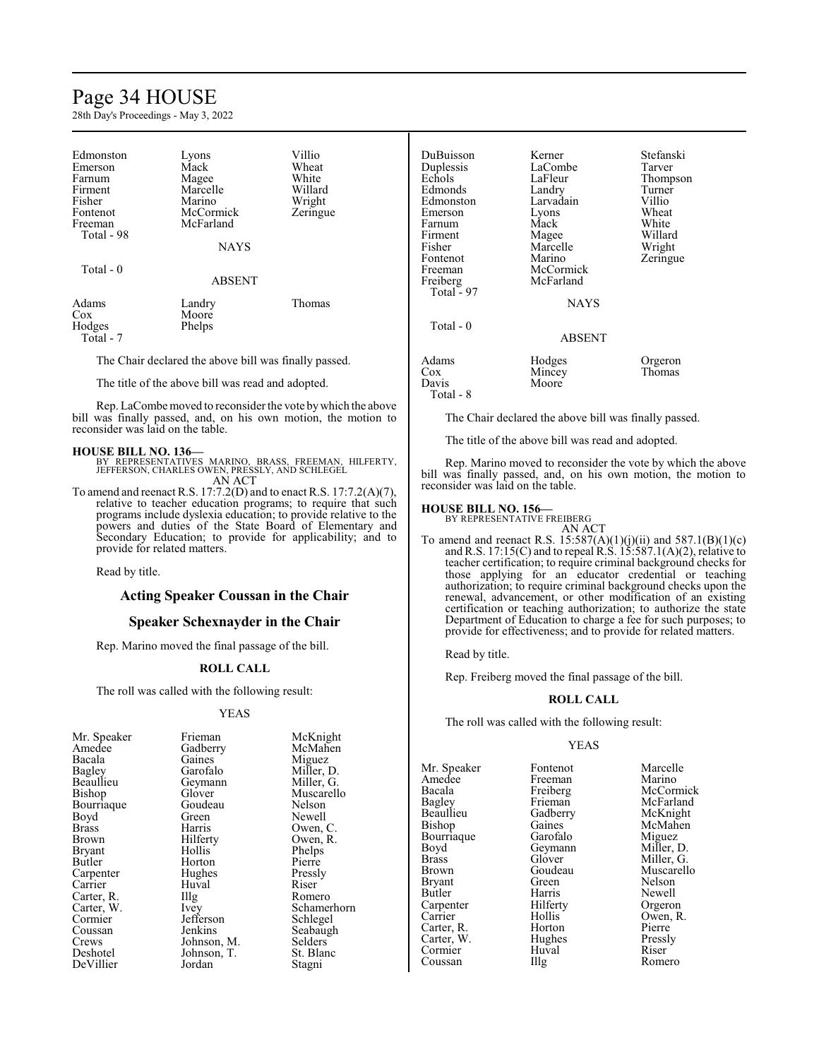| | | |
|---|---|---|
| Edmonston | Lyons | Villio |
| Emerson | Mack | Wheat |
| Farnum | Magee | White |
| Firment | Marcelle | Willard |
| Fisher | Marino | Wright |
| Fontenot | McCormick | Zeringue |
| Freeman | McFarland | |
| Total - 98 | | |

NAYS

Total - 0

ABSENT

| | | |
|---|---|---|
| Adams | Landry | Thomas |
| Cox | Moore | |
| Hodges | Phelps | |
| Total - 7 | | |

The Chair declared the above bill was finally passed.

The title of the above bill was read and adopted.

Rep. LaCombe moved to reconsider the vote by which the above bill was finally passed, and, on his own motion, the motion to reconsider was laid on the table.

**HOUSE BILL NO. 136—**
BY REPRESENTATIVES MARINO, BRASS, FREEMAN, HILFERTY, JEFFERSON, CHARLES OWEN, PRESSLY, AND SCHLEGEL
AN ACT

To amend and reenact R.S. 17:7.2(D) and to enact R.S. 17:7.2(A)(7), relative to teacher education programs; to require that such programs include dyslexia education; to provide relative to the powers and duties of the State Board of Elementary and Secondary Education; to provide for applicability; and to provide for related matters.

Read by title.

## Acting Speaker Coussan in the Chair

## Speaker Schexnayder in the Chair

Rep. Marino moved the final passage of the bill.

**ROLL CALL**

The roll was called with the following result:

YEAS

| | | |
|---|---|---|
| Mr. Speaker | Frieman | McKnight |
| Amedee | Gadberry | McMahen |
| Bacala | Gaines | Miguez |
| Bagley | Garofalo | Miller, D. |
| Beaullieu | Geymann | Miller, G. |
| Bishop | Glover | Muscarello |
| Bourriaque | Goudeau | Nelson |
| Boyd | Green | Newell |
| Brass | Harris | Owen, C. |
| Brown | Hilferty | Owen, R. |
| Bryant | Hollis | Phelps |
| Butler | Horton | Pierre |
| Carpenter | Hughes | Pressly |
| Carrier | Huval | Riser |
| Carter, R. | Illg | Romero |
| Carter, W. | Ivey | Schamerhorn |
| Cormier | Jefferson | Schlegel |
| Coussan | Jenkins | Seabaugh |
| Crews | Johnson, M. | Selders |
| Deshotel | Johnson, T. | St. Blanc |
| DeVillier | Jordan | Stagni |
| DuBuisson | Kerner | Stefanski |
| Duplessis | LaCombe | Tarver |
| Echols | LaFleur | Thompson |
| Edmonds | Landry | Turner |
| Edmonston | Larvadain | Villio |
| Emerson | Lyons | Wheat |
| Farnum | Mack | White |
| Firment | Magee | Willard |
| Fisher | Marcelle | Wright |
| Fontenot | Marino | Zeringue |
| Freeman | McCormick | |
| Freiberg | McFarland | |
| Total - 97 | | |

NAYS

Total - 0

ABSENT

| | | |
|---|---|---|
| Adams | Hodges | Orgeron |
| Cox | Mincey | Thomas |
| Davis | Moore | |
| Total - 8 | | |

The Chair declared the above bill was finally passed.

The title of the above bill was read and adopted.

Rep. Marino moved to reconsider the vote by which the above bill was finally passed, and, on his own motion, the motion to reconsider was laid on the table.

**HOUSE BILL NO. 156—**
BY REPRESENTATIVE FREIBERG
AN ACT

To amend and reenact R.S. 15:587(A)(1)(j)(ii) and 587.1(B)(1)(c) and R.S. 17:15(C) and to repeal R.S. 15:587.1(A)(2), relative to teacher certification; to require criminal background checks for those applying for an educator credential or teaching authorization; to require criminal background checks upon the renewal, advancement, or other modification of an existing certification or teaching authorization; to authorize the state Department of Education to charge a fee for such purposes; to provide for effectiveness; and to provide for related matters.

Read by title.

Rep. Freiberg moved the final passage of the bill.

**ROLL CALL**

The roll was called with the following result:

YEAS

| | | |
|---|---|---|
| Mr. Speaker | Fontenot | Marcelle |
| Amedee | Freeman | Marino |
| Bacala | Freiberg | McCormick |
| Bagley | Frieman | McFarland |
| Beaullieu | Gadberry | McKnight |
| Bishop | Gaines | McMahen |
| Bourriaque | Garofalo | Miguez |
| Boyd | Geymann | Miller, D. |
| Brass | Glover | Miller, G. |
| Brown | Goudeau | Muscarello |
| Bryant | Green | Nelson |
| Butler | Harris | Newell |
| Carpenter | Hilferty | Orgeron |
| Carrier | Hollis | Owen, R. |
| Carter, R. | Horton | Pierre |
| Carter, W. | Hughes | Pressly |
| Cormier | Huval | Riser |
| Coussan | Illg | Romero |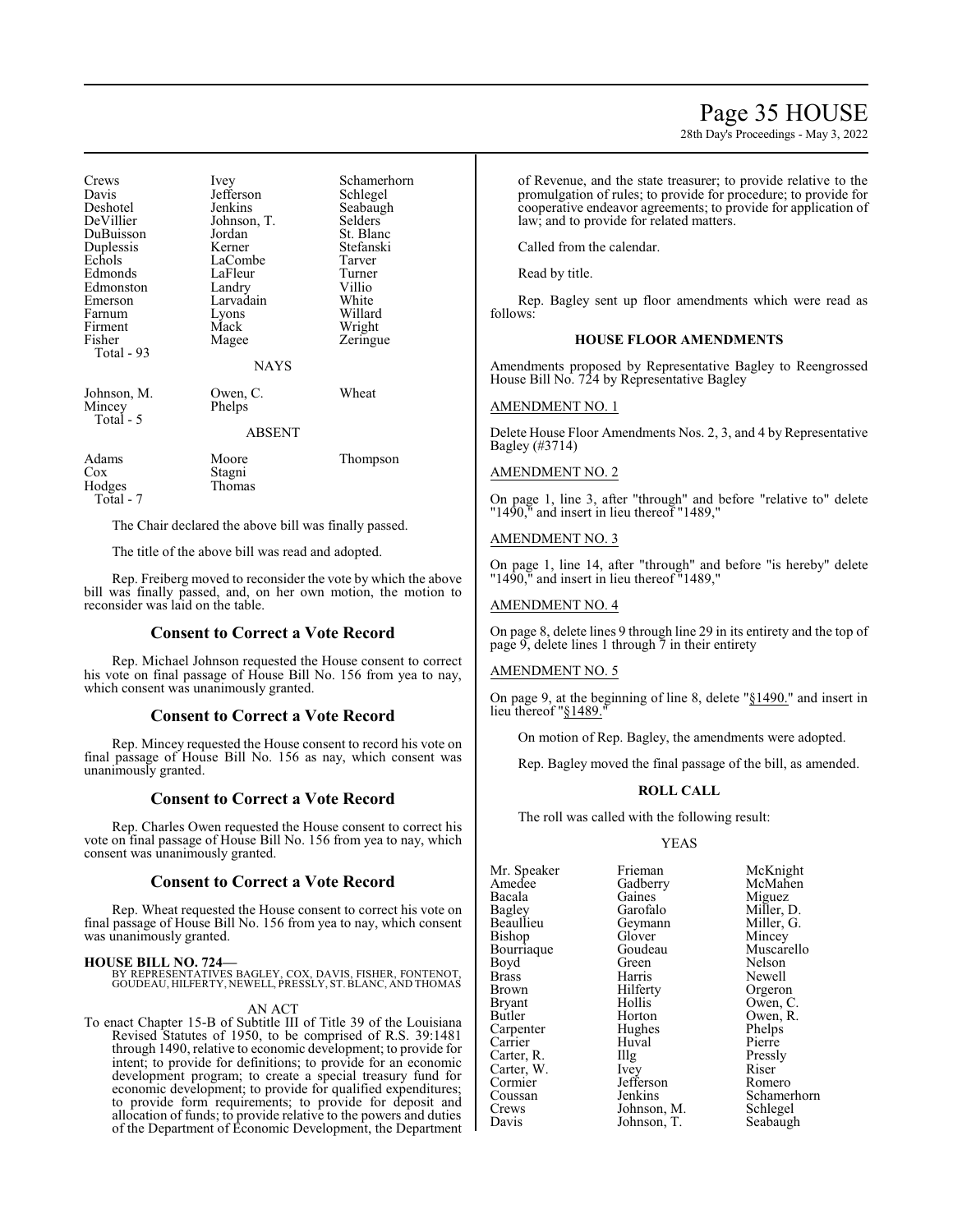| | | |
|---|---|---|
| Crews | Ivey | Schamerhorn |
| Davis | Jefferson | Schlegel |
| Deshotel | Jenkins | Seabaugh |
| DeVillier | Johnson, T. | Selders |
| DuBuisson | Jordan | St. Blanc |
| Duplessis | Kerner | Stefanski |
| Echols | LaCombe | Tarver |
| Edmonds | LaFleur | Turner |
| Edmonston | Landry | Villio |
| Emerson | Larvadain | White |
| Farnum | Lyons | Willard |
| Firment | Mack | Wright |
| Fisher | Magee | Zeringue |
| Total - 93 | | |

NAYS

| | | |
|---|---|---|
| Johnson, M. | Owen, C. | Wheat |
| Mincey | Phelps | |
| Total - 5 | | |

ABSENT

| | | |
|---|---|---|
| Adams | Moore | Thompson |
| Cox | Stagni | |
| Hodges | Thomas | |
| Total - 7 | | |

The Chair declared the above bill was finally passed.

The title of the above bill was read and adopted.

Rep. Freiberg moved to reconsider the vote by which the above bill was finally passed, and, on her own motion, the motion to reconsider was laid on the table.

## Consent to Correct a Vote Record

Rep. Michael Johnson requested the House consent to correct his vote on final passage of House Bill No. 156 from yea to nay, which consent was unanimously granted.

## Consent to Correct a Vote Record

Rep. Mincey requested the House consent to record his vote on final passage of House Bill No. 156 as nay, which consent was unanimously granted.

## Consent to Correct a Vote Record

Rep. Charles Owen requested the House consent to correct his vote on final passage of House Bill No. 156 from yea to nay, which consent was unanimously granted.

## Consent to Correct a Vote Record

Rep. Wheat requested the House consent to correct his vote on final passage of House Bill No. 156 from yea to nay, which consent was unanimously granted.

**HOUSE BILL NO. 724—**
BY REPRESENTATIVES BAGLEY, COX, DAVIS, FISHER, FONTENOT, GOUDEAU, HILFERTY, NEWELL, PRESSLY, ST. BLANC, AND THOMAS

AN ACT

To enact Chapter 15-B of Subtitle III of Title 39 of the Louisiana Revised Statutes of 1950, to be comprised of R.S. 39:1481 through 1490, relative to economic development; to provide for intent; to provide for definitions; to provide for an economic development program; to create a special treasury fund for economic development; to provide for qualified expenditures; to provide form requirements; to provide for deposit and allocation of funds; to provide relative to the powers and duties of the Department of Economic Development, the Department of Revenue, and the state treasurer; to provide relative to the promulgation of rules; to provide for procedure; to provide for cooperative endeavor agreements; to provide for application of law; and to provide for related matters.

Called from the calendar.

Read by title.

Rep. Bagley sent up floor amendments which were read as follows:

### HOUSE FLOOR AMENDMENTS

Amendments proposed by Representative Bagley to Reengrossed House Bill No. 724 by Representative Bagley

AMENDMENT NO. 1

Delete House Floor Amendments Nos. 2, 3, and 4 by Representative Bagley (#3714)

AMENDMENT NO. 2

On page 1, line 3, after "through" and before "relative to" delete "1490," and insert in lieu thereof "1489,"

AMENDMENT NO. 3

On page 1, line 14, after "through" and before "is hereby" delete "1490," and insert in lieu thereof "1489,"

AMENDMENT NO. 4

On page 8, delete lines 9 through line 29 in its entirety and the top of page 9, delete lines 1 through 7 in their entirety

AMENDMENT NO. 5

On page 9, at the beginning of line 8, delete "§1490." and insert in lieu thereof "§1489."

On motion of Rep. Bagley, the amendments were adopted.

Rep. Bagley moved the final passage of the bill, as amended.

### ROLL CALL

The roll was called with the following result:

YEAS

| | | |
|---|---|---|
| Mr. Speaker | Frieman | McKnight |
| Amedee | Gadberry | McMahen |
| Bacala | Gaines | Miguez |
| Bagley | Garofalo | Miller, D. |
| Beaullieu | Geymann | Miller, G. |
| Bishop | Glover | Mincey |
| Bourriaque | Goudeau | Muscarello |
| Boyd | Green | Nelson |
| Brass | Harris | Newell |
| Brown | Hilferty | Orgeron |
| Bryant | Hollis | Owen, C. |
| Butler | Horton | Owen, R. |
| Carpenter | Hughes | Phelps |
| Carrier | Huval | Pierre |
| Carter, R. | Illg | Pressly |
| Carter, W. | Ivey | Riser |
| Cormier | Jefferson | Romero |
| Coussan | Jenkins | Schamerhorn |
| Crews | Johnson, M. | Schlegel |
| Davis | Johnson, T. | Seabaugh |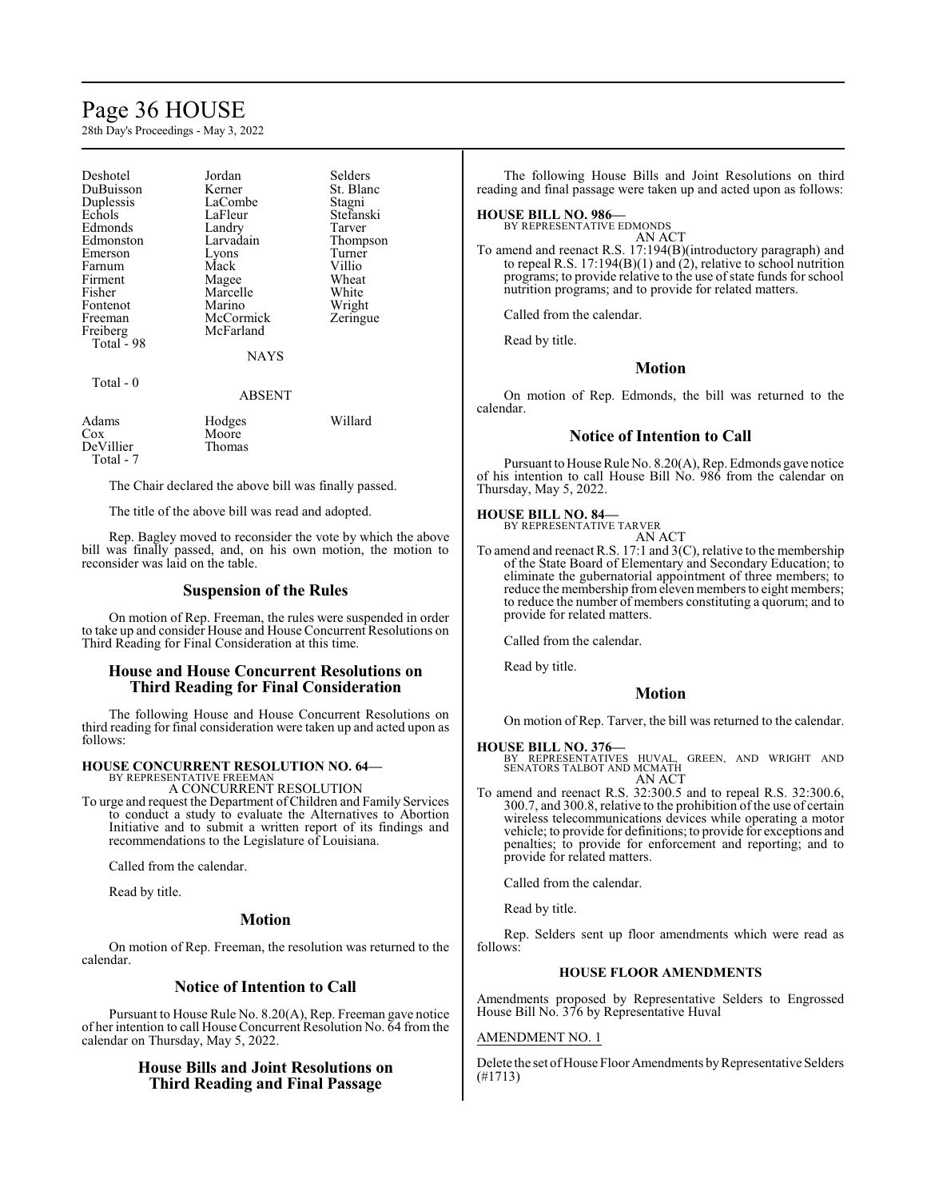| | | |
|---|---|---|
| Deshotel | Jordan | Selders |
| DuBuisson | Kerner | St. Blanc |
| Duplessis | LaCombe | Stagni |
| Echols | LaFleur | Stefanski |
| Edmonds | Landry | Tarver |
| Edmonston | Larvadain | Thompson |
| Emerson | Lyons | Turner |
| Farnum | Mack | Villio |
| Firment | Magee | Wheat |
| Fisher | Marcelle | White |
| Fontenot | Marino | Wright |
| Freeman | McCormick | Zeringue |
| Freiberg | McFarland | |
| Total - 98 | | |

NAYS

Total - 0

ABSENT

| | | |
|---|---|---|
| Adams | Hodges | Willard |
| Cox | Moore | |
| DeVillier | Thomas | |
| Total - 7 | | |

The Chair declared the above bill was finally passed.

The title of the above bill was read and adopted.

Rep. Bagley moved to reconsider the vote by which the above bill was finally passed, and, on his own motion, the motion to reconsider was laid on the table.

## Suspension of the Rules

On motion of Rep. Freeman, the rules were suspended in order to take up and consider House and House Concurrent Resolutions on Third Reading for Final Consideration at this time.

## House and House Concurrent Resolutions on Third Reading for Final Consideration

The following House and House Concurrent Resolutions on third reading for final consideration were taken up and acted upon as follows:

**HOUSE CONCURRENT RESOLUTION NO. 64—**
BY REPRESENTATIVE FREEMAN
A CONCURRENT RESOLUTION

To urge and request the Department of Children and Family Services to conduct a study to evaluate the Alternatives to Abortion Initiative and to submit a written report of its findings and recommendations to the Legislature of Louisiana.

Called from the calendar.

Read by title.

## Motion

On motion of Rep. Freeman, the resolution was returned to the calendar.

## Notice of Intention to Call

Pursuant to House Rule No. 8.20(A), Rep. Freeman gave notice of her intention to call House Concurrent Resolution No. 64 from the calendar on Thursday, May 5, 2022.

## House Bills and Joint Resolutions on Third Reading and Final Passage

The following House Bills and Joint Resolutions on third reading and final passage were taken up and acted upon as follows:

**HOUSE BILL NO. 986—**
BY REPRESENTATIVE EDMONDS
AN ACT

To amend and reenact R.S. 17:194(B)(introductory paragraph) and to repeal R.S. 17:194(B)(1) and (2), relative to school nutrition programs; to provide relative to the use of state funds for school nutrition programs; and to provide for related matters.

Called from the calendar.

Read by title.

## Motion

On motion of Rep. Edmonds, the bill was returned to the calendar.

## Notice of Intention to Call

Pursuant to House Rule No. 8.20(A), Rep. Edmonds gave notice of his intention to call House Bill No. 986 from the calendar on Thursday, May 5, 2022.

**HOUSE BILL NO. 84—**
BY REPRESENTATIVE TARVER
AN ACT

To amend and reenact R.S. 17:1 and 3(C), relative to the membership of the State Board of Elementary and Secondary Education; to eliminate the gubernatorial appointment of three members; to reduce the membership from eleven members to eight members; to reduce the number of members constituting a quorum; and to provide for related matters.

Called from the calendar.

Read by title.

## Motion

On motion of Rep. Tarver, the bill was returned to the calendar.

**HOUSE BILL NO. 376—**
BY REPRESENTATIVES HUVAL, GREEN, AND WRIGHT AND SENATORS TALBOT AND MCMATH
AN ACT

To amend and reenact R.S. 32:300.5 and to repeal R.S. 32:300.6, 300.7, and 300.8, relative to the prohibition of the use of certain wireless telecommunications devices while operating a motor vehicle; to provide for definitions; to provide for exceptions and penalties; to provide for enforcement and reporting; and to provide for related matters.

Called from the calendar.

Read by title.

Rep. Selders sent up floor amendments which were read as follows:

### HOUSE FLOOR AMENDMENTS

Amendments proposed by Representative Selders to Engrossed House Bill No. 376 by Representative Huval

AMENDMENT NO. 1

Delete the set of House Floor Amendments by Representative Selders (#1713)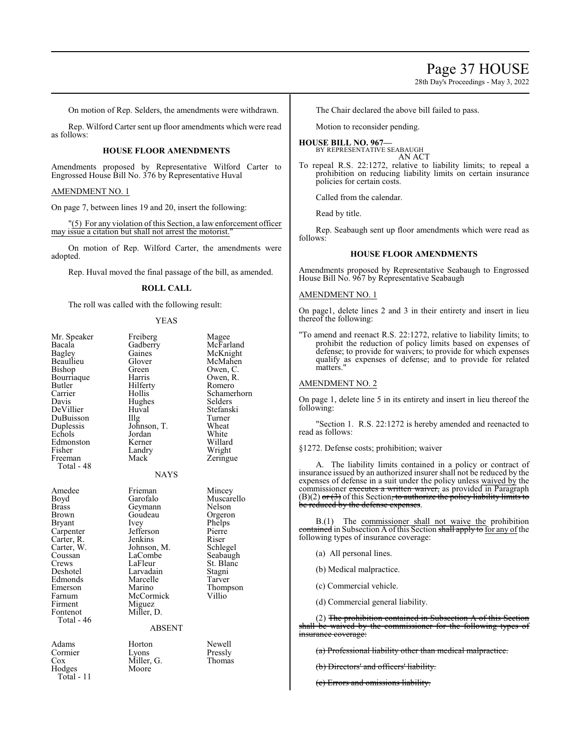On motion of Rep. Selders, the amendments were withdrawn.

Rep. Wilford Carter sent up floor amendments which were read as follows:

### HOUSE FLOOR AMENDMENTS

Amendments proposed by Representative Wilford Carter to Engrossed House Bill No. 376 by Representative Huval

AMENDMENT NO. 1

On page 7, between lines 19 and 20, insert the following:

"(5) For any violation of this Section, a law enforcement officer may issue a citation but shall not arrest the motorist."

On motion of Rep. Wilford Carter, the amendments were adopted.

Rep. Huval moved the final passage of the bill, as amended.

### ROLL CALL

The roll was called with the following result:

YEAS

| | | |
|---|---|---|
| Mr. Speaker | Freiberg | Magee |
| Bacala | Gadberry | McFarland |
| Bagley | Gaines | McKnight |
| Beaullieu | Glover | McMahen |
| Bishop | Green | Owen, C. |
| Bourriaque | Harris | Owen, R. |
| Butler | Hilferty | Romero |
| Carrier | Hollis | Schamerhorn |
| Davis | Hughes | Selders |
| DeVillier | Huval | Stefanski |
| DuBuisson | Illg | Turner |
| Duplessis | Johnson, T. | Wheat |
| Echols | Jordan | White |
| Edmonston | Kerner | Willard |
| Fisher | Landry | Wright |
| Freeman | Mack | Zeringue |
| Total - 48 | | |

NAYS

| | | |
|---|---|---|
| Amedee | Frieman | Mincey |
| Boyd | Garofalo | Muscarello |
| Brass | Geymann | Nelson |
| Brown | Goudeau | Orgeron |
| Bryant | Ivey | Phelps |
| Carpenter | Jefferson | Pierre |
| Carter, R. | Jenkins | Riser |
| Carter, W. | Johnson, M. | Schlegel |
| Coussan | LaCombe | Seabaugh |
| Crews | LaFleur | St. Blanc |
| Deshotel | Larvadain | Stagni |
| Edmonds | Marcelle | Tarver |
| Emerson | Marino | Thompson |
| Farnum | McCormick | Villio |
| Firment | Miguez | |
| Fontenot | Miller, D. | |
| Total - 46 | | |

ABSENT

| | | |
|---|---|---|
| Adams | Horton | Newell |
| Cormier | Lyons | Pressly |
| Cox | Miller, G. | Thomas |
| Hodges | Moore | |
| Total - 11 | | |

The Chair declared the above bill failed to pass.

Motion to reconsider pending.

**HOUSE BILL NO. 967—**
BY REPRESENTATIVE SEABAUGH
AN ACT

To repeal R.S. 22:1272, relative to liability limits; to repeal a prohibition on reducing liability limits on certain insurance policies for certain costs.

Called from the calendar.

Read by title.

Rep. Seabaugh sent up floor amendments which were read as follows:

### HOUSE FLOOR AMENDMENTS

Amendments proposed by Representative Seabaugh to Engrossed House Bill No. 967 by Representative Seabaugh

AMENDMENT NO. 1

On page1, delete lines 2 and 3 in their entirety and insert in lieu thereof the following:

"To amend and reenact R.S. 22:1272, relative to liability limits; to prohibit the reduction of policy limits based on expenses of defense; to provide for waivers; to provide for which expenses qualify as expenses of defense; and to provide for related matters."

AMENDMENT NO. 2

On page 1, delete line 5 in its entirety and insert in lieu thereof the following:

"Section 1. R.S. 22:1272 is hereby amended and reenacted to read as follows:

§1272. Defense costs; prohibition; waiver

A. The liability limits contained in a policy or contract of insurance issued by an authorized insurer shall not be reduced by the expenses of defense in a suit under the policy unless waived by the commissioner ~~executes a written waiver,~~ as provided in Paragraph (B)(2) ~~or (3)~~ of this Section~~, to authorize the policy liability limits to be reduced by the defense expenses~~.

B.(1) The commissioner shall not waive the prohibition ~~contained~~ in Subsection A of this Section ~~shall apply to~~ for any of the following types of insurance coverage:

(a) All personal lines.

(b) Medical malpractice.

(c) Commercial vehicle.

(d) Commercial general liability.

(2) ~~The prohibition contained in Subsection A of this Section shall be waived by the commissioner for the following types of insurance coverage:~~

~~(a) Professional liability other than medical malpractice.~~

~~(b) Directors' and officers' liability.~~

~~(c) Errors and omissions liability.~~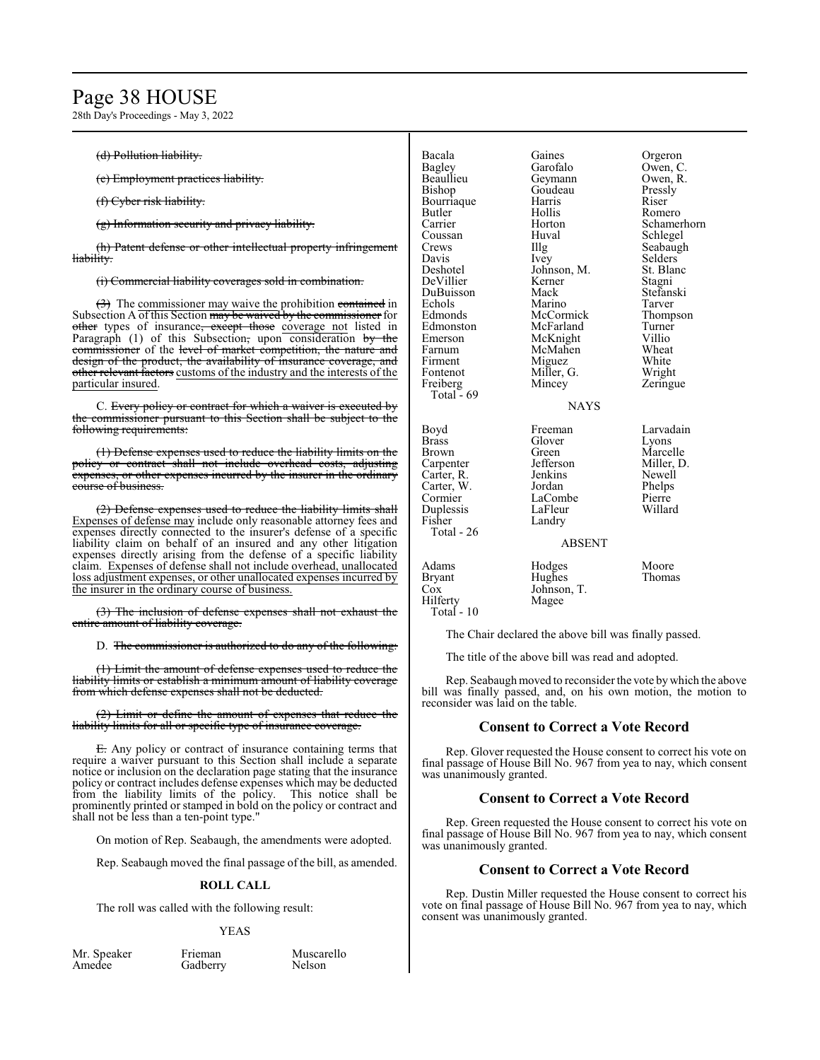(d) Pollution liability.

(e) Employment practices liability.

(f) Cyber risk liability.

(g) Information security and privacy liability.

(h) Patent defense or other intellectual property infringement liability.

(i) Commercial liability coverages sold in combination.

(3) The commissioner may waive the prohibition contained in Subsection A of this Section may be waived by the commissioner for other types of insurance, except those coverage not listed in Paragraph (1) of this Subsection, upon consideration by the commissioner of the level of market competition, the nature and design of the product, the availability of insurance coverage, and other relevant factors customs of the industry and the interests of the particular insured.

C. Every policy or contract for which a waiver is executed by the commissioner pursuant to this Section shall be subject to the following requirements:

(1) Defense expenses used to reduce the liability limits on the policy or contract shall not include overhead costs, adjusting expenses, or other expenses incurred by the insurer in the ordinary course of business.

(2) Defense expenses used to reduce the liability limits shall Expenses of defense may include only reasonable attorney fees and expenses directly connected to the insurer's defense of a specific liability claim on behalf of an insured and any other litigation expenses directly arising from the defense of a specific liability claim. Expenses of defense shall not include overhead, unallocated loss adjustment expenses, or other unallocated expenses incurred by the insurer in the ordinary course of business.

(3) The inclusion of defense expenses shall not exhaust the entire amount of liability coverage.

D. The commissioner is authorized to do any of the following:

(1) Limit the amount of defense expenses used to reduce the liability limits or establish a minimum amount of liability coverage from which defense expenses shall not be deducted.

(2) Limit or define the amount of expenses that reduce the liability limits for all or specific type of insurance coverage.

E. Any policy or contract of insurance containing terms that require a waiver pursuant to this Section shall include a separate notice or inclusion on the declaration page stating that the insurance policy or contract includes defense expenses which may be deducted from the liability limits of the policy. This notice shall be prominently printed or stamped in bold on the policy or contract and shall not be less than a ten-point type."

On motion of Rep. Seabaugh, the amendments were adopted.

Rep. Seabaugh moved the final passage of the bill, as amended.

**ROLL CALL**

The roll was called with the following result:

YEAS

| | | |
|---|---|---|
| Mr. Speaker | Frieman | Muscarello |
| Amedee | Gadberry | Nelson |
| Bacala | Gaines | Orgeron |
| Bagley | Garofalo | Owen, C. |
| Beaullieu | Geymann | Owen, R. |
| Bishop | Goudeau | Pressly |
| Bourriaque | Harris | Riser |
| Butler | Hollis | Romero |
| Carrier | Horton | Schamerhorn |
| Coussan | Huval | Schlegel |
| Crews | Illg | Seabaugh |
| Davis | Ivey | Selders |
| Deshotel | Johnson, M. | St. Blanc |
| DeVillier | Kerner | Stagni |
| DuBuisson | Mack | Stefanski |
| Echols | Marino | Tarver |
| Edmonds | McCormick | Thompson |
| Edmonston | McFarland | Turner |
| Emerson | McKnight | Villio |
| Farnum | McMahen | Wheat |
| Firment | Miguez | White |
| Fontenot | Miller, G. | Wright |
| Freiberg | Mincey | Zeringue |

Total - 69

NAYS

| | | |
|---|---|---|
| Boyd | Freeman | Larvadain |
| Brass | Glover | Lyons |
| Brown | Green | Marcelle |
| Carpenter | Jefferson | Miller, D. |
| Carter, R. | Jenkins | Newell |
| Carter, W. | Jordan | Phelps |
| Cormier | LaCombe | Pierre |
| Duplessis | LaFleur | Willard |
| Fisher | Landry | |

Total - 26

ABSENT

| | | |
|---|---|---|
| Adams | Hodges | Moore |
| Bryant | Hughes | Thomas |
| Cox | Johnson, T. | |
| Hilferty | Magee | |

Total - 10

The Chair declared the above bill was finally passed.

The title of the above bill was read and adopted.

Rep. Seabaugh moved to reconsider the vote by which the above bill was finally passed, and, on his own motion, the motion to reconsider was laid on the table.

## Consent to Correct a Vote Record

Rep. Glover requested the House consent to correct his vote on final passage of House Bill No. 967 from yea to nay, which consent was unanimously granted.

## Consent to Correct a Vote Record

Rep. Green requested the House consent to correct his vote on final passage of House Bill No. 967 from yea to nay, which consent was unanimously granted.

## Consent to Correct a Vote Record

Rep. Dustin Miller requested the House consent to correct his vote on final passage of House Bill No. 967 from yea to nay, which consent was unanimously granted.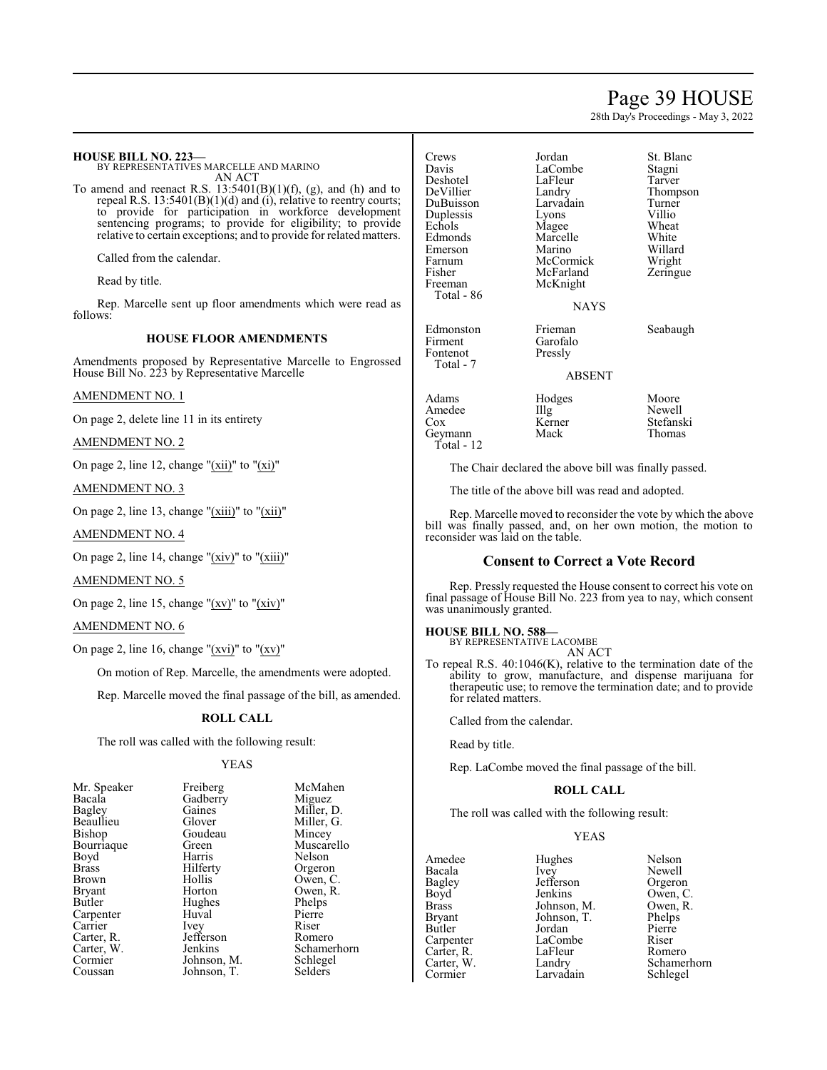**HOUSE BILL NO. 223—**
BY REPRESENTATIVES MARCELLE AND MARINO
AN ACT

To amend and reenact R.S. 13:5401(B)(1)(f), (g), and (h) and to repeal R.S. 13:5401(B)(1)(d) and (i), relative to reentry courts; to provide for participation in workforce development sentencing programs; to provide for eligibility; to provide relative to certain exceptions; and to provide for related matters.

Called from the calendar.

Read by title.

Rep. Marcelle sent up floor amendments which were read as follows:

### HOUSE FLOOR AMENDMENTS

Amendments proposed by Representative Marcelle to Engrossed House Bill No. 223 by Representative Marcelle

AMENDMENT NO. 1

On page 2, delete line 11 in its entirety

AMENDMENT NO. 2

On page 2, line 12, change "(xii)" to "(xi)"

AMENDMENT NO. 3

On page 2, line 13, change "(xiii)" to "(xii)"

AMENDMENT NO. 4

On page 2, line 14, change "(xiv)" to "(xiii)"

AMENDMENT NO. 5

On page 2, line 15, change "(xv)" to "(xiv)"

AMENDMENT NO. 6

On page 2, line 16, change "(xvi)" to "(xv)"

On motion of Rep. Marcelle, the amendments were adopted.

Rep. Marcelle moved the final passage of the bill, as amended.

#### ROLL CALL

The roll was called with the following result:

YEAS

| | | |
|---|---|---|
| Mr. Speaker | Freiberg | McMahen |
| Bacala | Gadberry | Miguez |
| Bagley | Gaines | Miller, D. |
| Beaullieu | Glover | Miller, G. |
| Bishop | Goudeau | Mincey |
| Bourriaque | Green | Muscarello |
| Boyd | Harris | Nelson |
| Brass | Hilferty | Orgeron |
| Brown | Hollis | Owen, C. |
| Bryant | Horton | Owen, R. |
| Butler | Hughes | Phelps |
| Carpenter | Huval | Pierre |
| Carrier | Ivey | Riser |
| Carter, R. | Jefferson | Romero |
| Carter, W. | Jenkins | Schamerhorn |
| Cormier | Johnson, M. | Schlegel |
| Coussan | Johnson, T. | Selders |
| Crews | Jordan | St. Blanc |
| Davis | LaCombe | Stagni |
| Deshotel | LaFleur | Tarver |
| DeVillier | Landry | Thompson |
| DuBuisson | Larvadain | Turner |
| Duplessis | Lyons | Villio |
| Echols | Magee | Wheat |
| Edmonds | Marcelle | White |
| Emerson | Marino | Willard |
| Farnum | McCormick | Wright |
| Fisher | McFarland | Zeringue |
| Freeman | McKnight | |
| Total - 86 | | |

NAYS

| | | |
|---|---|---|
| Edmonston | Frieman | Seabaugh |
| Firment | Garofalo | |
| Fontenot | Pressly | |
| Total - 7 | | |

ABSENT

| | | |
|---|---|---|
| Adams | Hodges | Moore |
| Amedee | Illg | Newell |
| Cox | Kerner | Stefanski |
| Geymann | Mack | Thomas |
| Total - 12 | | |

The Chair declared the above bill was finally passed.

The title of the above bill was read and adopted.

Rep. Marcelle moved to reconsider the vote by which the above bill was finally passed, and, on her own motion, the motion to reconsider was laid on the table.

## Consent to Correct a Vote Record

Rep. Pressly requested the House consent to correct his vote on final passage of House Bill No. 223 from yea to nay, which consent was unanimously granted.

**HOUSE BILL NO. 588—**
BY REPRESENTATIVE LACOMBE
AN ACT

To repeal R.S. 40:1046(K), relative to the termination date of the ability to grow, manufacture, and dispense marijuana for therapeutic use; to remove the termination date; and to provide for related matters.

Called from the calendar.

Read by title.

Rep. LaCombe moved the final passage of the bill.

#### ROLL CALL

The roll was called with the following result:

YEAS

| | | |
|---|---|---|
| Amedee | Hughes | Nelson |
| Bacala | Ivey | Newell |
| Bagley | Jefferson | Orgeron |
| Boyd | Jenkins | Owen, C. |
| Brass | Johnson, M. | Owen, R. |
| Bryant | Johnson, T. | Phelps |
| Butler | Jordan | Pierre |
| Carpenter | LaCombe | Riser |
| Carter, R. | LaFleur | Romero |
| Carter, W. | Landry | Schamerhorn |
| Cormier | Larvadain | Schlegel |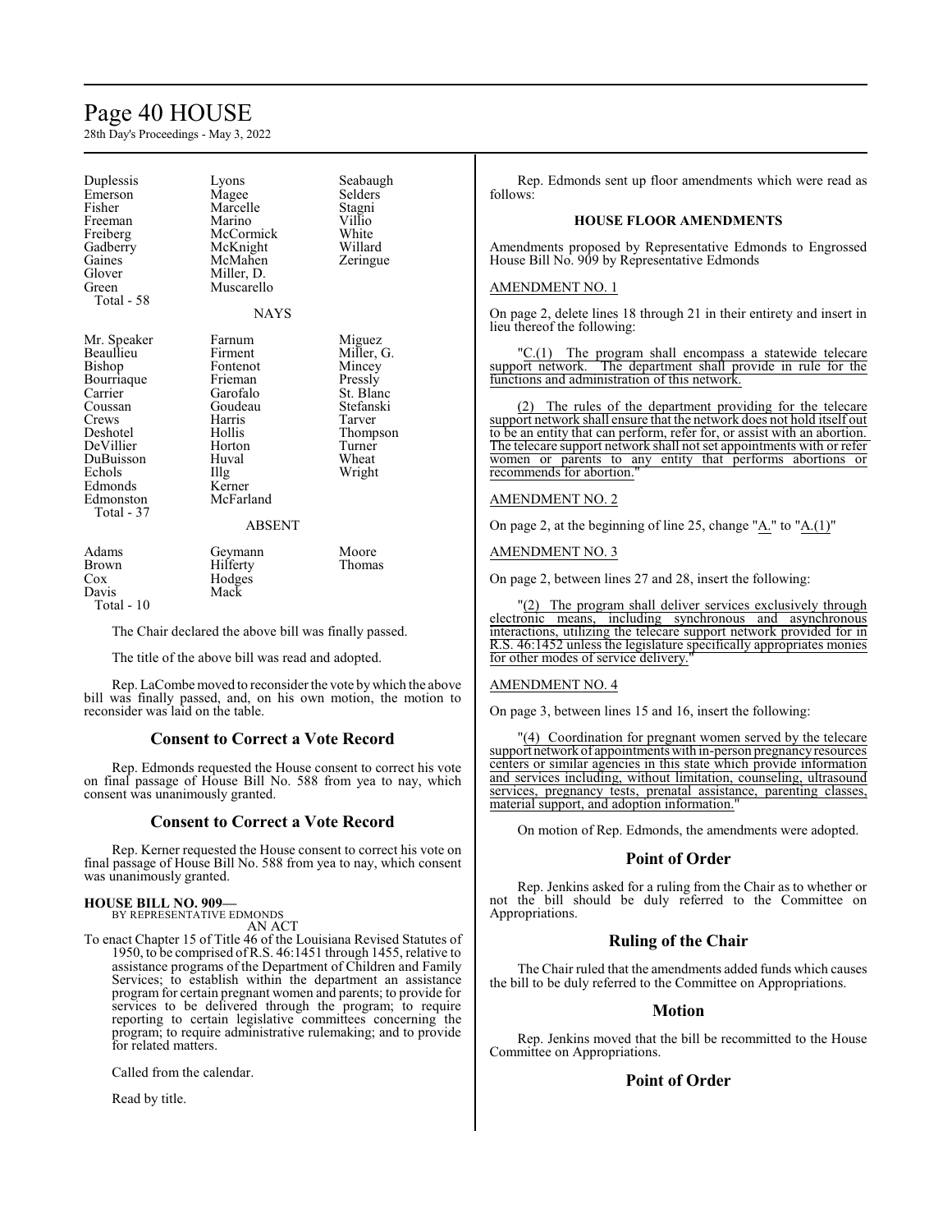| | | |
|---|---|---|
| Duplessis | Lyons | Seabaugh |
| Emerson | Magee | Selders |
| Fisher | Marcelle | Stagni |
| Freeman | Marino | Villio |
| Freiberg | McCormick | White |
| Gadberry | McKnight | Willard |
| Gaines | McMahen | Zeringue |
| Glover | Miller, D. | |
| Green | Muscarello | |
| Total - 58 | | |

NAYS

| | | |
|---|---|---|
| Mr. Speaker | Farnum | Miguez |
| Beaullieu | Firment | Miller, G. |
| Bishop | Fontenot | Mincey |
| Bourriaque | Frieman | Pressly |
| Carrier | Garofalo | St. Blanc |
| Coussan | Goudeau | Stefanski |
| Crews | Harris | Tarver |
| Deshotel | Hollis | Thompson |
| DeVillier | Horton | Turner |
| DuBuisson | Huval | Wheat |
| Echols | Illg | Wright |
| Edmonds | Kerner | |
| Edmonston | McFarland | |
| Total - 37 | | |

ABSENT

| | | |
|---|---|---|
| Adams | Geymann | Moore |
| Brown | Hilferty | Thomas |
| Cox | Hodges | |
| Davis | Mack | |
| Total - 10 | | |

The Chair declared the above bill was finally passed.

The title of the above bill was read and adopted.

Rep. LaCombe moved to reconsider the vote by which the above bill was finally passed, and, on his own motion, the motion to reconsider was laid on the table.

## Consent to Correct a Vote Record

Rep. Edmonds requested the House consent to correct his vote on final passage of House Bill No. 588 from yea to nay, which consent was unanimously granted.

## Consent to Correct a Vote Record

Rep. Kerner requested the House consent to correct his vote on final passage of House Bill No. 588 from yea to nay, which consent was unanimously granted.

**HOUSE BILL NO. 909—**
BY REPRESENTATIVE EDMONDS
AN ACT

To enact Chapter 15 of Title 46 of the Louisiana Revised Statutes of 1950, to be comprised of R.S. 46:1451 through 1455, relative to assistance programs of the Department of Children and Family Services; to establish within the department an assistance program for certain pregnant women and parents; to provide for services to be delivered through the program; to require reporting to certain legislative committees concerning the program; to require administrative rulemaking; and to provide for related matters.

Called from the calendar.

Read by title.

Rep. Edmonds sent up floor amendments which were read as follows:

### HOUSE FLOOR AMENDMENTS

Amendments proposed by Representative Edmonds to Engrossed House Bill No. 909 by Representative Edmonds

AMENDMENT NO. 1

On page 2, delete lines 18 through 21 in their entirety and insert in lieu thereof the following:

"C.(1) The program shall encompass a statewide telecare support network. The department shall provide in rule for the functions and administration of this network.

(2) The rules of the department providing for the telecare support network shall ensure that the network does not hold itself out to be an entity that can perform, refer for, or assist with an abortion. The telecare support network shall not set appointments with or refer women or parents to any entity that performs abortions or recommends for abortion."

AMENDMENT NO. 2

On page 2, at the beginning of line 25, change "A." to "A.(1)"

AMENDMENT NO. 3

On page 2, between lines 27 and 28, insert the following:

"(2) The program shall deliver services exclusively through electronic means, including synchronous and asynchronous interactions, utilizing the telecare support network provided for in R.S. 46:1452 unless the legislature specifically appropriates monies for other modes of service delivery."

AMENDMENT NO. 4

On page 3, between lines 15 and 16, insert the following:

"(4) Coordination for pregnant women served by the telecare support network of appointments with in-person pregnancy resources centers or similar agencies in this state which provide information and services including, without limitation, counseling, ultrasound services, pregnancy tests, prenatal assistance, parenting classes, material support, and adoption information."

On motion of Rep. Edmonds, the amendments were adopted.

## Point of Order

Rep. Jenkins asked for a ruling from the Chair as to whether or not the bill should be duly referred to the Committee on Appropriations.

## Ruling of the Chair

The Chair ruled that the amendments added funds which causes the bill to be duly referred to the Committee on Appropriations.

## Motion

Rep. Jenkins moved that the bill be recommitted to the House Committee on Appropriations.

## Point of Order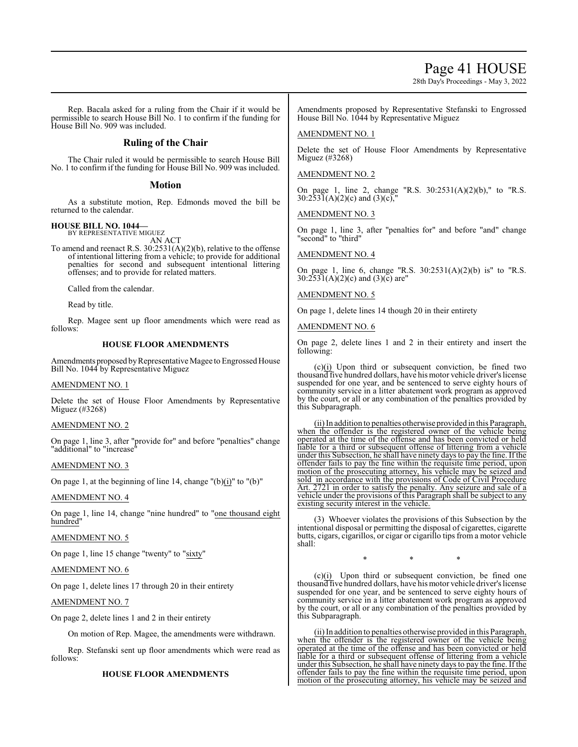Rep. Bacala asked for a ruling from the Chair if it would be permissible to search House Bill No. 1 to confirm if the funding for House Bill No. 909 was included.

## Ruling of the Chair

The Chair ruled it would be permissible to search House Bill No. 1 to confirm if the funding for House Bill No. 909 was included.

## Motion

As a substitute motion, Rep. Edmonds moved the bill be returned to the calendar.

**HOUSE BILL NO. 1044—**
BY REPRESENTATIVE MIGUEZ
AN ACT

To amend and reenact R.S. 30:2531(A)(2)(b), relative to the offense of intentional littering from a vehicle; to provide for additional penalties for second and subsequent intentional littering offenses; and to provide for related matters.

Called from the calendar.

Read by title.

Rep. Magee sent up floor amendments which were read as follows:

### HOUSE FLOOR AMENDMENTS

Amendments proposed by Representative Magee to Engrossed House Bill No. 1044 by Representative Miguez

AMENDMENT NO. 1

Delete the set of House Floor Amendments by Representative Miguez (#3268)

AMENDMENT NO. 2

On page 1, line 3, after "provide for" and before "penalties" change "additional" to "increase"

AMENDMENT NO. 3

On page 1, at the beginning of line 14, change "(b)(i)" to "(b)"

AMENDMENT NO. 4

On page 1, line 14, change "nine hundred" to "one thousand eight hundred"

AMENDMENT NO. 5

On page 1, line 15 change "twenty" to "sixty"

AMENDMENT NO. 6

On page 1, delete lines 17 through 20 in their entirety

AMENDMENT NO. 7

On page 2, delete lines 1 and 2 in their entirety

On motion of Rep. Magee, the amendments were withdrawn.

Rep. Stefanski sent up floor amendments which were read as follows:

### HOUSE FLOOR AMENDMENTS

Amendments proposed by Representative Stefanski to Engrossed House Bill No. 1044 by Representative Miguez

AMENDMENT NO. 1

Delete the set of House Floor Amendments by Representative Miguez (#3268)

AMENDMENT NO. 2

On page 1, line 2, change "R.S. 30:2531(A)(2)(b)," to "R.S. 30:2531(A)(2)(c) and (3)(c),"

AMENDMENT NO. 3

On page 1, line 3, after "penalties for" and before "and" change "second" to "third"

AMENDMENT NO. 4

On page 1, line 6, change "R.S. 30:2531(A)(2)(b) is" to "R.S. 30:2531(A)(2)(c) and (3)(c) are"

AMENDMENT NO. 5

On page 1, delete lines 14 though 20 in their entirety

AMENDMENT NO. 6

On page 2, delete lines 1 and 2 in their entirety and insert the following:

(c)(i) Upon third or subsequent conviction, be fined two thousand five hundred dollars, have his motor vehicle driver's license suspended for one year, and be sentenced to serve eighty hours of community service in a litter abatement work program as approved by the court, or all or any combination of the penalties provided by this Subparagraph.

(ii) In addition to penalties otherwise provided in this Paragraph, when the offender is the registered owner of the vehicle being operated at the time of the offense and has been convicted or held liable for a third or subsequent offense of littering from a vehicle under this Subsection, he shall have ninety days to pay the fine. If the offender fails to pay the fine within the requisite time period, upon motion of the prosecuting attorney, his vehicle may be seized and sold in accordance with the provisions of Code of Civil Procedure Art. 2721 in order to satisfy the penalty. Any seizure and sale of a vehicle under the provisions of this Paragraph shall be subject to any existing security interest in the vehicle.

(3) Whoever violates the provisions of this Subsection by the intentional disposal or permitting the disposal of cigarettes, cigarette butts, cigars, cigarillos, or cigar or cigarillo tips from a motor vehicle shall:

\* \* \*

(c)(i) Upon third or subsequent conviction, be fined one thousand five hundred dollars, have his motor vehicle driver's license suspended for one year, and be sentenced to serve eighty hours of community service in a litter abatement work program as approved by the court, or all or any combination of the penalties provided by this Subparagraph.

(ii) In addition to penalties otherwise provided in this Paragraph, when the offender is the registered owner of the vehicle being operated at the time of the offense and has been convicted or held liable for a third or subsequent offense of littering from a vehicle under this Subsection, he shall have ninety days to pay the fine. If the offender fails to pay the fine within the requisite time period, upon motion of the prosecuting attorney, his vehicle may be seized and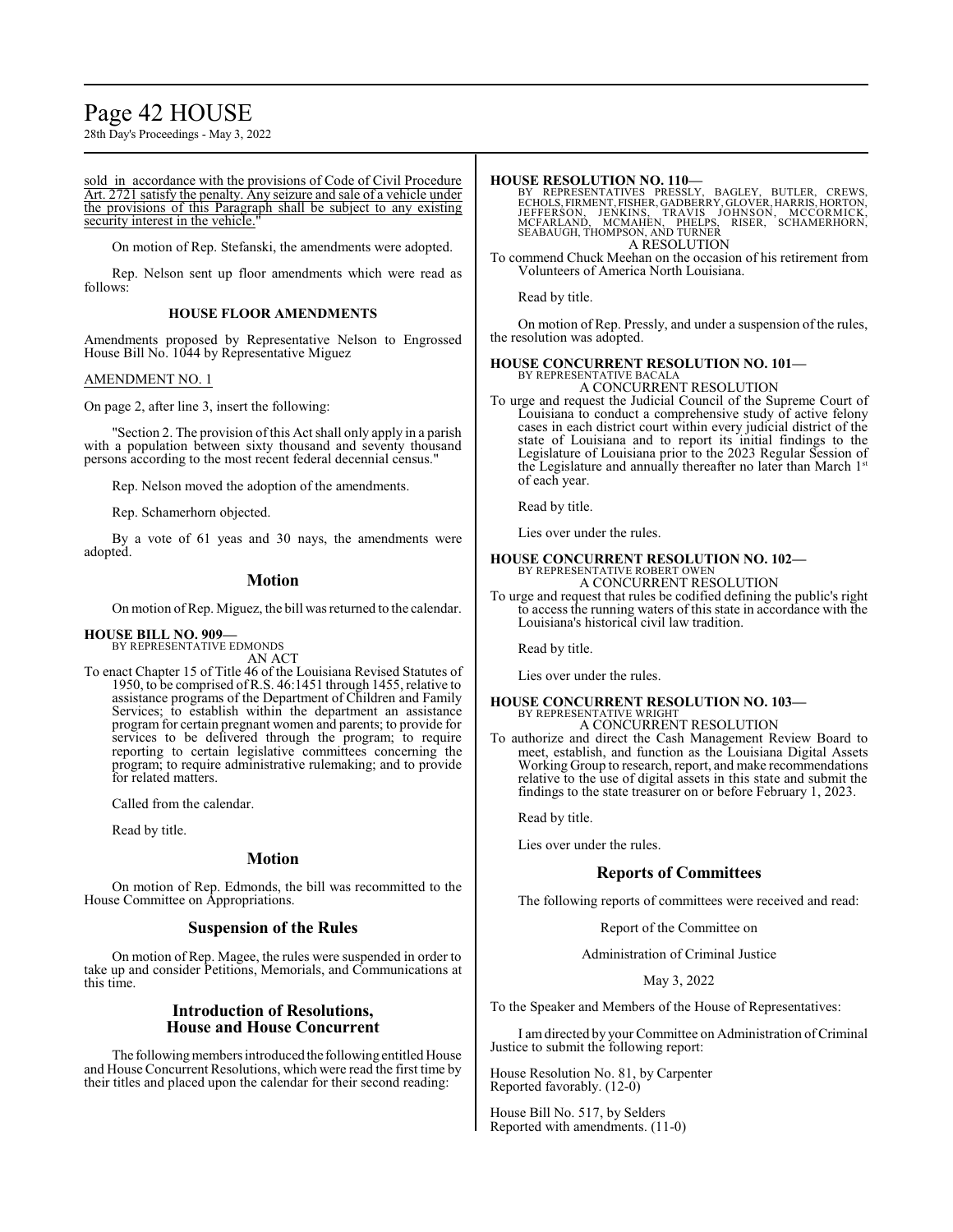sold in accordance with the provisions of Code of Civil Procedure Art. 2721 satisfy the penalty. Any seizure and sale of a vehicle under the provisions of this Paragraph shall be subject to any existing security interest in the vehicle."

On motion of Rep. Stefanski, the amendments were adopted.

Rep. Nelson sent up floor amendments which were read as follows:

**HOUSE FLOOR AMENDMENTS**

Amendments proposed by Representative Nelson to Engrossed House Bill No. 1044 by Representative Miguez

AMENDMENT NO. 1

On page 2, after line 3, insert the following:

"Section 2. The provision of this Act shall only apply in a parish with a population between sixty thousand and seventy thousand persons according to the most recent federal decennial census."

Rep. Nelson moved the adoption of the amendments.

Rep. Schamerhorn objected.

By a vote of 61 yeas and 30 nays, the amendments were adopted.

## Motion

On motion of Rep. Miguez, the bill was returned to the calendar.

**HOUSE BILL NO. 909—**
BY REPRESENTATIVE EDMONDS
AN ACT

To enact Chapter 15 of Title 46 of the Louisiana Revised Statutes of 1950, to be comprised of R.S. 46:1451 through 1455, relative to assistance programs of the Department of Children and Family Services; to establish within the department an assistance program for certain pregnant women and parents; to provide for services to be delivered through the program; to require reporting to certain legislative committees concerning the program; to require administrative rulemaking; and to provide for related matters.

Called from the calendar.

Read by title.

## Motion

On motion of Rep. Edmonds, the bill was recommitted to the House Committee on Appropriations.

## Suspension of the Rules

On motion of Rep. Magee, the rules were suspended in order to take up and consider Petitions, Memorials, and Communications at this time.

## Introduction of Resolutions, House and House Concurrent

The following members introduced the following entitled House and House Concurrent Resolutions, which were read the first time by their titles and placed upon the calendar for their second reading:

**HOUSE RESOLUTION NO. 110—**
BY REPRESENTATIVES PRESSLY, BAGLEY, BUTLER, CREWS, ECHOLS, FIRMENT, FISHER, GADBERRY, GLOVER, HARRIS, HORTON, JEFFERSON, JENKINS, TRAVIS JOHNSON, MCCORMICK, MCFARLAND, MCMAHEN, PHELPS, RISER, SCHAMERHORN, SEABAUGH, THOMPSON, AND TURNER
A RESOLUTION

To commend Chuck Meehan on the occasion of his retirement from Volunteers of America North Louisiana.

Read by title.

On motion of Rep. Pressly, and under a suspension of the rules, the resolution was adopted.

**HOUSE CONCURRENT RESOLUTION NO. 101—**
BY REPRESENTATIVE BACALA
A CONCURRENT RESOLUTION

To urge and request the Judicial Council of the Supreme Court of Louisiana to conduct a comprehensive study of active felony cases in each district court within every judicial district of the state of Louisiana and to report its initial findings to the Legislature of Louisiana prior to the 2023 Regular Session of the Legislature and annually thereafter no later than March 1st of each year.

Read by title.

Lies over under the rules.

**HOUSE CONCURRENT RESOLUTION NO. 102—**
BY REPRESENTATIVE ROBERT OWEN
A CONCURRENT RESOLUTION

To urge and request that rules be codified defining the public's right to access the running waters of this state in accordance with the Louisiana's historical civil law tradition.

Read by title.

Lies over under the rules.

**HOUSE CONCURRENT RESOLUTION NO. 103—**
BY REPRESENTATIVE WRIGHT
A CONCURRENT RESOLUTION

To authorize and direct the Cash Management Review Board to meet, establish, and function as the Louisiana Digital Assets Working Group to research, report, and make recommendations relative to the use of digital assets in this state and submit the findings to the state treasurer on or before February 1, 2023.

Read by title.

Lies over under the rules.

## Reports of Committees

The following reports of committees were received and read:

Report of the Committee on

Administration of Criminal Justice

May 3, 2022

To the Speaker and Members of the House of Representatives:

I am directed by your Committee on Administration of Criminal Justice to submit the following report:

House Resolution No. 81, by Carpenter
Reported favorably. (12-0)

House Bill No. 517, by Selders
Reported with amendments. (11-0)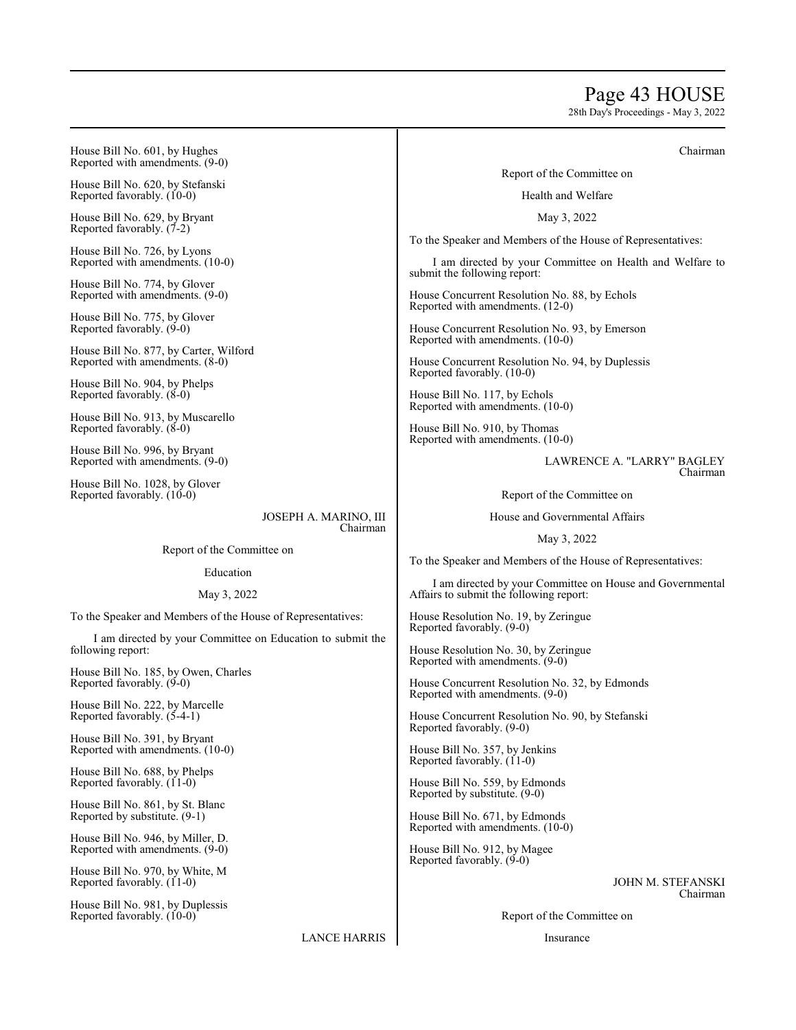House Bill No. 601, by Hughes
Reported with amendments. (9-0)

House Bill No. 620, by Stefanski
Reported favorably. (10-0)

House Bill No. 629, by Bryant
Reported favorably. (7-2)

House Bill No. 726, by Lyons
Reported with amendments. (10-0)

House Bill No. 774, by Glover
Reported with amendments. (9-0)

House Bill No. 775, by Glover
Reported favorably. (9-0)

House Bill No. 877, by Carter, Wilford
Reported with amendments. (8-0)

House Bill No. 904, by Phelps
Reported favorably. (8-0)

House Bill No. 913, by Muscarello
Reported favorably. (8-0)

House Bill No. 996, by Bryant
Reported with amendments. (9-0)

House Bill No. 1028, by Glover
Reported favorably. (10-0)

JOSEPH A. MARINO, III
Chairman

Report of the Committee on

Education

May 3, 2022

To the Speaker and Members of the House of Representatives:

I am directed by your Committee on Education to submit the following report:

House Bill No. 185, by Owen, Charles
Reported favorably. (9-0)

House Bill No. 222, by Marcelle
Reported favorably. (5-4-1)

House Bill No. 391, by Bryant
Reported with amendments. (10-0)

House Bill No. 688, by Phelps
Reported favorably. (11-0)

House Bill No. 861, by St. Blanc
Reported by substitute. (9-1)

House Bill No. 946, by Miller, D.
Reported with amendments. (9-0)

House Bill No. 970, by White, M
Reported favorably. (11-0)

House Bill No. 981, by Duplessis
Reported favorably. (10-0)

LANCE HARRIS
Chairman

Report of the Committee on

Health and Welfare

May 3, 2022

To the Speaker and Members of the House of Representatives:

I am directed by your Committee on Health and Welfare to submit the following report:

House Concurrent Resolution No. 88, by Echols
Reported with amendments. (12-0)

House Concurrent Resolution No. 93, by Emerson
Reported with amendments. (10-0)

House Concurrent Resolution No. 94, by Duplessis
Reported favorably. (10-0)

House Bill No. 117, by Echols
Reported with amendments. (10-0)

House Bill No. 910, by Thomas
Reported with amendments. (10-0)

LAWRENCE A. "LARRY" BAGLEY
Chairman

Report of the Committee on

House and Governmental Affairs

May 3, 2022

To the Speaker and Members of the House of Representatives:

I am directed by your Committee on House and Governmental Affairs to submit the following report:

House Resolution No. 19, by Zeringue
Reported favorably. (9-0)

House Resolution No. 30, by Zeringue
Reported with amendments. (9-0)

House Concurrent Resolution No. 32, by Edmonds
Reported with amendments. (9-0)

House Concurrent Resolution No. 90, by Stefanski
Reported favorably. (9-0)

House Bill No. 357, by Jenkins
Reported favorably. (11-0)

House Bill No. 559, by Edmonds
Reported by substitute. (9-0)

House Bill No. 671, by Edmonds
Reported with amendments. (10-0)

House Bill No. 912, by Magee
Reported favorably. (9-0)

JOHN M. STEFANSKI
Chairman

Report of the Committee on

Insurance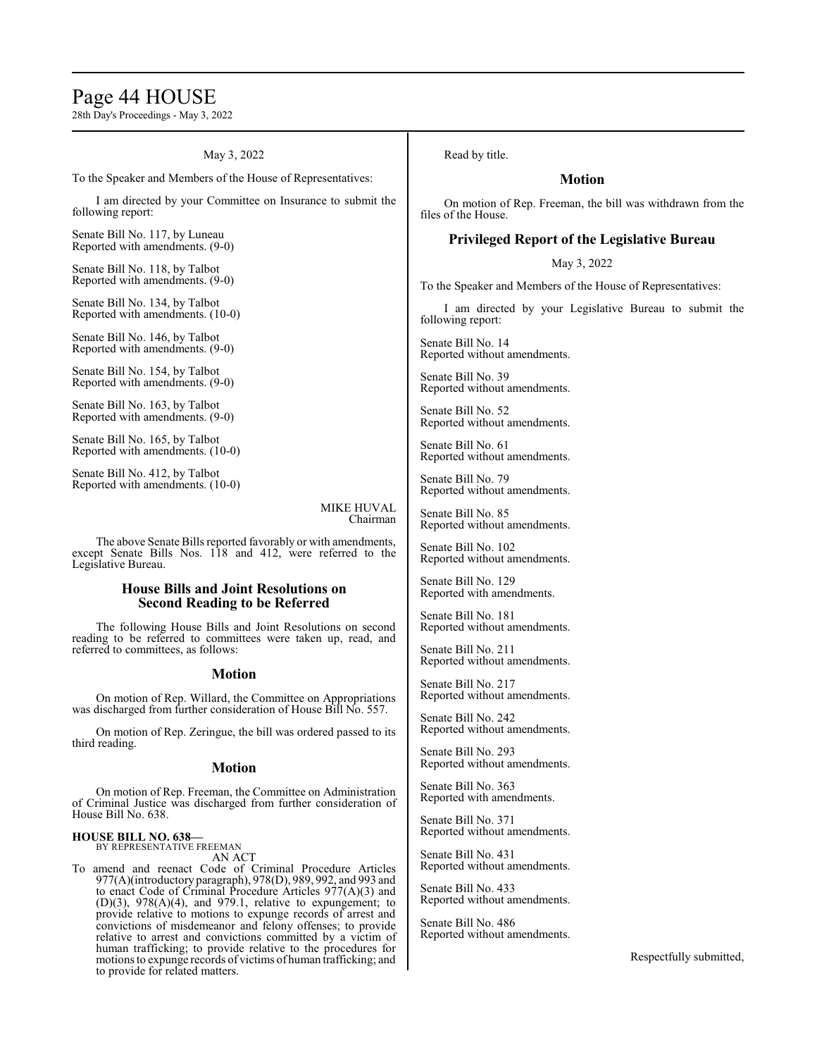May 3, 2022

To the Speaker and Members of the House of Representatives:

I am directed by your Committee on Insurance to submit the following report:

Senate Bill No. 117, by Luneau
Reported with amendments. (9-0)

Senate Bill No. 118, by Talbot
Reported with amendments. (9-0)

Senate Bill No. 134, by Talbot
Reported with amendments. (10-0)

Senate Bill No. 146, by Talbot
Reported with amendments. (9-0)

Senate Bill No. 154, by Talbot
Reported with amendments. (9-0)

Senate Bill No. 163, by Talbot
Reported with amendments. (9-0)

Senate Bill No. 165, by Talbot
Reported with amendments. (10-0)

Senate Bill No. 412, by Talbot
Reported with amendments. (10-0)

MIKE HUVAL
Chairman

The above Senate Bills reported favorably or with amendments, except Senate Bills Nos. 118 and 412, were referred to the Legislative Bureau.

## House Bills and Joint Resolutions on Second Reading to be Referred

The following House Bills and Joint Resolutions on second reading to be referred to committees were taken up, read, and referred to committees, as follows:

### Motion

On motion of Rep. Willard, the Committee on Appropriations was discharged from further consideration of House Bill No. 557.

On motion of Rep. Zeringue, the bill was ordered passed to its third reading.

### Motion

On motion of Rep. Freeman, the Committee on Administration of Criminal Justice was discharged from further consideration of House Bill No. 638.

**HOUSE BILL NO. 638—**
BY REPRESENTATIVE FREEMAN
AN ACT

To amend and reenact Code of Criminal Procedure Articles 977(A)(introductory paragraph), 978(D), 989, 992, and 993 and to enact Code of Criminal Procedure Articles 977(A)(3) and (D)(3), 978(A)(4), and 979.1, relative to expungement; to provide relative to motions to expunge records of arrest and convictions of misdemeanor and felony offenses; to provide relative to arrest and convictions committed by a victim of human trafficking; to provide relative to the procedures for motions to expunge records of victims of human trafficking; and to provide for related matters.

Read by title.

### Motion

On motion of Rep. Freeman, the bill was withdrawn from the files of the House.

## Privileged Report of the Legislative Bureau

May 3, 2022

To the Speaker and Members of the House of Representatives:

I am directed by your Legislative Bureau to submit the following report:

Senate Bill No. 14
Reported without amendments.

Senate Bill No. 39
Reported without amendments.

Senate Bill No. 52
Reported without amendments.

Senate Bill No. 61
Reported without amendments.

Senate Bill No. 79
Reported without amendments.

Senate Bill No. 85
Reported without amendments.

Senate Bill No. 102
Reported without amendments.

Senate Bill No. 129
Reported with amendments.

Senate Bill No. 181
Reported without amendments.

Senate Bill No. 211
Reported without amendments.

Senate Bill No. 217
Reported without amendments.

Senate Bill No. 242
Reported without amendments.

Senate Bill No. 293
Reported without amendments.

Senate Bill No. 363
Reported with amendments.

Senate Bill No. 371
Reported without amendments.

Senate Bill No. 431
Reported without amendments.

Senate Bill No. 433
Reported without amendments.

Senate Bill No. 486
Reported without amendments.

Respectfully submitted,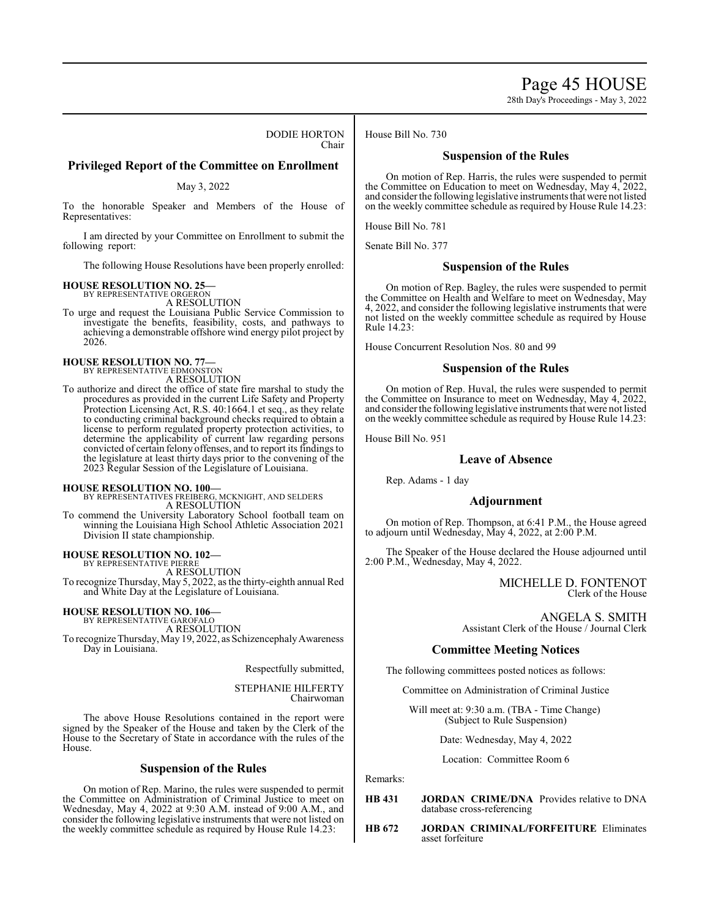DODIE HORTON
Chair

## Privileged Report of the Committee on Enrollment

May 3, 2022

To the honorable Speaker and Members of the House of Representatives:

I am directed by your Committee on Enrollment to submit the following report:

The following House Resolutions have been properly enrolled:

**HOUSE RESOLUTION NO. 25—**
BY REPRESENTATIVE ORGERON
A RESOLUTION
To urge and request the Louisiana Public Service Commission to investigate the benefits, feasibility, costs, and pathways to achieving a demonstrable offshore wind energy pilot project by 2026.

**HOUSE RESOLUTION NO. 77—**
BY REPRESENTATIVE EDMONSTON
A RESOLUTION
To authorize and direct the office of state fire marshal to study the procedures as provided in the current Life Safety and Property Protection Licensing Act, R.S. 40:1664.1 et seq., as they relate to conducting criminal background checks required to obtain a license to perform regulated property protection activities, to determine the applicability of current law regarding persons convicted of certain felony offenses, and to report its findings to the legislature at least thirty days prior to the convening of the 2023 Regular Session of the Legislature of Louisiana.

**HOUSE RESOLUTION NO. 100—**
BY REPRESENTATIVES FREIBERG, MCKNIGHT, AND SELDERS
A RESOLUTION
To commend the University Laboratory School football team on winning the Louisiana High School Athletic Association 2021 Division II state championship.

**HOUSE RESOLUTION NO. 102—**
BY REPRESENTATIVE PIERRE
A RESOLUTION
To recognize Thursday, May 5, 2022, as the thirty-eighth annual Red and White Day at the Legislature of Louisiana.

**HOUSE RESOLUTION NO. 106—**
BY REPRESENTATIVE GAROFALO
A RESOLUTION
To recognize Thursday, May 19, 2022, as Schizencephaly Awareness Day in Louisiana.

Respectfully submitted,

STEPHANIE HILFERTY
Chairwoman

The above House Resolutions contained in the report were signed by the Speaker of the House and taken by the Clerk of the House to the Secretary of State in accordance with the rules of the House.

## Suspension of the Rules

On motion of Rep. Marino, the rules were suspended to permit the Committee on Administration of Criminal Justice to meet on Wednesday, May 4, 2022 at 9:30 A.M. instead of 9:00 A.M., and consider the following legislative instruments that were not listed on the weekly committee schedule as required by House Rule 14.23:

House Bill No. 730

## Suspension of the Rules

On motion of Rep. Harris, the rules were suspended to permit the Committee on Education to meet on Wednesday, May 4, 2022, and consider the following legislative instruments that were not listed on the weekly committee schedule as required by House Rule 14.23:

House Bill No. 781

Senate Bill No. 377

## Suspension of the Rules

On motion of Rep. Bagley, the rules were suspended to permit the Committee on Health and Welfare to meet on Wednesday, May 4, 2022, and consider the following legislative instruments that were not listed on the weekly committee schedule as required by House Rule 14.23:

House Concurrent Resolution Nos. 80 and 99

## Suspension of the Rules

On motion of Rep. Huval, the rules were suspended to permit the Committee on Insurance to meet on Wednesday, May 4, 2022, and consider the following legislative instruments that were not listed on the weekly committee schedule as required by House Rule 14.23:

House Bill No. 951

## Leave of Absence

Rep. Adams - 1 day

## Adjournment

On motion of Rep. Thompson, at 6:41 P.M., the House agreed to adjourn until Wednesday, May 4, 2022, at 2:00 P.M.

The Speaker of the House declared the House adjourned until 2:00 P.M., Wednesday, May 4, 2022.

MICHELLE D. FONTENOT
Clerk of the House

ANGELA S. SMITH
Assistant Clerk of the House / Journal Clerk

## Committee Meeting Notices

The following committees posted notices as follows:

Committee on Administration of Criminal Justice

Will meet at: 9:30 a.m. (TBA - Time Change)
(Subject to Rule Suspension)

Date: Wednesday, May 4, 2022

Location: Committee Room 6

Remarks:

**HB 431** **JORDAN CRIME/DNA** Provides relative to DNA database cross-referencing

**HB 672** **JORDAN CRIMINAL/FORFEITURE** Eliminates asset forfeiture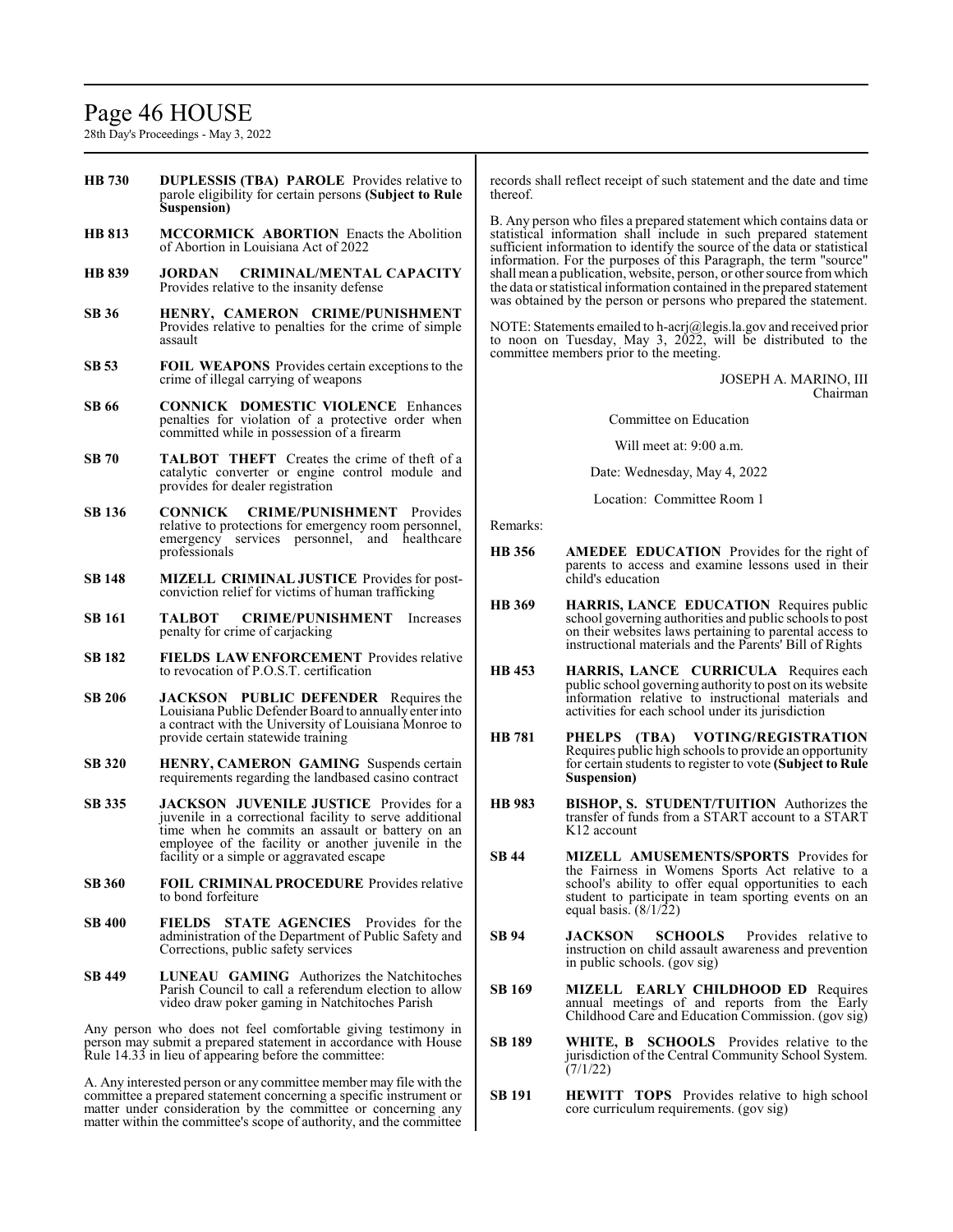| | |
|---|---|
| **HB 730** | **DUPLESSIS (TBA) PAROLE** Provides relative to parole eligibility for certain persons **(Subject to Rule Suspension)** |
| **HB 813** | **MCCORMICK ABORTION** Enacts the Abolition of Abortion in Louisiana Act of 2022 |
| **HB 839** | **JORDAN CRIMINAL/MENTAL CAPACITY** Provides relative to the insanity defense |
| **SB 36** | **HENRY, CAMERON CRIME/PUNISHMENT** Provides relative to penalties for the crime of simple assault |
| **SB 53** | **FOIL WEAPONS** Provides certain exceptions to the crime of illegal carrying of weapons |
| **SB 66** | **CONNICK DOMESTIC VIOLENCE** Enhances penalties for violation of a protective order when committed while in possession of a firearm |
| **SB 70** | **TALBOT THEFT** Creates the crime of theft of a catalytic converter or engine control module and provides for dealer registration |
| **SB 136** | **CONNICK CRIME/PUNISHMENT** Provides relative to protections for emergency room personnel, emergency services personnel, and healthcare professionals |
| **SB 148** | **MIZELL CRIMINAL JUSTICE** Provides for post-conviction relief for victims of human trafficking |
| **SB 161** | **TALBOT CRIME/PUNISHMENT** Increases penalty for crime of carjacking |
| **SB 182** | **FIELDS LAW ENFORCEMENT** Provides relative to revocation of P.O.S.T. certification |
| **SB 206** | **JACKSON PUBLIC DEFENDER** Requires the Louisiana Public Defender Board to annually enter into a contract with the University of Louisiana Monroe to provide certain statewide training |
| **SB 320** | **HENRY, CAMERON GAMING** Suspends certain requirements regarding the landbased casino contract |
| **SB 335** | **JACKSON JUVENILE JUSTICE** Provides for a juvenile in a correctional facility to serve additional time when he commits an assault or battery on an employee of the facility or another juvenile in the facility or a simple or aggravated escape |
| **SB 360** | **FOIL CRIMINAL PROCEDURE** Provides relative to bond forfeiture |
| **SB 400** | **FIELDS STATE AGENCIES** Provides for the administration of the Department of Public Safety and Corrections, public safety services |
| **SB 449** | **LUNEAU GAMING** Authorizes the Natchitoches Parish Council to call a referendum election to allow video draw poker gaming in Natchitoches Parish |

Any person who does not feel comfortable giving testimony in person may submit a prepared statement in accordance with House Rule 14.33 in lieu of appearing before the committee:

A. Any interested person or any committee member may file with the committee a prepared statement concerning a specific instrument or matter under consideration by the committee or concerning any matter within the committee's scope of authority, and the committee records shall reflect receipt of such statement and the date and time thereof.

B. Any person who files a prepared statement which contains data or statistical information shall include in such prepared statement sufficient information to identify the source of the data or statistical information. For the purposes of this Paragraph, the term "source" shall mean a publication, website, person, or other source from which the data or statistical information contained in the prepared statement was obtained by the person or persons who prepared the statement.

NOTE: Statements emailed to h-acrj@legis.la.gov and received prior to noon on Tuesday, May 3, 2022, will be distributed to the committee members prior to the meeting.

JOSEPH A. MARINO, III
Chairman

Committee on Education

Will meet at: 9:00 a.m.

Date: Wednesday, May 4, 2022

Location: Committee Room 1

Remarks:

| | |
|---|---|
| **HB 356** | **AMEDEE EDUCATION** Provides for the right of parents to access and examine lessons used in their child's education |
| **HB 369** | **HARRIS, LANCE EDUCATION** Requires public school governing authorities and public schools to post on their websites laws pertaining to parental access to instructional materials and the Parents' Bill of Rights |
| **HB 453** | **HARRIS, LANCE CURRICULA** Requires each public school governing authority to post on its website information relative to instructional materials and activities for each school under its jurisdiction |
| **HB 781** | **PHELPS (TBA) VOTING/REGISTRATION** Requires public high schools to provide an opportunity for certain students to register to vote **(Subject to Rule Suspension)** |
| **HB 983** | **BISHOP, S. STUDENT/TUITION** Authorizes the transfer of funds from a START account to a START K12 account |
| **SB 44** | **MIZELL AMUSEMENTS/SPORTS** Provides for the Fairness in Womens Sports Act relative to a school's ability to offer equal opportunities to each student to participate in team sporting events on an equal basis. (8/1/22) |
| **SB 94** | **JACKSON SCHOOLS** Provides relative to instruction on child assault awareness and prevention in public schools. (gov sig) |
| **SB 169** | **MIZELL EARLY CHILDHOOD ED** Requires annual meetings of and reports from the Early Childhood Care and Education Commission. (gov sig) |
| **SB 189** | **WHITE, B SCHOOLS** Provides relative to the jurisdiction of the Central Community School System. (7/1/22) |
| **SB 191** | **HEWITT TOPS** Provides relative to high school core curriculum requirements. (gov sig) |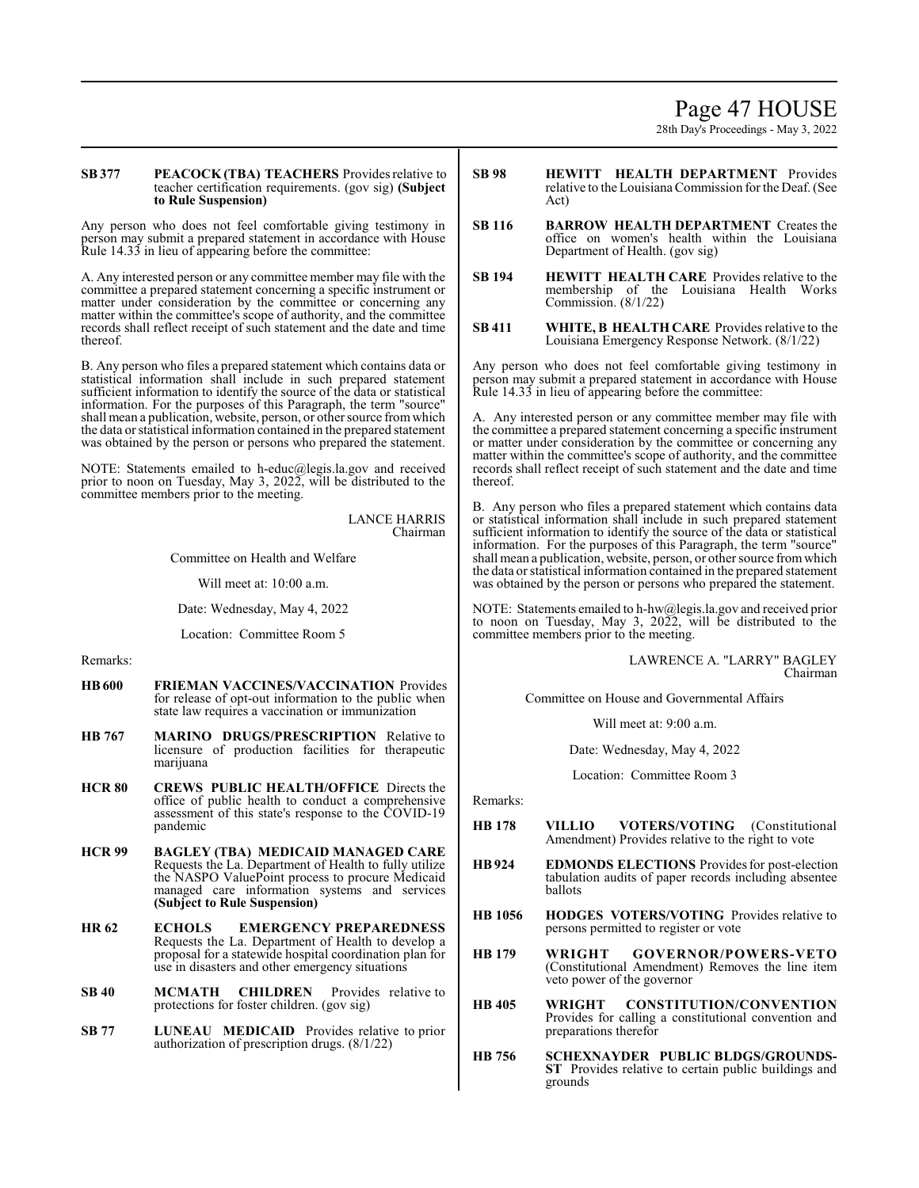**SB 377** **PEACOCK (TBA) TEACHERS** Provides relative to teacher certification requirements. (gov sig) **(Subject to Rule Suspension)**

Any person who does not feel comfortable giving testimony in person may submit a prepared statement in accordance with House Rule 14.33 in lieu of appearing before the committee:

A. Any interested person or any committee member may file with the committee a prepared statement concerning a specific instrument or matter under consideration by the committee or concerning any matter within the committee's scope of authority, and the committee records shall reflect receipt of such statement and the date and time thereof.

B. Any person who files a prepared statement which contains data or statistical information shall include in such prepared statement sufficient information to identify the source of the data or statistical information. For the purposes of this Paragraph, the term "source" shall mean a publication, website, person, or other source from which the data or statistical information contained in the prepared statement was obtained by the person or persons who prepared the statement.

NOTE: Statements emailed to h-educ@legis.la.gov and received prior to noon on Tuesday, May 3, 2022, will be distributed to the committee members prior to the meeting.

LANCE HARRIS
Chairman

Committee on Health and Welfare

Will meet at: 10:00 a.m.

Date: Wednesday, May 4, 2022

Location: Committee Room 5

Remarks:

**HB 600** **FRIEMAN VACCINES/VACCINATION** Provides for release of opt-out information to the public when state law requires a vaccination or immunization

**HB 767** **MARINO DRUGS/PRESCRIPTION** Relative to licensure of production facilities for therapeutic marijuana

**HCR 80** **CREWS PUBLIC HEALTH/OFFICE** Directs the office of public health to conduct a comprehensive assessment of this state's response to the COVID-19 pandemic

**HCR 99** **BAGLEY (TBA) MEDICAID MANAGED CARE** Requests the La. Department of Health to fully utilize the NASPO ValuePoint process to procure Medicaid managed care information systems and services **(Subject to Rule Suspension)**

**HR 62** **ECHOLS EMERGENCY PREPAREDNESS** Requests the La. Department of Health to develop a proposal for a statewide hospital coordination plan for use in disasters and other emergency situations

**SB 40** **MCMATH CHILDREN** Provides relative to protections for foster children. (gov sig)

**SB 77** **LUNEAU MEDICAID** Provides relative to prior authorization of prescription drugs. (8/1/22)

**SB 98** **HEWITT HEALTH DEPARTMENT** Provides relative to the Louisiana Commission for the Deaf. (See Act)

**SB 116** **BARROW HEALTH DEPARTMENT** Creates the office on women's health within the Louisiana Department of Health. (gov sig)

**SB 194** **HEWITT HEALTH CARE** Provides relative to the membership of the Louisiana Health Works Commission. (8/1/22)

**SB 411** **WHITE, B HEALTH CARE** Provides relative to the Louisiana Emergency Response Network. (8/1/22)

Any person who does not feel comfortable giving testimony in person may submit a prepared statement in accordance with House Rule 14.33 in lieu of appearing before the committee:

A. Any interested person or any committee member may file with the committee a prepared statement concerning a specific instrument or matter under consideration by the committee or concerning any matter within the committee's scope of authority, and the committee records shall reflect receipt of such statement and the date and time thereof.

B. Any person who files a prepared statement which contains data or statistical information shall include in such prepared statement sufficient information to identify the source of the data or statistical information. For the purposes of this Paragraph, the term "source" shall mean a publication, website, person, or other source from which the data or statistical information contained in the prepared statement was obtained by the person or persons who prepared the statement.

NOTE: Statements emailed to h-hw@legis.la.gov and received prior to noon on Tuesday, May 3, 2022, will be distributed to the committee members prior to the meeting.

LAWRENCE A. "LARRY" BAGLEY
Chairman

Committee on House and Governmental Affairs

Will meet at: 9:00 a.m.

Date: Wednesday, May 4, 2022

Location: Committee Room 3

Remarks:

**HB 178** **VILLIO VOTERS/VOTING** (Constitutional Amendment) Provides relative to the right to vote

**HB 924** **EDMONDS ELECTIONS** Provides for post-election tabulation audits of paper records including absentee ballots

**HB 1056** **HODGES VOTERS/VOTING** Provides relative to persons permitted to register or vote

**HB 179** **WRIGHT GOVERNOR/POWERS-VETO** (Constitutional Amendment) Removes the line item veto power of the governor

**HB 405** **WRIGHT CONSTITUTION/CONVENTION** Provides for calling a constitutional convention and preparations therefor

**HB 756** **SCHEXNAYDER PUBLIC BLDGS/GROUNDS-ST** Provides relative to certain public buildings and grounds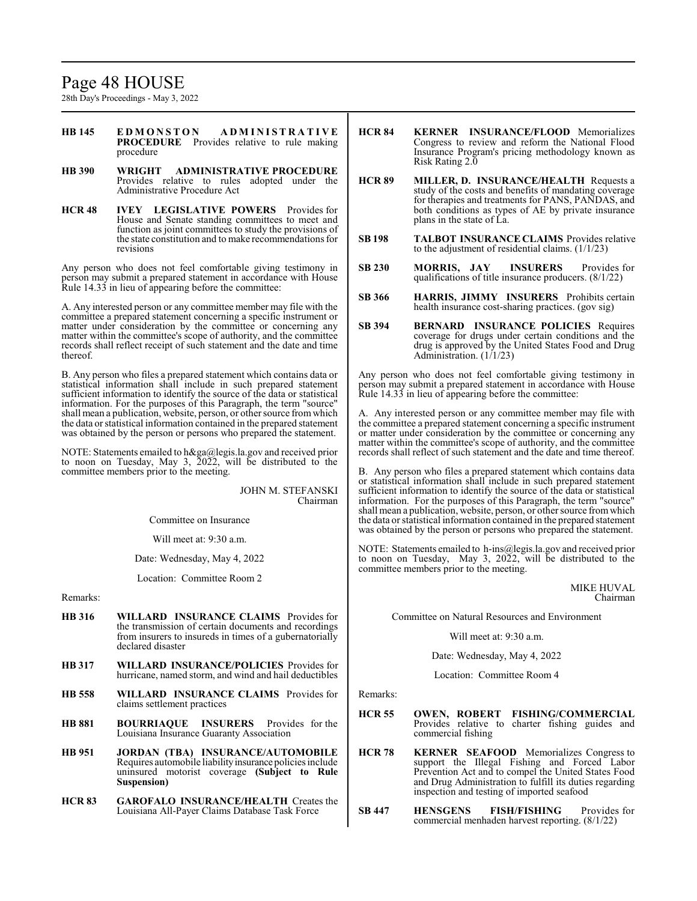**HB 145** **EDMONSTON ADMINISTRATIVE PROCEDURE** Provides relative to rule making procedure

**HB 390** **WRIGHT ADMINISTRATIVE PROCEDURE** Provides relative to rules adopted under the Administrative Procedure Act

**HCR 48** **IVEY LEGISLATIVE POWERS** Provides for House and Senate standing committees to meet and function as joint committees to study the provisions of the state constitution and to make recommendations for revisions

Any person who does not feel comfortable giving testimony in person may submit a prepared statement in accordance with House Rule 14.33 in lieu of appearing before the committee:

A. Any interested person or any committee member may file with the committee a prepared statement concerning a specific instrument or matter under consideration by the committee or concerning any matter within the committee's scope of authority, and the committee records shall reflect receipt of such statement and the date and time thereof.

B. Any person who files a prepared statement which contains data or statistical information shall include in such prepared statement sufficient information to identify the source of the data or statistical information. For the purposes of this Paragraph, the term "source" shall mean a publication, website, person, or other source from which the data or statistical information contained in the prepared statement was obtained by the person or persons who prepared the statement.

NOTE: Statements emailed to h&ga@legis.la.gov and received prior to noon on Tuesday, May 3, 2022, will be distributed to the committee members prior to the meeting.

JOHN M. STEFANSKI
Chairman

Committee on Insurance

Will meet at: 9:30 a.m.

Date: Wednesday, May 4, 2022

Location: Committee Room 2

Remarks:

**HB 316** **WILLARD INSURANCE CLAIMS** Provides for the transmission of certain documents and recordings from insurers to insureds in times of a gubernatorially declared disaster

**HB 317** **WILLARD INSURANCE/POLICIES** Provides for hurricane, named storm, and wind and hail deductibles

**HB 558** **WILLARD INSURANCE CLAIMS** Provides for claims settlement practices

**HB 881** **BOURRIAQUE INSURERS** Provides for the Louisiana Insurance Guaranty Association

**HB 951** **JORDAN (TBA) INSURANCE/AUTOMOBILE** Requires automobile liability insurance policies include uninsured motorist coverage **(Subject to Rule Suspension)**

**HCR 83** **GAROFALO INSURANCE/HEALTH** Creates the Louisiana All-Payer Claims Database Task Force

**HCR 84** **KERNER INSURANCE/FLOOD** Memorializes Congress to review and reform the National Flood Insurance Program's pricing methodology known as Risk Rating 2.0

**HCR 89** **MILLER, D. INSURANCE/HEALTH** Requests a study of the costs and benefits of mandating coverage for therapies and treatments for PANS, PANDAS, and both conditions as types of AE by private insurance plans in the state of La.

**SB 198** **TALBOT INSURANCE CLAIMS** Provides relative to the adjustment of residential claims. (1/1/23)

**SB 230** **MORRIS, JAY INSURERS** Provides for qualifications of title insurance producers. (8/1/22)

**SB 366** **HARRIS, JIMMY INSURERS** Prohibits certain health insurance cost-sharing practices. (gov sig)

**SB 394** **BERNARD INSURANCE POLICIES** Requires coverage for drugs under certain conditions and the drug is approved by the United States Food and Drug Administration. (1/1/23)

Any person who does not feel comfortable giving testimony in person may submit a prepared statement in accordance with House Rule 14.33 in lieu of appearing before the committee:

A. Any interested person or any committee member may file with the committee a prepared statement concerning a specific instrument or matter under consideration by the committee or concerning any matter within the committee's scope of authority, and the committee records shall reflect of such statement and the date and time thereof.

B. Any person who files a prepared statement which contains data or statistical information shall include in such prepared statement sufficient information to identify the source of the data or statistical information. For the purposes of this Paragraph, the term "source" shall mean a publication, website, person, or other source from which the data or statistical information contained in the prepared statement was obtained by the person or persons who prepared the statement.

NOTE: Statements emailed to h-ins@legis.la.gov and received prior to noon on Tuesday, May 3, 2022, will be distributed to the committee members prior to the meeting.

MIKE HUVAL
Chairman

Committee on Natural Resources and Environment

Will meet at: 9:30 a.m.

Date: Wednesday, May 4, 2022

Location: Committee Room 4

Remarks:

**HCR 55** **OWEN, ROBERT FISHING/COMMERCIAL** Provides relative to charter fishing guides and commercial fishing

**HCR 78** **KERNER SEAFOOD** Memorializes Congress to support the Illegal Fishing and Forced Labor Prevention Act and to compel the United States Food and Drug Administration to fulfill its duties regarding inspection and testing of imported seafood

**SB 447** **HENSGENS FISH/FISHING** Provides for commercial menhaden harvest reporting. (8/1/22)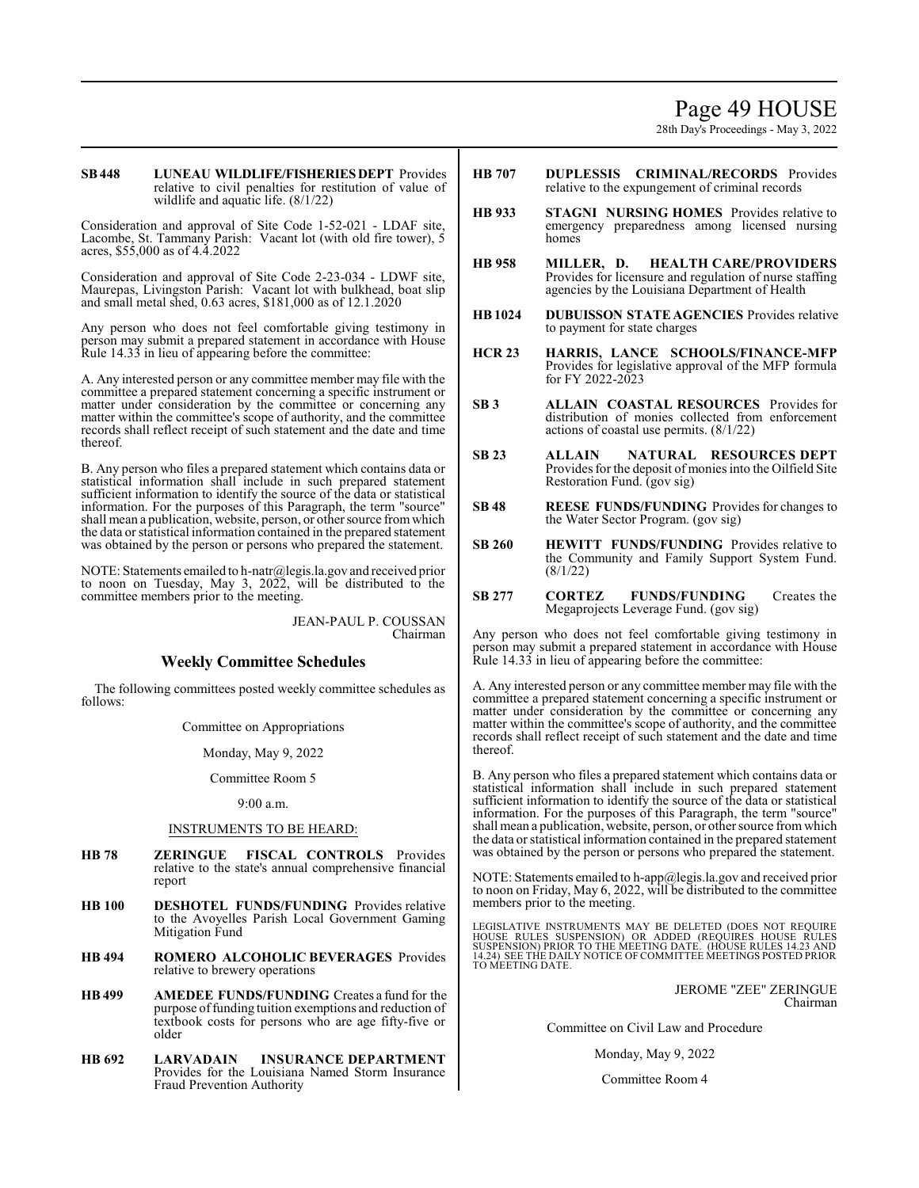**SB 448** **LUNEAU WILDLIFE/FISHERIES DEPT** Provides relative to civil penalties for restitution of value of wildlife and aquatic life. (8/1/22)

Consideration and approval of Site Code 1-52-021 - LDAF site, Lacombe, St. Tammany Parish: Vacant lot (with old fire tower), 5 acres, $55,000 as of 4.4.2022

Consideration and approval of Site Code 2-23-034 - LDWF site, Maurepas, Livingston Parish: Vacant lot with bulkhead, boat slip and small metal shed, 0.63 acres, $181,000 as of 12.1.2020

Any person who does not feel comfortable giving testimony in person may submit a prepared statement in accordance with House Rule 14.33 in lieu of appearing before the committee:

A. Any interested person or any committee member may file with the committee a prepared statement concerning a specific instrument or matter under consideration by the committee or concerning any matter within the committee's scope of authority, and the committee records shall reflect receipt of such statement and the date and time thereof.

B. Any person who files a prepared statement which contains data or statistical information shall include in such prepared statement sufficient information to identify the source of the data or statistical information. For the purposes of this Paragraph, the term "source" shall mean a publication, website, person, or other source from which the data or statistical information contained in the prepared statement was obtained by the person or persons who prepared the statement.

NOTE: Statements emailed to h-natr@legis.la.gov and received prior to noon on Tuesday, May 3, 2022, will be distributed to the committee members prior to the meeting.

JEAN-PAUL P. COUSSAN
Chairman

## Weekly Committee Schedules

The following committees posted weekly committee schedules as follows:

Committee on Appropriations

Monday, May 9, 2022

Committee Room 5

9:00 a.m.

INSTRUMENTS TO BE HEARD:

**HB 78** **ZERINGUE FISCAL CONTROLS** Provides relative to the state's annual comprehensive financial report

**HB 100** **DESHOTEL FUNDS/FUNDING** Provides relative to the Avoyelles Parish Local Government Gaming Mitigation Fund

**HB 494** **ROMERO ALCOHOLIC BEVERAGES** Provides relative to brewery operations

**HB 499** **AMEDEE FUNDS/FUNDING** Creates a fund for the purpose of funding tuition exemptions and reduction of textbook costs for persons who are age fifty-five or older

**HB 692** **LARVADAIN INSURANCE DEPARTMENT** Provides for the Louisiana Named Storm Insurance Fraud Prevention Authority

**HB 707** **DUPLESSIS CRIMINAL/RECORDS** Provides relative to the expungement of criminal records

**HB 933** **STAGNI NURSING HOMES** Provides relative to emergency preparedness among licensed nursing homes

**HB 958** **MILLER, D. HEALTH CARE/PROVIDERS** Provides for licensure and regulation of nurse staffing agencies by the Louisiana Department of Health

**HB 1024** **DUBUISSON STATE AGENCIES** Provides relative to payment for state charges

**HCR 23** **HARRIS, LANCE SCHOOLS/FINANCE-MFP** Provides for legislative approval of the MFP formula for FY 2022-2023

**SB 3** **ALLAIN COASTAL RESOURCES** Provides for distribution of monies collected from enforcement actions of coastal use permits. (8/1/22)

**SB 23** **ALLAIN NATURAL RESOURCES DEPT** Provides for the deposit of monies into the Oilfield Site Restoration Fund. (gov sig)

**SB 48** **REESE FUNDS/FUNDING** Provides for changes to the Water Sector Program. (gov sig)

**SB 260** **HEWITT FUNDS/FUNDING** Provides relative to the Community and Family Support System Fund. (8/1/22)

**SB 277** **CORTEZ FUNDS/FUNDING** Creates the Megaprojects Leverage Fund. (gov sig)

Any person who does not feel comfortable giving testimony in person may submit a prepared statement in accordance with House Rule 14.33 in lieu of appearing before the committee:

A. Any interested person or any committee member may file with the committee a prepared statement concerning a specific instrument or matter under consideration by the committee or concerning any matter within the committee's scope of authority, and the committee records shall reflect receipt of such statement and the date and time thereof.

B. Any person who files a prepared statement which contains data or statistical information shall include in such prepared statement sufficient information to identify the source of the data or statistical information. For the purposes of this Paragraph, the term "source" shall mean a publication, website, person, or other source from which the data or statistical information contained in the prepared statement was obtained by the person or persons who prepared the statement.

NOTE: Statements emailed to h-app@legis.la.gov and received prior to noon on Friday, May 6, 2022, will be distributed to the committee members prior to the meeting.

LEGISLATIVE INSTRUMENTS MAY BE DELETED (DOES NOT REQUIRE HOUSE RULES SUSPENSION) OR ADDED (REQUIRES HOUSE RULES SUSPENSION) PRIOR TO THE MEETING DATE. (HOUSE RULES 14.23 AND 14.24) SEE THE DAILY NOTICE OF COMMITTEE MEETINGS POSTED PRIOR TO MEETING DATE.

JEROME "ZEE" ZERINGUE
Chairman

Committee on Civil Law and Procedure

Monday, May 9, 2022

Committee Room 4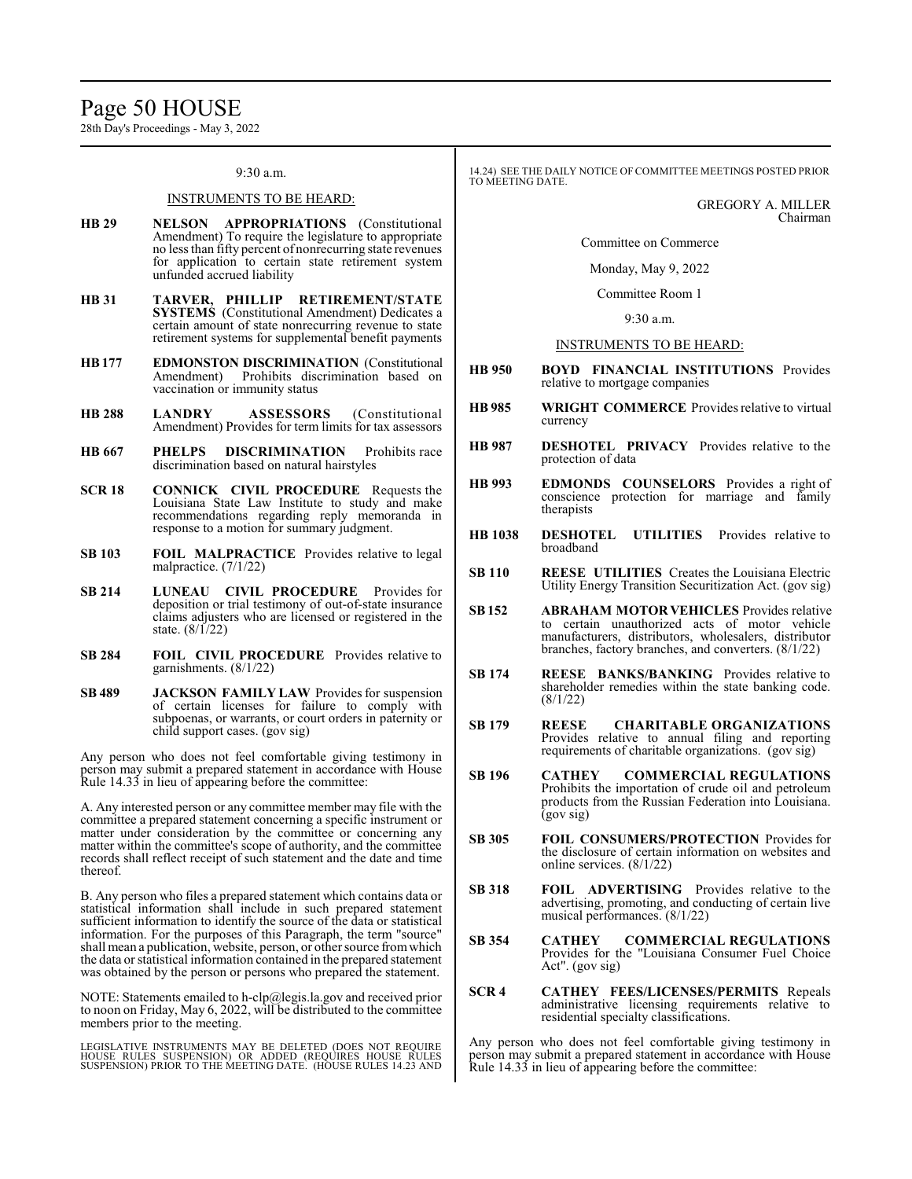9:30 a.m.

INSTRUMENTS TO BE HEARD:

**HB 29** **NELSON APPROPRIATIONS** (Constitutional Amendment) To require the legislature to appropriate no less than fifty percent of nonrecurring state revenues for application to certain state retirement system unfunded accrued liability

**HB 31** **TARVER, PHILLIP RETIREMENT/STATE SYSTEMS** (Constitutional Amendment) Dedicates a certain amount of state nonrecurring revenue to state retirement systems for supplemental benefit payments

**HB 177** **EDMONSTON DISCRIMINATION** (Constitutional Amendment) Prohibits discrimination based on vaccination or immunity status

**HB 288** **LANDRY ASSESSORS** (Constitutional Amendment) Provides for term limits for tax assessors

**HB 667** **PHELPS DISCRIMINATION** Prohibits race discrimination based on natural hairstyles

**SCR 18** **CONNICK CIVIL PROCEDURE** Requests the Louisiana State Law Institute to study and make recommendations regarding reply memoranda in response to a motion for summary judgment.

**SB 103** **FOIL MALPRACTICE** Provides relative to legal malpractice. (7/1/22)

**SB 214** **LUNEAU CIVIL PROCEDURE** Provides for deposition or trial testimony of out-of-state insurance claims adjusters who are licensed or registered in the state. (8/1/22)

**SB 284** **FOIL CIVIL PROCEDURE** Provides relative to garnishments. (8/1/22)

**SB 489** **JACKSON FAMILY LAW** Provides for suspension of certain licenses for failure to comply with subpoenas, or warrants, or court orders in paternity or child support cases. (gov sig)

Any person who does not feel comfortable giving testimony in person may submit a prepared statement in accordance with House Rule 14.33 in lieu of appearing before the committee:

A. Any interested person or any committee member may file with the committee a prepared statement concerning a specific instrument or matter under consideration by the committee or concerning any matter within the committee's scope of authority, and the committee records shall reflect receipt of such statement and the date and time thereof.

B. Any person who files a prepared statement which contains data or statistical information shall include in such prepared statement sufficient information to identify the source of the data or statistical information. For the purposes of this Paragraph, the term "source" shall mean a publication, website, person, or other source from which the data or statistical information contained in the prepared statement was obtained by the person or persons who prepared the statement.

NOTE: Statements emailed to h-clp@legis.la.gov and received prior to noon on Friday, May 6, 2022, will be distributed to the committee members prior to the meeting.

LEGISLATIVE INSTRUMENTS MAY BE DELETED (DOES NOT REQUIRE HOUSE RULES SUSPENSION) OR ADDED (REQUIRES HOUSE RULES SUSPENSION) PRIOR TO THE MEETING DATE. (HOUSE RULES 14.23 AND 14.24) SEE THE DAILY NOTICE OF COMMITTEE MEETINGS POSTED PRIOR TO MEETING DATE.

GREGORY A. MILLER
Chairman

Committee on Commerce

Monday, May 9, 2022

Committee Room 1

9:30 a.m.

INSTRUMENTS TO BE HEARD:

**HB 950** **BOYD FINANCIAL INSTITUTIONS** Provides relative to mortgage companies

**HB 985** **WRIGHT COMMERCE** Provides relative to virtual currency

**HB 987** **DESHOTEL PRIVACY** Provides relative to the protection of data

**HB 993** **EDMONDS COUNSELORS** Provides a right of conscience protection for marriage and family therapists

**HB 1038** **DESHOTEL UTILITIES** Provides relative to broadband

**SB 110** **REESE UTILITIES** Creates the Louisiana Electric Utility Energy Transition Securitization Act. (gov sig)

**SB 152** **ABRAHAM MOTOR VEHICLES** Provides relative to certain unauthorized acts of motor vehicle manufacturers, distributors, wholesalers, distributor branches, factory branches, and converters. (8/1/22)

**SB 174** **REESE BANKS/BANKING** Provides relative to shareholder remedies within the state banking code. (8/1/22)

**SB 179** **REESE CHARITABLE ORGANIZATIONS** Provides relative to annual filing and reporting requirements of charitable organizations. (gov sig)

**SB 196** **CATHEY COMMERCIAL REGULATIONS** Prohibits the importation of crude oil and petroleum products from the Russian Federation into Louisiana. (gov sig)

**SB 305** **FOIL CONSUMERS/PROTECTION** Provides for the disclosure of certain information on websites and online services. (8/1/22)

**SB 318** **FOIL ADVERTISING** Provides relative to the advertising, promoting, and conducting of certain live musical performances. (8/1/22)

**SB 354** **CATHEY COMMERCIAL REGULATIONS** Provides for the "Louisiana Consumer Fuel Choice Act". (gov sig)

**SCR 4** **CATHEY FEES/LICENSES/PERMITS** Repeals administrative licensing requirements relative to residential specialty classifications.

Any person who does not feel comfortable giving testimony in person may submit a prepared statement in accordance with House Rule 14.33 in lieu of appearing before the committee: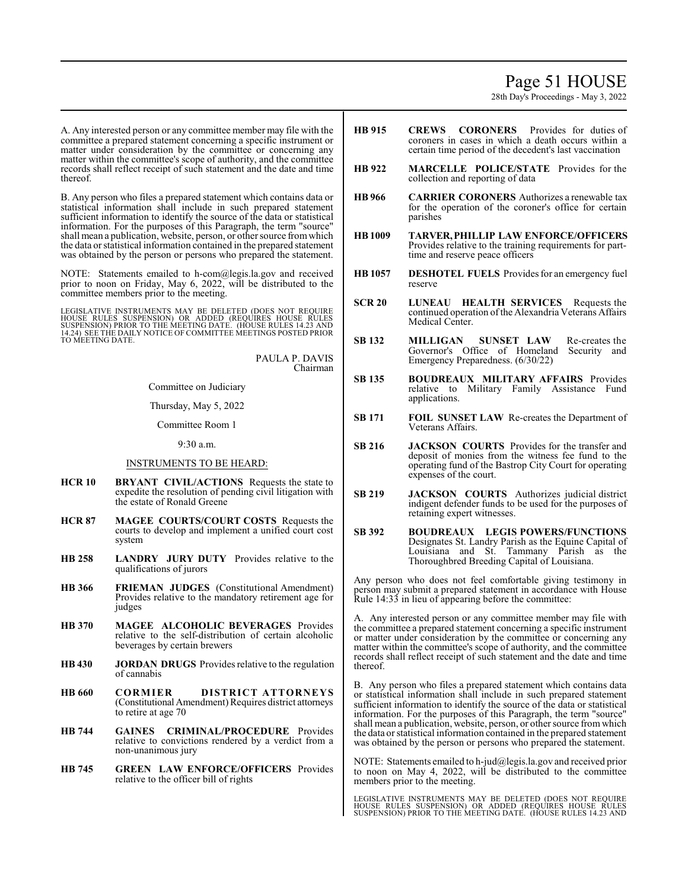A. Any interested person or any committee member may file with the committee a prepared statement concerning a specific instrument or matter under consideration by the committee or concerning any matter within the committee's scope of authority, and the committee records shall reflect receipt of such statement and the date and time thereof.

B. Any person who files a prepared statement which contains data or statistical information shall include in such prepared statement sufficient information to identify the source of the data or statistical information. For the purposes of this Paragraph, the term "source" shall mean a publication, website, person, or other source from which the data or statistical information contained in the prepared statement was obtained by the person or persons who prepared the statement.

NOTE: Statements emailed to h-com@legis.la.gov and received prior to noon on Friday, May 6, 2022, will be distributed to the committee members prior to the meeting.

LEGISLATIVE INSTRUMENTS MAY BE DELETED (DOES NOT REQUIRE HOUSE RULES SUSPENSION) OR ADDED (REQUIRES HOUSE RULES SUSPENSION) PRIOR TO THE MEETING DATE. (HOUSE RULES 14.23 AND 14.24) SEE THE DAILY NOTICE OF COMMITTEE MEETINGS POSTED PRIOR TO MEETING DATE.

PAULA P. DAVIS
Chairman

Committee on Judiciary

Thursday, May 5, 2022

Committee Room 1

9:30 a.m.

INSTRUMENTS TO BE HEARD:

**HCR 10** **BRYANT CIVIL/ACTIONS** Requests the state to expedite the resolution of pending civil litigation with the estate of Ronald Greene

**HCR 87** **MAGEE COURTS/COURT COSTS** Requests the courts to develop and implement a unified court cost system

**HB 258** **LANDRY JURY DUTY** Provides relative to the qualifications of jurors

**HB 366** **FRIEMAN JUDGES** (Constitutional Amendment) Provides relative to the mandatory retirement age for judges

**HB 370** **MAGEE ALCOHOLIC BEVERAGES** Provides relative to the self-distribution of certain alcoholic beverages by certain brewers

**HB 430** **JORDAN DRUGS** Provides relative to the regulation of cannabis

**HB 660** **CORMIER DISTRICT ATTORNEYS** (Constitutional Amendment) Requires district attorneys to retire at age 70

**HB 744** **GAINES CRIMINAL/PROCEDURE** Provides relative to convictions rendered by a verdict from a non-unanimous jury

**HB 745** **GREEN LAW ENFORCE/OFFICERS** Provides relative to the officer bill of rights

**HB 915** **CREWS CORONERS** Provides for duties of coroners in cases in which a death occurs within a certain time period of the decedent's last vaccination

**HB 922** **MARCELLE POLICE/STATE** Provides for the collection and reporting of data

**HB 966** **CARRIER CORONERS** Authorizes a renewable tax for the operation of the coroner's office for certain parishes

**HB 1009** **TARVER, PHILLIP LAW ENFORCE/OFFICERS** Provides relative to the training requirements for part-time and reserve peace officers

**HB 1057** **DESHOTEL FUELS** Provides for an emergency fuel reserve

**SCR 20** **LUNEAU HEALTH SERVICES** Requests the continued operation of the Alexandria Veterans Affairs Medical Center.

**SB 132** **MILLIGAN SUNSET LAW** Re-creates the Governor's Office of Homeland Security and Emergency Preparedness. (6/30/22)

**SB 135** **BOUDREAUX MILITARY AFFAIRS** Provides relative to Military Family Assistance Fund applications.

**SB 171** **FOIL SUNSET LAW** Re-creates the Department of Veterans Affairs.

**SB 216** **JACKSON COURTS** Provides for the transfer and deposit of monies from the witness fee fund to the operating fund of the Bastrop City Court for operating expenses of the court.

**SB 219** **JACKSON COURTS** Authorizes judicial district indigent defender funds to be used for the purposes of retaining expert witnesses.

**SB 392** **BOUDREAUX LEGIS POWERS/FUNCTIONS** Designates St. Landry Parish as the Equine Capital of Louisiana and St. Tammany Parish as the Thoroughbred Breeding Capital of Louisiana.

Any person who does not feel comfortable giving testimony in person may submit a prepared statement in accordance with House Rule 14:33 in lieu of appearing before the committee:

A. Any interested person or any committee member may file with the committee a prepared statement concerning a specific instrument or matter under consideration by the committee or concerning any matter within the committee's scope of authority, and the committee records shall reflect receipt of such statement and the date and time thereof.

B. Any person who files a prepared statement which contains data or statistical information shall include in such prepared statement sufficient information to identify the source of the data or statistical information. For the purposes of this Paragraph, the term "source" shall mean a publication, website, person, or other source from which the data or statistical information contained in the prepared statement was obtained by the person or persons who prepared the statement.

NOTE: Statements emailed to h-jud@legis.la.gov and received prior to noon on May 4, 2022, will be distributed to the committee members prior to the meeting.

LEGISLATIVE INSTRUMENTS MAY BE DELETED (DOES NOT REQUIRE HOUSE RULES SUSPENSION) OR ADDED (REQUIRES HOUSE RULES SUSPENSION) PRIOR TO THE MEETING DATE. (HOUSE RULES 14.23 AND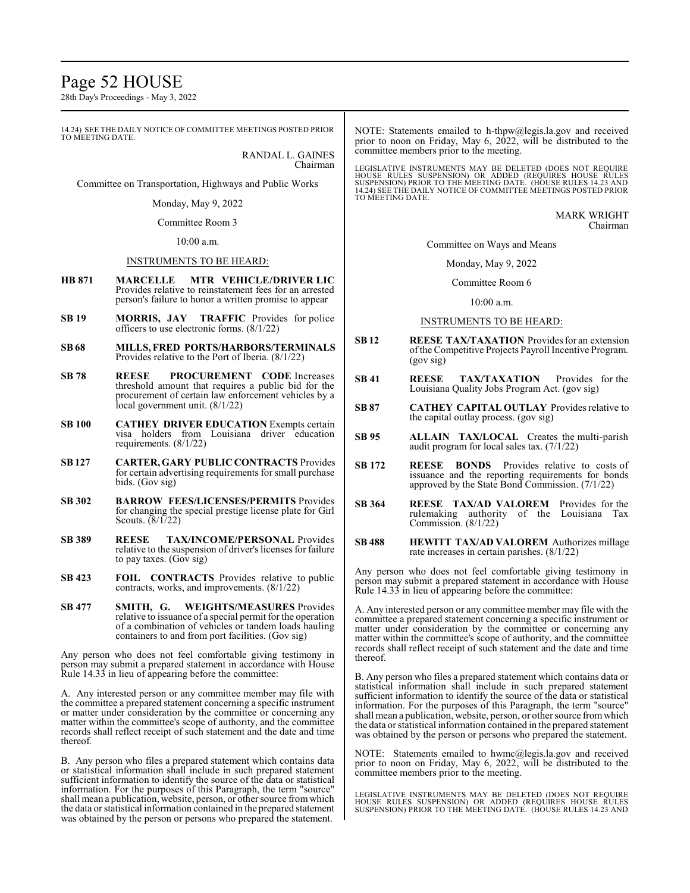14.24) SEE THE DAILY NOTICE OF COMMITTEE MEETINGS POSTED PRIOR TO MEETING DATE.

RANDAL L. GAINES
Chairman

Committee on Transportation, Highways and Public Works

Monday, May 9, 2022

Committee Room 3

10:00 a.m.

INSTRUMENTS TO BE HEARD:

**HB 871** **MARCELLE MTR VEHICLE/DRIVER LIC** Provides relative to reinstatement fees for an arrested person's failure to honor a written promise to appear

**SB 19** **MORRIS, JAY TRAFFIC** Provides for police officers to use electronic forms. (8/1/22)

**SB 68** **MILLS, FRED PORTS/HARBORS/TERMINALS** Provides relative to the Port of Iberia. (8/1/22)

**SB 78** **REESE PROCUREMENT CODE** Increases threshold amount that requires a public bid for the procurement of certain law enforcement vehicles by a local government unit. (8/1/22)

**SB 100** **CATHEY DRIVER EDUCATION** Exempts certain visa holders from Louisiana driver education requirements. (8/1/22)

**SB 127** **CARTER, GARY PUBLIC CONTRACTS** Provides for certain advertising requirements for small purchase bids. (Gov sig)

**SB 302** **BARROW FEES/LICENSES/PERMITS** Provides for changing the special prestige license plate for Girl Scouts. (8/1/22)

**SB 389** **REESE TAX/INCOME/PERSONAL** Provides relative to the suspension of driver's licenses for failure to pay taxes. (Gov sig)

**SB 423** **FOIL CONTRACTS** Provides relative to public contracts, works, and improvements. (8/1/22)

**SB 477** **SMITH, G. WEIGHTS/MEASURES** Provides relative to issuance of a special permit for the operation of a combination of vehicles or tandem loads hauling containers to and from port facilities. (Gov sig)

Any person who does not feel comfortable giving testimony in person may submit a prepared statement in accordance with House Rule 14.33 in lieu of appearing before the committee:

A. Any interested person or any committee member may file with the committee a prepared statement concerning a specific instrument or matter under consideration by the committee or concerning any matter within the committee's scope of authority, and the committee records shall reflect receipt of such statement and the date and time thereof.

B. Any person who files a prepared statement which contains data or statistical information shall include in such prepared statement sufficient information to identify the source of the data or statistical information. For the purposes of this Paragraph, the term "source" shall mean a publication, website, person, or other source from which the data or statistical information contained in the prepared statement was obtained by the person or persons who prepared the statement.

NOTE: Statements emailed to h-thpw@legis.la.gov and received prior to noon on Friday, May 6, 2022, will be distributed to the committee members prior to the meeting.

LEGISLATIVE INSTRUMENTS MAY BE DELETED (DOES NOT REQUIRE HOUSE RULES SUSPENSION) OR ADDED (REQUIRES HOUSE RULES SUSPENSION) PRIOR TO THE MEETING DATE. (HOUSE RULES 14.23 AND 14.24) SEE THE DAILY NOTICE OF COMMITTEE MEETINGS POSTED PRIOR TO MEETING DATE.

MARK WRIGHT
Chairman

Committee on Ways and Means

Monday, May 9, 2022

Committee Room 6

10:00 a.m.

INSTRUMENTS TO BE HEARD:

**SB 12** **REESE TAX/TAXATION** Provides for an extension of the Competitive Projects Payroll Incentive Program. (gov sig)

**SB 41** **REESE TAX/TAXATION** Provides for the Louisiana Quality Jobs Program Act. (gov sig)

**SB 87** **CATHEY CAPITAL OUTLAY** Provides relative to the capital outlay process. (gov sig)

**SB 95** **ALLAIN TAX/LOCAL** Creates the multi-parish audit program for local sales tax. (7/1/22)

**SB 172** **REESE BONDS** Provides relative to costs of issuance and the reporting requirements for bonds approved by the State Bond Commission. (7/1/22)

**SB 364** **REESE TAX/AD VALOREM** Provides for the rulemaking authority of the Louisiana Tax Commission. (8/1/22)

**SB 488** **HEWITT TAX/AD VALOREM** Authorizes millage rate increases in certain parishes. (8/1/22)

Any person who does not feel comfortable giving testimony in person may submit a prepared statement in accordance with House Rule 14.33 in lieu of appearing before the committee:

A. Any interested person or any committee member may file with the committee a prepared statement concerning a specific instrument or matter under consideration by the committee or concerning any matter within the committee's scope of authority, and the committee records shall reflect receipt of such statement and the date and time thereof.

B. Any person who files a prepared statement which contains data or statistical information shall include in such prepared statement sufficient information to identify the source of the data or statistical information. For the purposes of this Paragraph, the term "source" shall mean a publication, website, person, or other source from which the data or statistical information contained in the prepared statement was obtained by the person or persons who prepared the statement.

NOTE: Statements emailed to hwmc@legis.la.gov and received prior to noon on Friday, May 6, 2022, will be distributed to the committee members prior to the meeting.

LEGISLATIVE INSTRUMENTS MAY BE DELETED (DOES NOT REQUIRE HOUSE RULES SUSPENSION) OR ADDED (REQUIRES HOUSE RULES SUSPENSION) PRIOR TO THE MEETING DATE. (HOUSE RULES 14.23 AND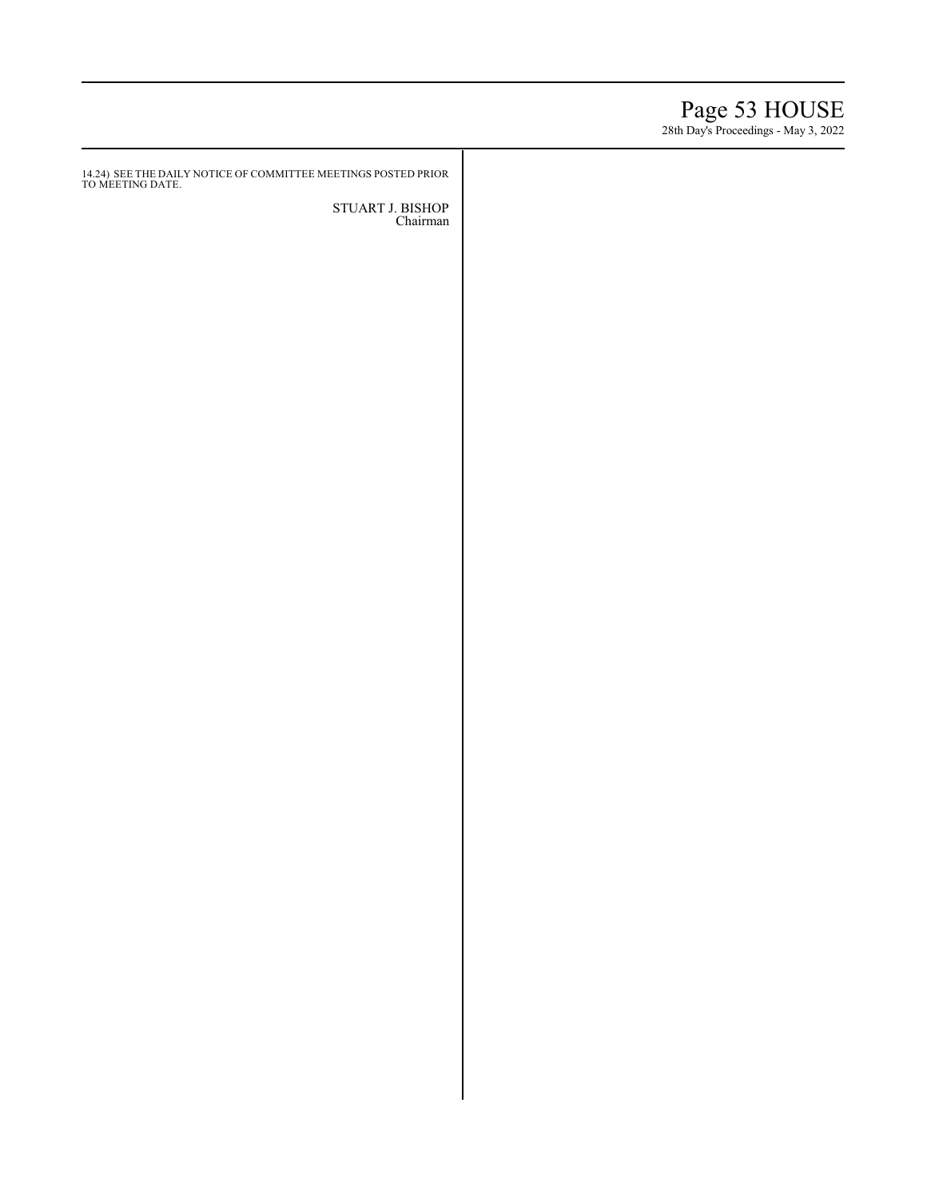14.24) SEE THE DAILY NOTICE OF COMMITTEE MEETINGS POSTED PRIOR TO MEETING DATE.

STUART J. BISHOP
Chairman